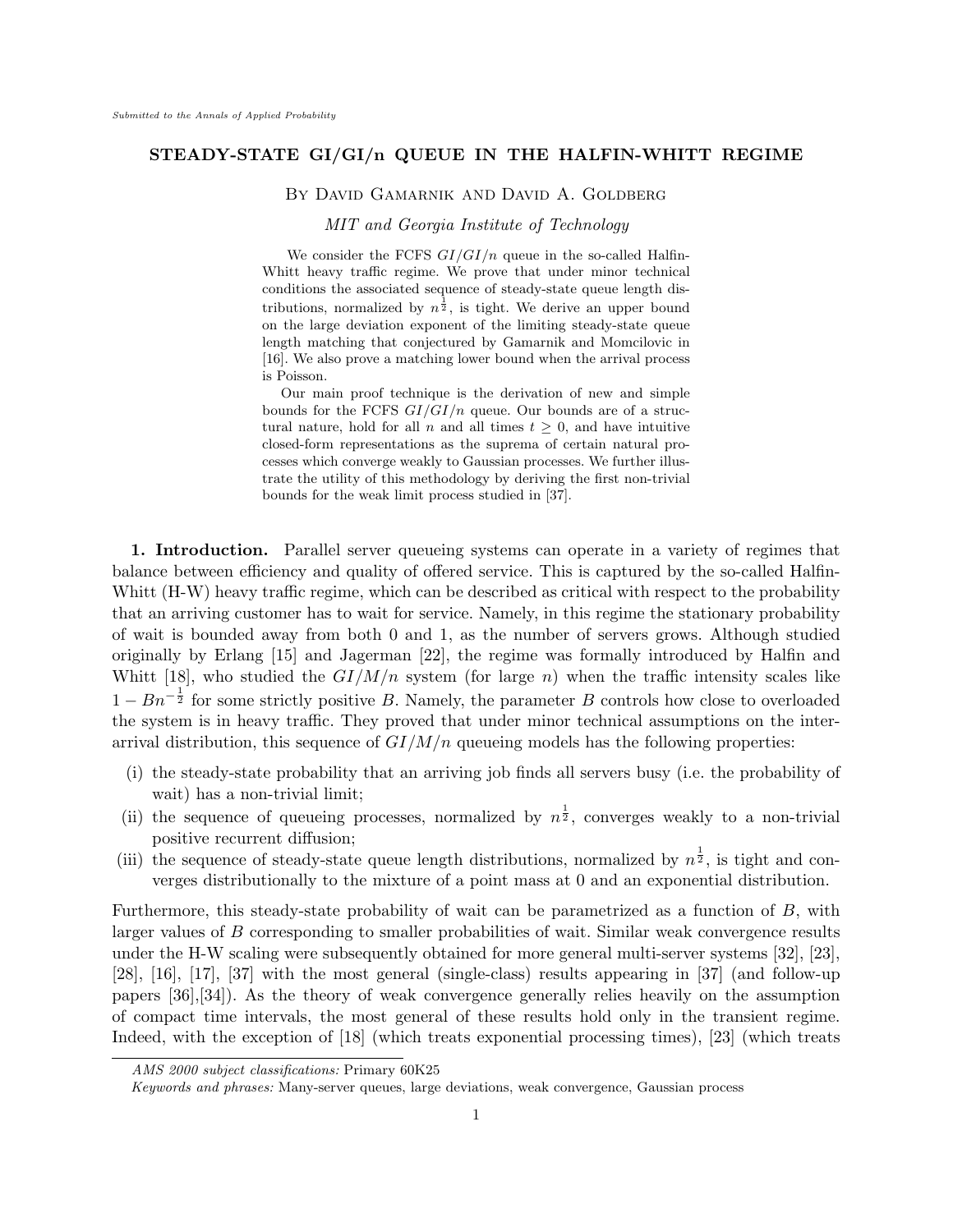# STEADY-STATE GI/GI/n QUEUE IN THE HALFIN-WHITT REGIME

By David Gamarnik and David A. Goldberg

*MIT and Georgia Institute of Technology*

We consider the FCFS $GI/GI/n$ queue in the so-called Halfin-Whitt heavy traffic regime. We prove that under minor technical conditions the associated sequence of steady-state queue length distributions, normalized by $n^{\frac{1}{2}}$, is tight. We derive an upper bound on the large deviation exponent of the limiting steady-state queue length matching that conjectured by Gamarnik and Momcilovic in [16]. We also prove a matching lower bound when the arrival process is Poisson.

Our main proof technique is the derivation of new and simple bounds for the FCFS $GI/GI/n$ queue. Our bounds are of a structural nature, hold for all $n$ and all times $t \geq 0$, and have intuitive closed-form representations as the suprema of certain natural processes which converge weakly to Gaussian processes. We further illustrate the utility of this methodology by deriving the first non-trivial bounds for the weak limit process studied in [37].

**1. Introduction.** Parallel server queueing systems can operate in a variety of regimes that balance between efficiency and quality of offered service. This is captured by the so-called Halfin-Whitt (H-W) heavy traffic regime, which can be described as critical with respect to the probability that an arriving customer has to wait for service. Namely, in this regime the stationary probability of wait is bounded away from both 0 and 1, as the number of servers grows. Although studied originally by Erlang [15] and Jagerman [22], the regime was formally introduced by Halfin and Whitt [18], who studied the $GI/M/n$ system (for large $n$) when the traffic intensity scales like $1 - Bn^{-\frac{1}{2}}$ for some strictly positive $B$. Namely, the parameter $B$ controls how close to overloaded the system is in heavy traffic. They proved that under minor technical assumptions on the inter-arrival distribution, this sequence of $GI/M/n$ queueing models has the following properties:

- (i) the steady-state probability that an arriving job finds all servers busy (i.e. the probability of wait) has a non-trivial limit;
- (ii) the sequence of queueing processes, normalized by $n^{\frac{1}{2}}$, converges weakly to a non-trivial positive recurrent diffusion;
- (iii) the sequence of steady-state queue length distributions, normalized by $n^{\frac{1}{2}}$, is tight and converges distributionally to the mixture of a point mass at 0 and an exponential distribution.

Furthermore, this steady-state probability of wait can be parametrized as a function of $B$, with larger values of $B$ corresponding to smaller probabilities of wait. Similar weak convergence results under the H-W scaling were subsequently obtained for more general multi-server systems [32], [23], [28], [16], [17], [37] with the most general (single-class) results appearing in [37] (and follow-up papers [36],[34]). As the theory of weak convergence generally relies heavily on the assumption of compact time intervals, the most general of these results hold only in the transient regime. Indeed, with the exception of [18] (which treats exponential processing times), [23] (which treats

*AMS 2000 subject classifications:* Primary 60K25

*Keywords and phrases:* Many-server queues, large deviations, weak convergence, Gaussian process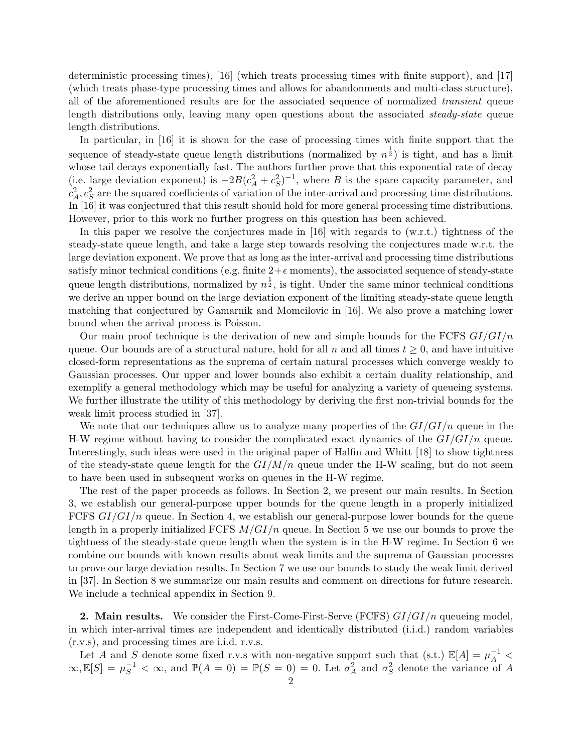deterministic processing times), [16] (which treats processing times with finite support), and [17] (which treats phase-type processing times and allows for abandonments and multi-class structure), all of the aforementioned results are for the associated sequence of normalized *transient* queue length distributions only, leaving many open questions about the associated *steady-state* queue length distributions.

In particular, in [16] it is shown for the case of processing times with finite support that the sequence of steady-state queue length distributions (normalized by $n^{\frac{1}{2}}$) is tight, and has a limit whose tail decays exponentially fast. The authors further prove that this exponential rate of decay (i.e. large deviation exponent) is $-2B(c_A^2 + c_S^2)^{-1}$, where $B$ is the spare capacity parameter, and $c_A^2, c_S^2$ are the squared coefficients of variation of the inter-arrival and processing time distributions. In [16] it was conjectured that this result should hold for more general processing time distributions. However, prior to this work no further progress on this question has been achieved.

In this paper we resolve the conjectures made in [16] with regards to (w.r.t.) tightness of the steady-state queue length, and take a large step towards resolving the conjectures made w.r.t. the large deviation exponent. We prove that as long as the inter-arrival and processing time distributions satisfy minor technical conditions (e.g. finite $2+\epsilon$ moments), the associated sequence of steady-state queue length distributions, normalized by $n^{\frac{1}{2}}$, is tight. Under the same minor technical conditions we derive an upper bound on the large deviation exponent of the limiting steady-state queue length matching that conjectured by Gamarnik and Momcilovic in [16]. We also prove a matching lower bound when the arrival process is Poisson.

Our main proof technique is the derivation of new and simple bounds for the FCFS $GI/GI/n$ queue. Our bounds are of a structural nature, hold for all $n$ and all times $t \geq 0$, and have intuitive closed-form representations as the suprema of certain natural processes which converge weakly to Gaussian processes. Our upper and lower bounds also exhibit a certain duality relationship, and exemplify a general methodology which may be useful for analyzing a variety of queueing systems. We further illustrate the utility of this methodology by deriving the first non-trivial bounds for the weak limit process studied in [37].

We note that our techniques allow us to analyze many properties of the $GI/GI/n$ queue in the H-W regime without having to consider the complicated exact dynamics of the $GI/GI/n$ queue. Interestingly, such ideas were used in the original paper of Halfin and Whitt [18] to show tightness of the steady-state queue length for the $GI/M/n$ queue under the H-W scaling, but do not seem to have been used in subsequent works on queues in the H-W regime.

The rest of the paper proceeds as follows. In Section 2, we present our main results. In Section 3, we establish our general-purpose upper bounds for the queue length in a properly initialized FCFS $GI/GI/n$ queue. In Section 4, we establish our general-purpose lower bounds for the queue length in a properly initialized FCFS $M/GI/n$ queue. In Section 5 we use our bounds to prove the tightness of the steady-state queue length when the system is in the H-W regime. In Section 6 we combine our bounds with known results about weak limits and the suprema of Gaussian processes to prove our large deviation results. In Section 7 we use our bounds to study the weak limit derived in [37]. In Section 8 we summarize our main results and comment on directions for future research. We include a technical appendix in Section 9.

**2. Main results.** We consider the First-Come-First-Serve (FCFS) $GI/GI/n$ queueing model, in which inter-arrival times are independent and identically distributed (i.i.d.) random variables (r.v.s), and processing times are i.i.d. r.v.s.

Let $A$ and $S$ denote some fixed r.v.s with non-negative support such that (s.t.) $\mathbb{E}[A] = \mu_A^{-1} < \infty, \mathbb{E}[S] = \mu_S^{-1} < \infty$, and $\mathbb{P}(A = 0) = \mathbb{P}(S = 0) = 0$. Let $\sigma_A^2$ and $\sigma_S^2$ denote the variance of $A$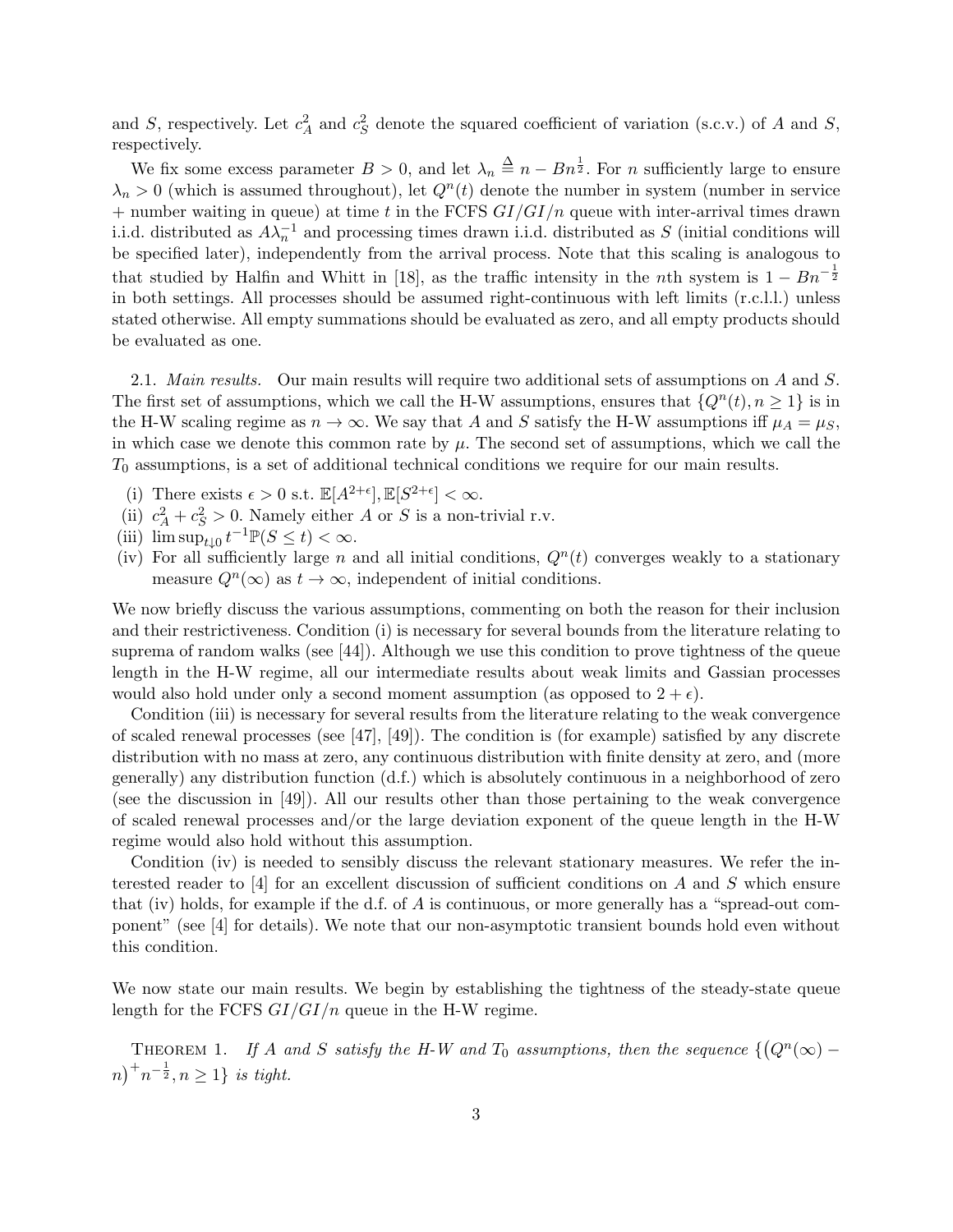and $S$, respectively. Let $c_A^2$ and $c_S^2$ denote the squared coefficient of variation (s.c.v.) of $A$ and $S$, respectively.

We fix some excess parameter $B > 0$, and let $\lambda_n \stackrel{\Delta}{=} n - Bn^{\frac{1}{2}}$. For $n$ sufficiently large to ensure $\lambda_n > 0$ (which is assumed throughout), let $Q^n(t)$ denote the number in system (number in service + number waiting in queue) at time $t$ in the FCFS $GI/GI/n$ queue with inter-arrival times drawn i.i.d. distributed as $A\lambda_n^{-1}$ and processing times drawn i.i.d. distributed as $S$ (initial conditions will be specified later), independently from the arrival process. Note that this scaling is analogous to that studied by Halfin and Whitt in [18], as the traffic intensity in the $n$th system is $1 - Bn^{-\frac{1}{2}}$ in both settings. All processes should be assumed right-continuous with left limits (r.c.l.l.) unless stated otherwise. All empty summations should be evaluated as zero, and all empty products should be evaluated as one.

2.1. *Main results.* Our main results will require two additional sets of assumptions on $A$ and $S$. The first set of assumptions, which we call the H-W assumptions, ensures that $\{Q^n(t), n \geq 1\}$ is in the H-W scaling regime as $n \to \infty$. We say that $A$ and $S$ satisfy the H-W assumptions iff $\mu_A = \mu_S$, in which case we denote this common rate by $\mu$. The second set of assumptions, which we call the $T_0$ assumptions, is a set of additional technical conditions we require for our main results.

(i) There exists $\epsilon > 0$ s.t. $\mathbb{E}[A^{2+\epsilon}], \mathbb{E}[S^{2+\epsilon}] < \infty$.
(ii) $c_A^2 + c_S^2 > 0$. Namely either $A$ or $S$ is a non-trivial r.v.
(iii) $\limsup_{t \downarrow 0} t^{-1}\mathbb{P}(S \leq t) < \infty$.
(iv) For all sufficiently large $n$ and all initial conditions, $Q^n(t)$ converges weakly to a stationary measure $Q^n(\infty)$ as $t \to \infty$, independent of initial conditions.

We now briefly discuss the various assumptions, commenting on both the reason for their inclusion and their restrictiveness. Condition (i) is necessary for several bounds from the literature relating to suprema of random walks (see [44]). Although we use this condition to prove tightness of the queue length in the H-W regime, all our intermediate results about weak limits and Gassian processes would also hold under only a second moment assumption (as opposed to $2 + \epsilon$).

Condition (iii) is necessary for several results from the literature relating to the weak convergence of scaled renewal processes (see [47], [49]). The condition is (for example) satisfied by any discrete distribution with no mass at zero, any continuous distribution with finite density at zero, and (more generally) any distribution function (d.f.) which is absolutely continuous in a neighborhood of zero (see the discussion in [49]). All our results other than those pertaining to the weak convergence of scaled renewal processes and/or the large deviation exponent of the queue length in the H-W regime would also hold without this assumption.

Condition (iv) is needed to sensibly discuss the relevant stationary measures. We refer the interested reader to [4] for an excellent discussion of sufficient conditions on $A$ and $S$ which ensure that (iv) holds, for example if the d.f. of $A$ is continuous, or more generally has a "spread-out component" (see [4] for details). We note that our non-asymptotic transient bounds hold even without this condition.

We now state our main results. We begin by establishing the tightness of the steady-state queue length for the FCFS $GI/GI/n$ queue in the H-W regime.

THEOREM 1. *If $A$ and $S$ satisfy the H-W and $T_0$ assumptions, then the sequence $\{(Q^n(\infty) - n)^+ n^{-\frac{1}{2}}, n \geq 1\}$ is tight.*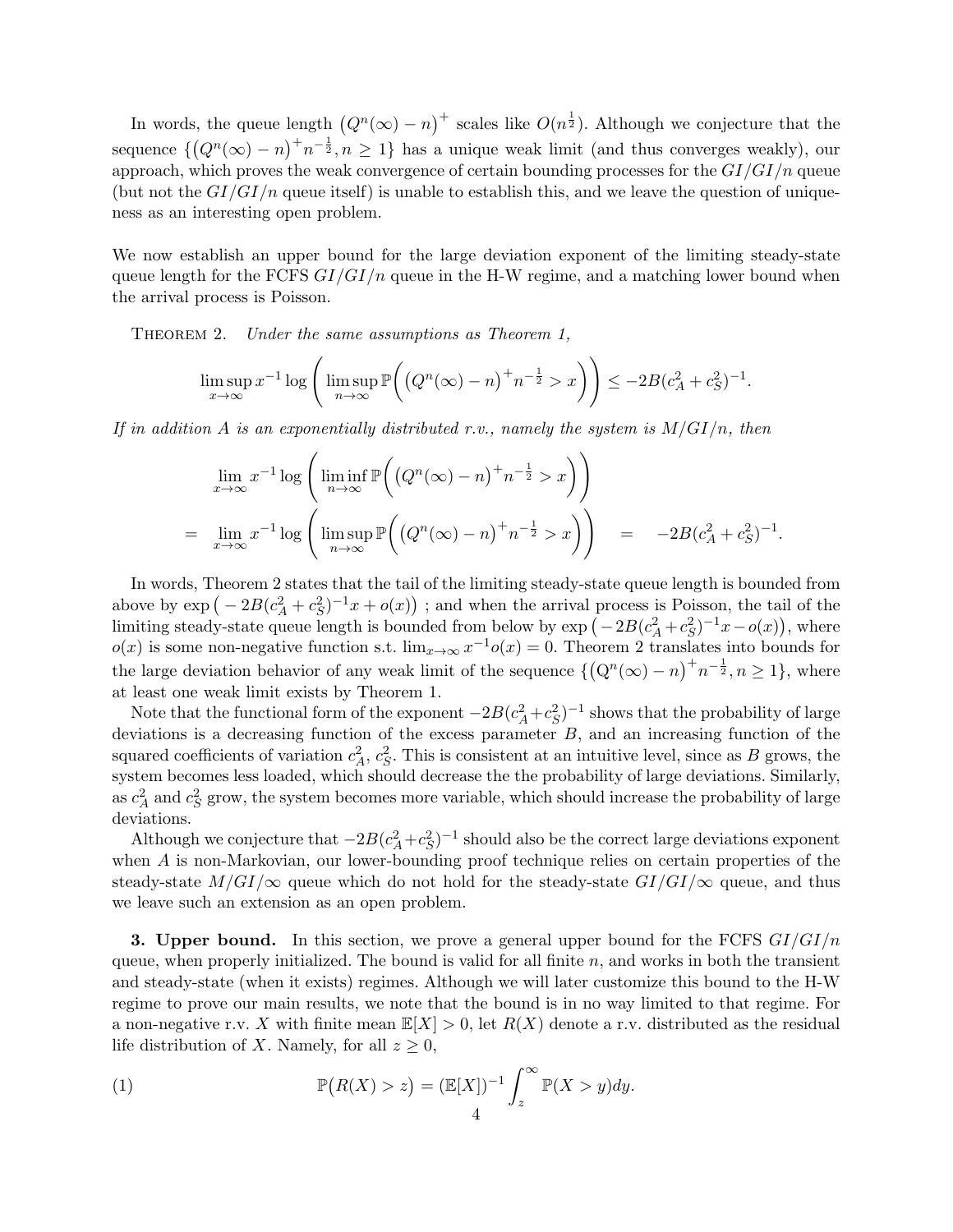In words, the queue length $\big(Q^n(\infty)-n\big)^+$ scales like $O(n^{\frac{1}{2}})$. Although we conjecture that the sequence $\{\big(Q^n(\infty)-n\big)^+n^{-\frac{1}{2}}, n\geq 1\}$ has a unique weak limit (and thus converges weakly), our approach, which proves the weak convergence of certain bounding processes for the $GI/GI/n$ queue (but not the $GI/GI/n$ queue itself) is unable to establish this, and we leave the question of uniqueness as an interesting open problem.

We now establish an upper bound for the large deviation exponent of the limiting steady-state queue length for the FCFS $GI/GI/n$ queue in the H-W regime, and a matching lower bound when the arrival process is Poisson.

THEOREM 2. *Under the same assumptions as Theorem 1,*

$$\limsup_{x\to\infty} x^{-1}\log\left(\limsup_{n\to\infty}\mathbb{P}\Big(\big(Q^n(\infty)-n\big)^+n^{-\frac{1}{2}}>x\Big)\right)\leq -2B(c_A^2+c_S^2)^{-1}.$$

*If in addition $A$ is an exponentially distributed r.v., namely the system is $M/GI/n$, then*

$$\begin{aligned}&\lim_{x\to\infty} x^{-1}\log\left(\liminf_{n\to\infty}\mathbb{P}\Big(\big(Q^n(\infty)-n\big)^+n^{-\frac{1}{2}}>x\Big)\right)\\ =\ &\lim_{x\to\infty} x^{-1}\log\left(\limsup_{n\to\infty}\mathbb{P}\Big(\big(Q^n(\infty)-n\big)^+n^{-\frac{1}{2}}>x\Big)\right) \quad=\quad -2B(c_A^2+c_S^2)^{-1}.\end{aligned}$$

In words, Theorem 2 states that the tail of the limiting steady-state queue length is bounded from above by $\exp\big(-2B(c_A^2+c_S^2)^{-1}x+o(x)\big)$ ; and when the arrival process is Poisson, the tail of the limiting steady-state queue length is bounded from below by $\exp\big(-2B(c_A^2+c_S^2)^{-1}x-o(x)\big)$, where $o(x)$ is some non-negative function s.t. $\lim_{x\to\infty}x^{-1}o(x)=0$. Theorem 2 translates into bounds for the large deviation behavior of any weak limit of the sequence $\{\big(Q^n(\infty)-n\big)^+n^{-\frac{1}{2}}, n\geq 1\}$, where at least one weak limit exists by Theorem 1.

Note that the functional form of the exponent $-2B(c_A^2+c_S^2)^{-1}$ shows that the probability of large deviations is a decreasing function of the excess parameter $B$, and an increasing function of the squared coefficients of variation $c_A^2$, $c_S^2$. This is consistent at an intuitive level, since as $B$ grows, the system becomes less loaded, which should decrease the the probability of large deviations. Similarly, as $c_A^2$ and $c_S^2$ grow, the system becomes more variable, which should increase the probability of large deviations.

Although we conjecture that $-2B(c_A^2+c_S^2)^{-1}$ should also be the correct large deviations exponent when $A$ is non-Markovian, our lower-bounding proof technique relies on certain properties of the steady-state $M/GI/\infty$ queue which do not hold for the steady-state $GI/GI/\infty$ queue, and thus we leave such an extension as an open problem.

**3. Upper bound.** In this section, we prove a general upper bound for the FCFS $GI/GI/n$ queue, when properly initialized. The bound is valid for all finite $n$, and works in both the transient and steady-state (when it exists) regimes. Although we will later customize this bound to the H-W regime to prove our main results, we note that the bound is in no way limited to that regime. For a non-negative r.v. $X$ with finite mean $\mathbb{E}[X]>0$, let $R(X)$ denote a r.v. distributed as the residual life distribution of $X$. Namely, for all $z\geq 0$,

$$\mathbb{P}\big(R(X)>z\big)=(\mathbb{E}[X])^{-1}\int_z^\infty \mathbb{P}(X>y)dy. \tag{1}$$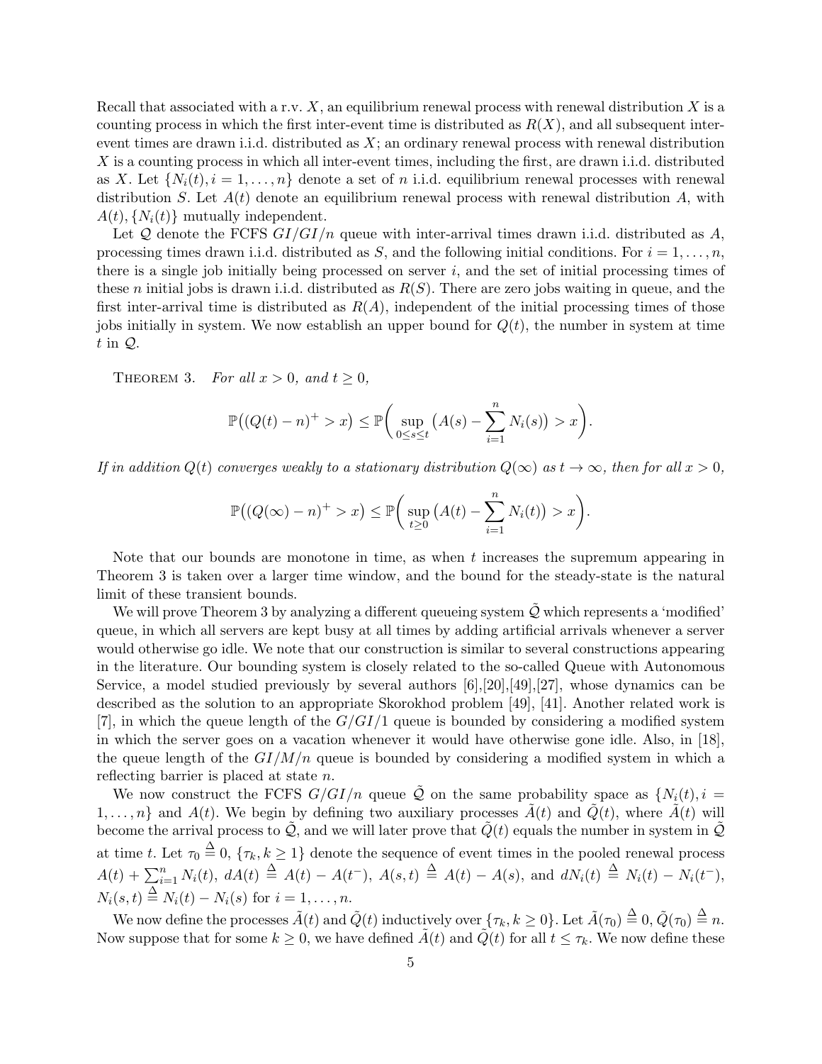Recall that associated with a r.v. $X$, an equilibrium renewal process with renewal distribution $X$ is a counting process in which the first inter-event time is distributed as $R(X)$, and all subsequent inter-event times are drawn i.i.d. distributed as $X$; an ordinary renewal process with renewal distribution $X$ is a counting process in which all inter-event times, including the first, are drawn i.i.d. distributed as $X$. Let $\{N_i(t), i = 1, \ldots, n\}$ denote a set of $n$ i.i.d. equilibrium renewal processes with renewal distribution $S$. Let $A(t)$ denote an equilibrium renewal process with renewal distribution $A$, with $A(t), \{N_i(t)\}$ mutually independent.

Let $\mathcal{Q}$ denote the FCFS $GI/GI/n$ queue with inter-arrival times drawn i.i.d. distributed as $A$, processing times drawn i.i.d. distributed as $S$, and the following initial conditions. For $i = 1, \ldots, n$, there is a single job initially being processed on server $i$, and the set of initial processing times of these $n$ initial jobs is drawn i.i.d. distributed as $R(S)$. There are zero jobs waiting in queue, and the first inter-arrival time is distributed as $R(A)$, independent of the initial processing times of those jobs initially in system. We now establish an upper bound for $Q(t)$, the number in system at time $t$ in $\mathcal{Q}$.

Theorem 3. *For all $x > 0$, and $t \geq 0$,*

$$\mathbb{P}\big((Q(t) - n)^+ > x\big) \leq \mathbb{P}\bigg(\sup_{0 \leq s \leq t} \big(A(s) - \sum_{i=1}^{n} N_i(s)\big) > x\bigg).$$

*If in addition $Q(t)$ converges weakly to a stationary distribution $Q(\infty)$ as $t \to \infty$, then for all $x > 0$,*

$$\mathbb{P}\big((Q(\infty) - n)^+ > x\big) \leq \mathbb{P}\bigg(\sup_{t \geq 0} \big(A(t) - \sum_{i=1}^{n} N_i(t)\big) > x\bigg).$$

Note that our bounds are monotone in time, as when $t$ increases the supremum appearing in Theorem 3 is taken over a larger time window, and the bound for the steady-state is the natural limit of these transient bounds.

We will prove Theorem 3 by analyzing a different queueing system $\tilde{\mathcal{Q}}$ which represents a 'modified' queue, in which all servers are kept busy at all times by adding artificial arrivals whenever a server would otherwise go idle. We note that our construction is similar to several constructions appearing in the literature. Our bounding system is closely related to the so-called Queue with Autonomous Service, a model studied previously by several authors [6],[20],[49],[27], whose dynamics can be described as the solution to an appropriate Skorokhod problem [49], [41]. Another related work is [7], in which the queue length of the $G/GI/1$ queue is bounded by considering a modified system in which the server goes on a vacation whenever it would have otherwise gone idle. Also, in [18], the queue length of the $GI/M/n$ queue is bounded by considering a modified system in which a reflecting barrier is placed at state $n$.

We now construct the FCFS $G/GI/n$ queue $\tilde{\mathcal{Q}}$ on the same probability space as $\{N_i(t), i = 1, \ldots, n\}$ and $A(t)$. We begin by defining two auxiliary processes $\tilde{A}(t)$ and $\tilde{Q}(t)$, where $\tilde{A}(t)$ will become the arrival process to $\tilde{\mathcal{Q}}$, and we will later prove that $\tilde{Q}(t)$ equals the number in system in $\tilde{\mathcal{Q}}$ at time $t$. Let $\tau_0 \triangleq 0$, $\{\tau_k, k \geq 1\}$ denote the sequence of event times in the pooled renewal process $A(t) + \sum_{i=1}^{n} N_i(t)$, $dA(t) \triangleq A(t) - A(t^-)$, $A(s,t) \triangleq A(t) - A(s)$, and $dN_i(t) \triangleq N_i(t) - N_i(t^-)$, $N_i(s,t) \triangleq N_i(t) - N_i(s)$ for $i = 1, \ldots, n$.

We now define the processes $\tilde{A}(t)$ and $\tilde{Q}(t)$ inductively over $\{\tau_k, k \geq 0\}$. Let $\tilde{A}(\tau_0) \triangleq 0$, $\tilde{Q}(\tau_0) \triangleq n$. Now suppose that for some $k \geq 0$, we have defined $\tilde{A}(t)$ and $\tilde{Q}(t)$ for all $t \leq \tau_k$. We now define these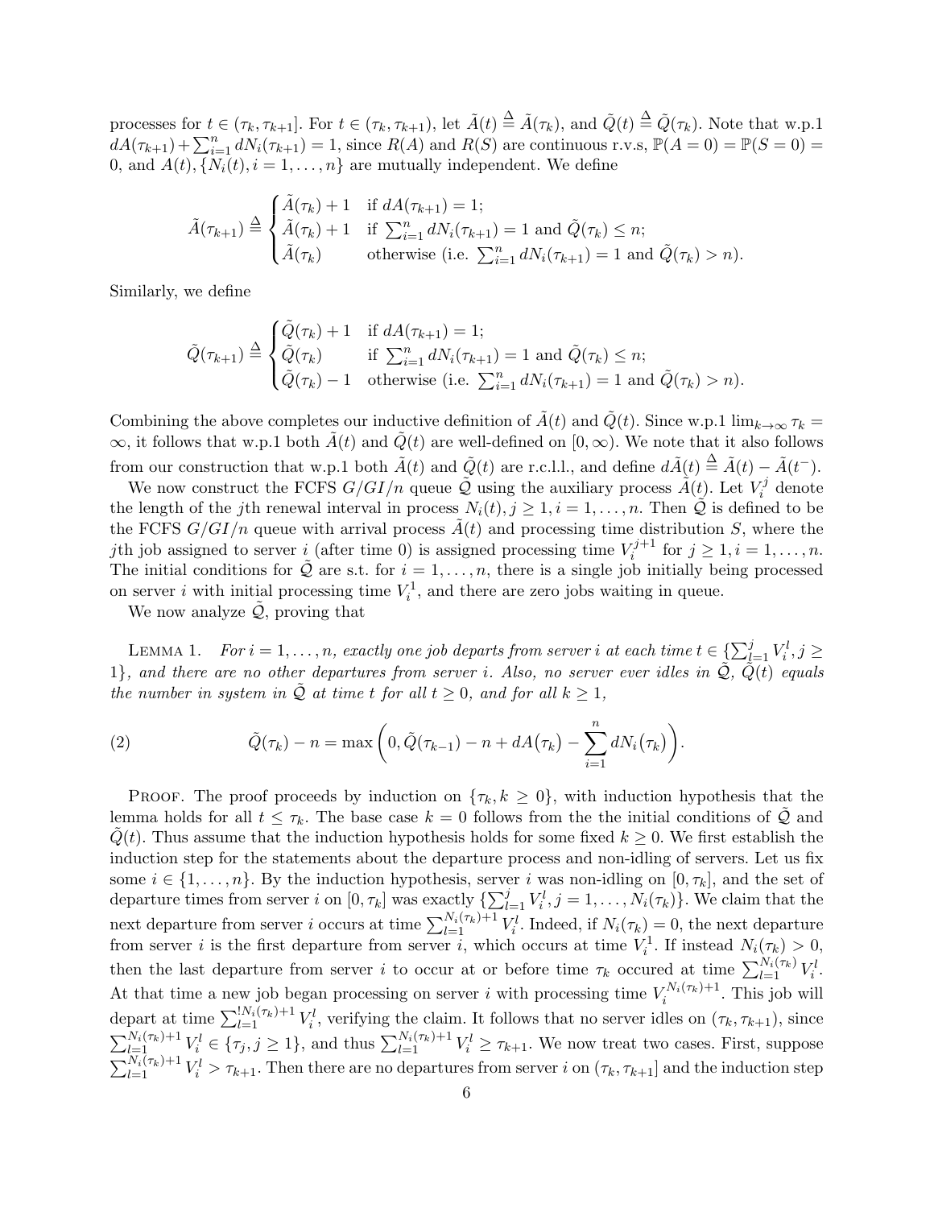processes for $t \in (\tau_k, \tau_{k+1}]$. For $t \in (\tau_k, \tau_{k+1})$, let $\tilde{A}(t) \stackrel{\Delta}{=} \tilde{A}(\tau_k)$, and $\tilde{Q}(t) \stackrel{\Delta}{=} \tilde{Q}(\tau_k)$. Note that w.p.1 $dA(\tau_{k+1}) + \sum_{i=1}^n dN_i(\tau_{k+1}) = 1$, since $R(A)$ and $R(S)$ are continuous r.v.s, $\mathbb{P}(A = 0) = \mathbb{P}(S = 0) = 0$, and $A(t), \{N_i(t), i = 1, \ldots, n\}$ are mutually independent. We define

$$
\tilde{A}(\tau_{k+1}) \stackrel{\Delta}{=} \begin{cases} \tilde{A}(\tau_k) + 1 & \text{if } dA(\tau_{k+1}) = 1; \\ \tilde{A}(\tau_k) + 1 & \text{if } \sum_{i=1}^n dN_i(\tau_{k+1}) = 1 \text{ and } \tilde{Q}(\tau_k) \leq n; \\ \tilde{A}(\tau_k) & \text{otherwise (i.e. } \sum_{i=1}^n dN_i(\tau_{k+1}) = 1 \text{ and } \tilde{Q}(\tau_k) > n). \end{cases}
$$

Similarly, we define

$$
\tilde{Q}(\tau_{k+1}) \stackrel{\Delta}{=} \begin{cases} \tilde{Q}(\tau_k) + 1 & \text{if } dA(\tau_{k+1}) = 1; \\ \tilde{Q}(\tau_k) & \text{if } \sum_{i=1}^n dN_i(\tau_{k+1}) = 1 \text{ and } \tilde{Q}(\tau_k) \leq n; \\ \tilde{Q}(\tau_k) - 1 & \text{otherwise (i.e. } \sum_{i=1}^n dN_i(\tau_{k+1}) = 1 \text{ and } \tilde{Q}(\tau_k) > n). \end{cases}
$$

Combining the above completes our inductive definition of $\tilde{A}(t)$ and $\tilde{Q}(t)$. Since w.p.1 $\lim_{k\to\infty} \tau_k = \infty$, it follows that w.p.1 both $\tilde{A}(t)$ and $\tilde{Q}(t)$ are well-defined on $[0, \infty)$. We note that it also follows from our construction that w.p.1 both $\tilde{A}(t)$ and $\tilde{Q}(t)$ are r.c.l.l., and define $d\tilde{A}(t) \stackrel{\Delta}{=} \tilde{A}(t) - \tilde{A}(t^-)$.

We now construct the FCFS $G/GI/n$ queue $\tilde{\mathcal{Q}}$ using the auxiliary process $\tilde{A}(t)$. Let $V_i^j$ denote the length of the $j$th renewal interval in process $N_i(t), j \geq 1, i = 1, \ldots, n$. Then $\tilde{\mathcal{Q}}$ is defined to be the FCFS $G/GI/n$ queue with arrival process $\tilde{A}(t)$ and processing time distribution $S$, where the $j$th job assigned to server $i$ (after time 0) is assigned processing time $V_i^{j+1}$ for $j \geq 1, i = 1, \ldots, n$. The initial conditions for $\tilde{\mathcal{Q}}$ are s.t. for $i = 1, \ldots, n$, there is a single job initially being processed on server $i$ with initial processing time $V_i^1$, and there are zero jobs waiting in queue.

We now analyze $\tilde{\mathcal{Q}}$, proving that

Lemma 1. *For $i = 1, \ldots, n$, exactly one job departs from server $i$ at each time $t \in \{\sum_{l=1}^j V_i^l, j \geq 1\}$, and there are no other departures from server $i$. Also, no server ever idles in $\tilde{\mathcal{Q}}$, $\tilde{Q}(t)$ equals the number in system in $\tilde{\mathcal{Q}}$ at time $t$ for all $t \geq 0$, and for all $k \geq 1$,*

$$
\tilde{Q}(\tau_k) - n = \max\left(0, \tilde{Q}(\tau_{k-1}) - n + dA(\tau_k) - \sum_{i=1}^n dN_i(\tau_k)\right). \tag{2}
$$

Proof. The proof proceeds by induction on $\{\tau_k, k \geq 0\}$, with induction hypothesis that the lemma holds for all $t \leq \tau_k$. The base case $k = 0$ follows from the the initial conditions of $\tilde{\mathcal{Q}}$ and $\tilde{Q}(t)$. Thus assume that the induction hypothesis holds for some fixed $k \geq 0$. We first establish the induction step for the statements about the departure process and non-idling of servers. Let us fix some $i \in \{1, \ldots, n\}$. By the induction hypothesis, server $i$ was non-idling on $[0, \tau_k]$, and the set of departure times from server $i$ on $[0, \tau_k]$ was exactly $\{\sum_{l=1}^j V_i^l, j = 1, \ldots, N_i(\tau_k)\}$. We claim that the next departure from server $i$ occurs at time $\sum_{l=1}^{N_i(\tau_k)+1} V_i^l$. Indeed, if $N_i(\tau_k) = 0$, the next departure from server $i$ is the first departure from server $i$, which occurs at time $V_i^1$. If instead $N_i(\tau_k) > 0$, then the last departure from server $i$ to occur at or before time $\tau_k$ occured at time $\sum_{l=1}^{N_i(\tau_k)} V_i^l$. At that time a new job began processing on server $i$ with processing time $V_i^{N_i(\tau_k)+1}$. This job will depart at time $\sum_{l=1}^{!N_i(\tau_k)+1} V_i^l$, verifying the claim. It follows that no server idles on $(\tau_k, \tau_{k+1})$, since $\sum_{l=1}^{N_i(\tau_k)+1} V_i^l \in \{\tau_j, j \geq 1\}$, and thus $\sum_{l=1}^{N_i(\tau_k)+1} V_i^l \geq \tau_{k+1}$. We now treat two cases. First, suppose $\sum_{l=1}^{N_i(\tau_k)+1} V_i^l > \tau_{k+1}$. Then there are no departures from server $i$ on $(\tau_k, \tau_{k+1}]$ and the induction step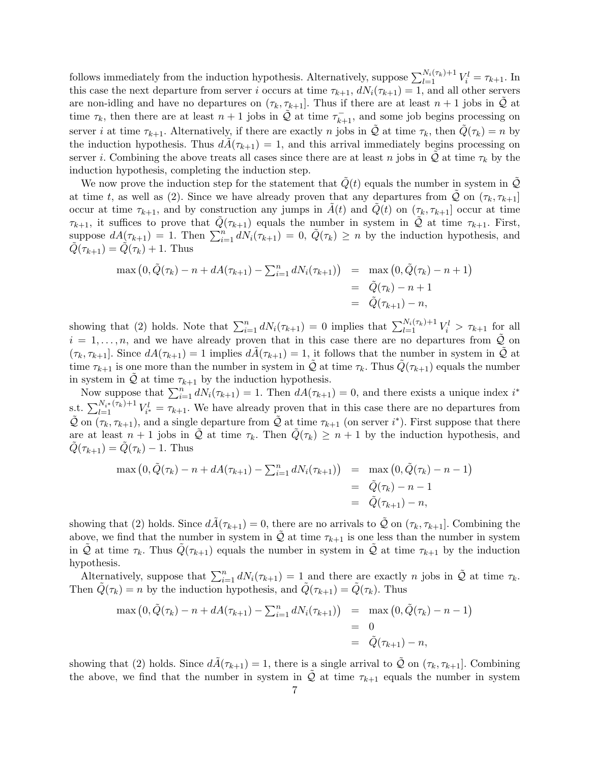follows immediately from the induction hypothesis. Alternatively, suppose $\sum_{l=1}^{N_i(\tau_k)+1} V_i^l = \tau_{k+1}$. In this case the next departure from server $i$ occurs at time $\tau_{k+1}$, $dN_i(\tau_{k+1}) = 1$, and all other servers are non-idling and have no departures on $(\tau_k, \tau_{k+1}]$. Thus if there are at least $n+1$ jobs in $\tilde{\mathcal{Q}}$ at time $\tau_k$, then there are at least $n+1$ jobs in $\tilde{\mathcal{Q}}$ at time $\tau_{k+1}^-$, and some job begins processing on server $i$ at time $\tau_{k+1}$. Alternatively, if there are exactly $n$ jobs in $\tilde{\mathcal{Q}}$ at time $\tau_k$, then $\tilde{Q}(\tau_k) = n$ by the induction hypothesis. Thus $d\tilde{A}(\tau_{k+1}) = 1$, and this arrival immediately begins processing on server $i$. Combining the above treats all cases since there are at least $n$ jobs in $\tilde{\mathcal{Q}}$ at time $\tau_k$ by the induction hypothesis, completing the induction step.

We now prove the induction step for the statement that $\tilde{Q}(t)$ equals the number in system in $\tilde{\mathcal{Q}}$ at time $t$, as well as (2). Since we have already proven that any departures from $\tilde{\mathcal{Q}}$ on $(\tau_k, \tau_{k+1}]$ occur at time $\tau_{k+1}$, and by construction any jumps in $\tilde{A}(t)$ and $\tilde{Q}(t)$ on $(\tau_k, \tau_{k+1}]$ occur at time $\tau_{k+1}$, it suffices to prove that $\tilde{Q}(\tau_{k+1})$ equals the number in system in $\tilde{\mathcal{Q}}$ at time $\tau_{k+1}$. First, suppose $dA(\tau_{k+1}) = 1$. Then $\sum_{i=1}^n dN_i(\tau_{k+1}) = 0$, $\tilde{Q}(\tau_k) \geq n$ by the induction hypothesis, and $\tilde{Q}(\tau_{k+1}) = \tilde{Q}(\tau_k) + 1$. Thus

$$
\begin{aligned}
\max\left(0, \tilde{Q}(\tau_k) - n + dA(\tau_{k+1}) - \textstyle\sum_{i=1}^n dN_i(\tau_{k+1})\right) &= \max\left(0, \tilde{Q}(\tau_k) - n + 1\right) \\
&= \tilde{Q}(\tau_k) - n + 1 \\
&= \tilde{Q}(\tau_{k+1}) - n,
\end{aligned}
$$

showing that (2) holds. Note that $\sum_{i=1}^n dN_i(\tau_{k+1}) = 0$ implies that $\sum_{l=1}^{N_i(\tau_k)+1} V_i^l > \tau_{k+1}$ for all $i = 1, \ldots, n$, and we have already proven that in this case there are no departures from $\tilde{\mathcal{Q}}$ on $(\tau_k, \tau_{k+1}]$. Since $dA(\tau_{k+1}) = 1$ implies $d\tilde{A}(\tau_{k+1}) = 1$, it follows that the number in system in $\tilde{\mathcal{Q}}$ at time $\tau_{k+1}$ is one more than the number in system in $\tilde{\mathcal{Q}}$ at time $\tau_k$. Thus $\tilde{Q}(\tau_{k+1})$ equals the number in system in $\tilde{\mathcal{Q}}$ at time $\tau_{k+1}$ by the induction hypothesis.

Now suppose that $\sum_{i=1}^n dN_i(\tau_{k+1}) = 1$. Then $dA(\tau_{k+1}) = 0$, and there exists a unique index $i^*$ s.t. $\sum_{l=1}^{N_{i^*}(\tau_k)+1} V_{i^*}^l = \tau_{k+1}$. We have already proven that in this case there are no departures from $\tilde{\mathcal{Q}}$ on $(\tau_k, \tau_{k+1})$, and a single departure from $\tilde{\mathcal{Q}}$ at time $\tau_{k+1}$ (on server $i^*$). First suppose that there are at least $n+1$ jobs in $\tilde{\mathcal{Q}}$ at time $\tau_k$. Then $\tilde{Q}(\tau_k) \geq n+1$ by the induction hypothesis, and $\tilde{Q}(\tau_{k+1}) = \tilde{Q}(\tau_k) - 1$. Thus

$$
\begin{aligned}
\max\left(0, \tilde{Q}(\tau_k) - n + dA(\tau_{k+1}) - \textstyle\sum_{i=1}^n dN_i(\tau_{k+1})\right) &= \max\left(0, \tilde{Q}(\tau_k) - n - 1\right) \\
&= \tilde{Q}(\tau_k) - n - 1 \\
&= \tilde{Q}(\tau_{k+1}) - n,
\end{aligned}
$$

showing that (2) holds. Since $d\tilde{A}(\tau_{k+1}) = 0$, there are no arrivals to $\tilde{\mathcal{Q}}$ on $(\tau_k, \tau_{k+1}]$. Combining the above, we find that the number in system in $\tilde{\mathcal{Q}}$ at time $\tau_{k+1}$ is one less than the number in system in $\tilde{\mathcal{Q}}$ at time $\tau_k$. Thus $\tilde{Q}(\tau_{k+1})$ equals the number in system in $\tilde{\mathcal{Q}}$ at time $\tau_{k+1}$ by the induction hypothesis.

Alternatively, suppose that $\sum_{i=1}^n dN_i(\tau_{k+1}) = 1$ and there are exactly $n$ jobs in $\tilde{\mathcal{Q}}$ at time $\tau_k$. Then $\tilde{Q}(\tau_k) = n$ by the induction hypothesis, and $\tilde{Q}(\tau_{k+1}) = \tilde{Q}(\tau_k)$. Thus

$$
\begin{aligned}
\max\left(0, \tilde{Q}(\tau_k) - n + dA(\tau_{k+1}) - \textstyle\sum_{i=1}^n dN_i(\tau_{k+1})\right) &= \max\left(0, \tilde{Q}(\tau_k) - n - 1\right) \\
&= 0 \\
&= \tilde{Q}(\tau_{k+1}) - n,
\end{aligned}
$$

showing that (2) holds. Since $d\tilde{A}(\tau_{k+1}) = 1$, there is a single arrival to $\tilde{\mathcal{Q}}$ on $(\tau_k, \tau_{k+1}]$. Combining the above, we find that the number in system in $\tilde{\mathcal{Q}}$ at time $\tau_{k+1}$ equals the number in system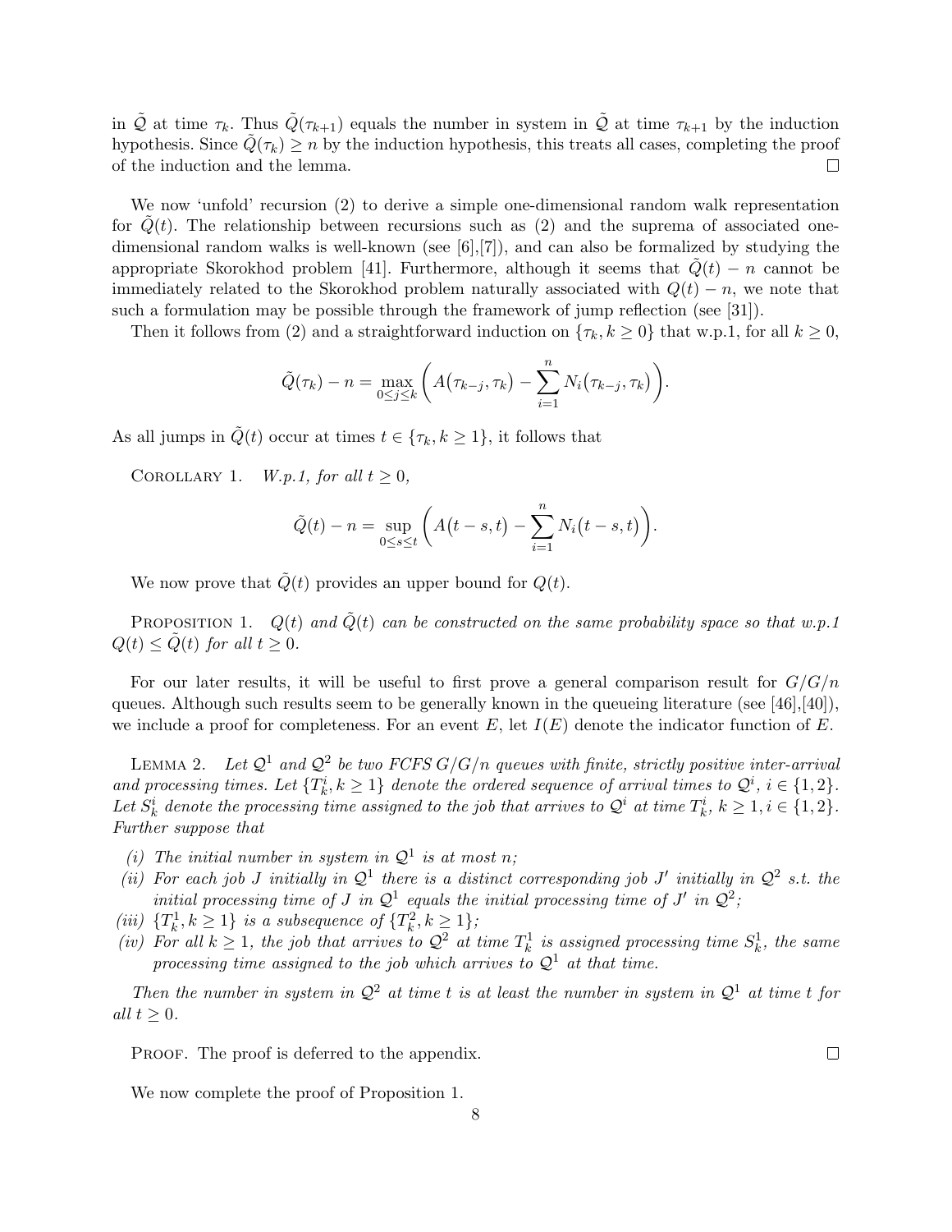in $\tilde{\mathcal{Q}}$ at time $\tau_k$. Thus $\tilde{Q}(\tau_{k+1})$ equals the number in system in $\tilde{\mathcal{Q}}$ at time $\tau_{k+1}$ by the induction hypothesis. Since $\tilde{Q}(\tau_k) \geq n$ by the induction hypothesis, this treats all cases, completing the proof of the induction and the lemma. $\square$

We now 'unfold' recursion (2) to derive a simple one-dimensional random walk representation for $\tilde{Q}(t)$. The relationship between recursions such as (2) and the suprema of associated one-dimensional random walks is well-known (see [6],[7]), and can also be formalized by studying the appropriate Skorokhod problem [41]. Furthermore, although it seems that $\tilde{Q}(t) - n$ cannot be immediately related to the Skorokhod problem naturally associated with $Q(t) - n$, we note that such a formulation may be possible through the framework of jump reflection (see [31]).

Then it follows from (2) and a straightforward induction on $\{\tau_k, k \geq 0\}$ that w.p.1, for all $k \geq 0$,

$$\tilde{Q}(\tau_k) - n = \max_{0 \leq j \leq k} \left( A\big(\tau_{k-j}, \tau_k\big) - \sum_{i=1}^{n} N_i\big(\tau_{k-j}, \tau_k\big) \right).$$

As all jumps in $\tilde{Q}(t)$ occur at times $t \in \{\tau_k, k \geq 1\}$, it follows that

Corollary 1. *W.p.1, for all $t \geq 0$,*

$$\tilde{Q}(t) - n = \sup_{0 \leq s \leq t} \left( A\big(t - s, t\big) - \sum_{i=1}^{n} N_i\big(t - s, t\big) \right).$$

We now prove that $\tilde{Q}(t)$ provides an upper bound for $Q(t)$.

Proposition 1. *$Q(t)$ and $\tilde{Q}(t)$ can be constructed on the same probability space so that w.p.1 $Q(t) \leq \tilde{Q}(t)$ for all $t \geq 0$.*

For our later results, it will be useful to first prove a general comparison result for $G/G/n$ queues. Although such results seem to be generally known in the queueing literature (see [46],[40]), we include a proof for completeness. For an event $E$, let $I(E)$ denote the indicator function of $E$.

Lemma 2. *Let $\mathcal{Q}^1$ and $\mathcal{Q}^2$ be two FCFS $G/G/n$ queues with finite, strictly positive inter-arrival and processing times. Let $\{T_k^i, k \geq 1\}$ denote the ordered sequence of arrival times to $\mathcal{Q}^i$, $i \in \{1, 2\}$. Let $S_k^i$ denote the processing time assigned to the job that arrives to $\mathcal{Q}^i$ at time $T_k^i$, $k \geq 1, i \in \{1, 2\}$. Further suppose that*

*(i) The initial number in system in $\mathcal{Q}^1$ is at most $n$;*

*(ii) For each job $J$ initially in $\mathcal{Q}^1$ there is a distinct corresponding job $J'$ initially in $\mathcal{Q}^2$ s.t. the initial processing time of $J$ in $\mathcal{Q}^1$ equals the initial processing time of $J'$ in $\mathcal{Q}^2$;*

*(iii) $\{T_k^1, k \geq 1\}$ is a subsequence of $\{T_k^2, k \geq 1\}$;*

*(iv) For all $k \geq 1$, the job that arrives to $\mathcal{Q}^2$ at time $T_k^1$ is assigned processing time $S_k^1$, the same processing time assigned to the job which arrives to $\mathcal{Q}^1$ at that time.*

*Then the number in system in $\mathcal{Q}^2$ at time $t$ is at least the number in system in $\mathcal{Q}^1$ at time $t$ for all $t \geq 0$.*

Proof. The proof is deferred to the appendix. $\square$

We now complete the proof of Proposition 1.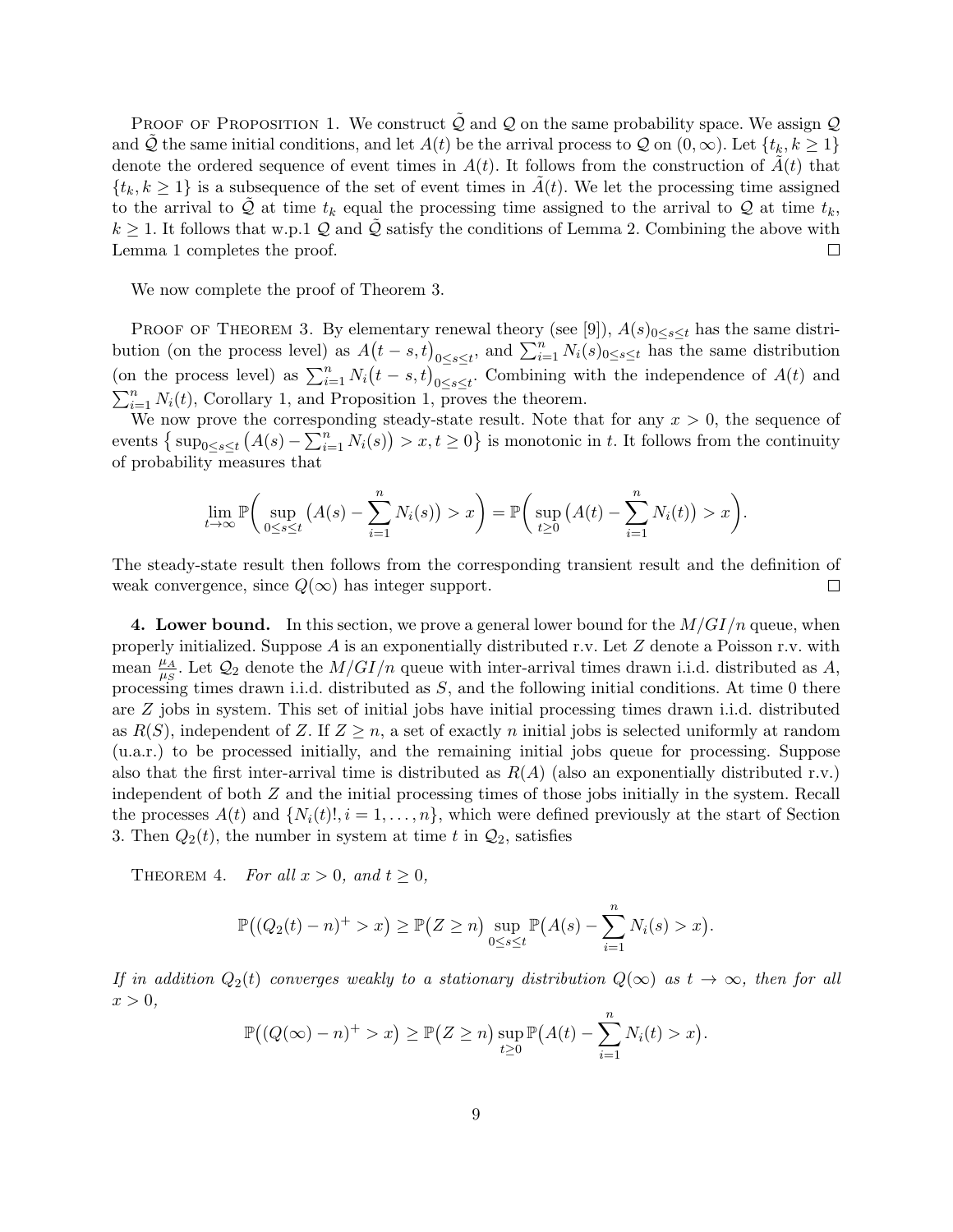PROOF OF PROPOSITION 1. We construct $\tilde{\mathcal{Q}}$ and $\mathcal{Q}$ on the same probability space. We assign $\mathcal{Q}$ and $\tilde{\mathcal{Q}}$ the same initial conditions, and let $A(t)$ be the arrival process to $\mathcal{Q}$ on $(0, \infty)$. Let $\{t_k, k \geq 1\}$ denote the ordered sequence of event times in $A(t)$. It follows from the construction of $\tilde{A}(t)$ that $\{t_k, k \geq 1\}$ is a subsequence of the set of event times in $\tilde{A}(t)$. We let the processing time assigned to the arrival to $\tilde{\mathcal{Q}}$ at time $t_k$ equal the processing time assigned to the arrival to $\mathcal{Q}$ at time $t_k$, $k \geq 1$. It follows that w.p.1 $\mathcal{Q}$ and $\tilde{\mathcal{Q}}$ satisfy the conditions of Lemma 2. Combining the above with Lemma 1 completes the proof. $\square$

We now complete the proof of Theorem 3.

PROOF OF THEOREM 3. By elementary renewal theory (see [9]), $A(s)_{0 \leq s \leq t}$ has the same distribution (on the process level) as $A\big(t-s,t\big)_{0 \leq s \leq t}$, and $\sum_{i=1}^{n} N_i(s)_{0 \leq s \leq t}$ has the same distribution (on the process level) as $\sum_{i=1}^{n} N_i\big(t-s,t\big)_{0 \leq s \leq t}$. Combining with the independence of $A(t)$ and $\sum_{i=1}^{n} N_i(t)$, Corollary 1, and Proposition 1, proves the theorem.

We now prove the corresponding steady-state result. Note that for any $x > 0$, the sequence of events $\big\{ \sup_{0 \leq s \leq t} \big(A(s) - \sum_{i=1}^{n} N_i(s)\big) > x, t \geq 0 \big\}$ is monotonic in $t$. It follows from the continuity of probability measures that

$$\lim_{t \to \infty} \mathbb{P}\bigg( \sup_{0 \leq s \leq t} \big(A(s) - \sum_{i=1}^{n} N_i(s)\big) > x \bigg) = \mathbb{P}\bigg( \sup_{t \geq 0} \big(A(t) - \sum_{i=1}^{n} N_i(t)\big) > x \bigg).$$

The steady-state result then follows from the corresponding transient result and the definition of weak convergence, since $Q(\infty)$ has integer support. $\square$

**4. Lower bound.** In this section, we prove a general lower bound for the $M/GI/n$ queue, when properly initialized. Suppose $A$ is an exponentially distributed r.v. Let $Z$ denote a Poisson r.v. with mean $\frac{\mu_A}{\mu_S}$. Let $\mathcal{Q}_2$ denote the $M/GI/n$ queue with inter-arrival times drawn i.i.d. distributed as $A$, processing times drawn i.i.d. distributed as $S$, and the following initial conditions. At time 0 there are $Z$ jobs in system. This set of initial jobs have initial processing times drawn i.i.d. distributed as $R(S)$, independent of $Z$. If $Z \geq n$, a set of exactly $n$ initial jobs is selected uniformly at random (u.a.r.) to be processed initially, and the remaining initial jobs queue for processing. Suppose also that the first inter-arrival time is distributed as $R(A)$ (also an exponentially distributed r.v.) independent of both $Z$ and the initial processing times of those jobs initially in the system. Recall the processes $A(t)$ and $\{N_i(t)!, i = 1, \ldots, n\}$, which were defined previously at the start of Section 3. Then $Q_2(t)$, the number in system at time $t$ in $\mathcal{Q}_2$, satisfies

THEOREM 4. *For all $x > 0$, and $t \geq 0$,*

$$\mathbb{P}\big((Q_2(t) - n)^+ > x\big) \geq \mathbb{P}\big(Z \geq n\big) \sup_{0 \leq s \leq t} \mathbb{P}\big(A(s) - \sum_{i=1}^{n} N_i(s) > x\big).$$

*If in addition $Q_2(t)$ converges weakly to a stationary distribution $Q(\infty)$ as $t \to \infty$, then for all $x > 0$,*

$$\mathbb{P}\big((Q(\infty) - n)^+ > x\big) \geq \mathbb{P}\big(Z \geq n\big) \sup_{t \geq 0} \mathbb{P}\big(A(t) - \sum_{i=1}^{n} N_i(t) > x\big).$$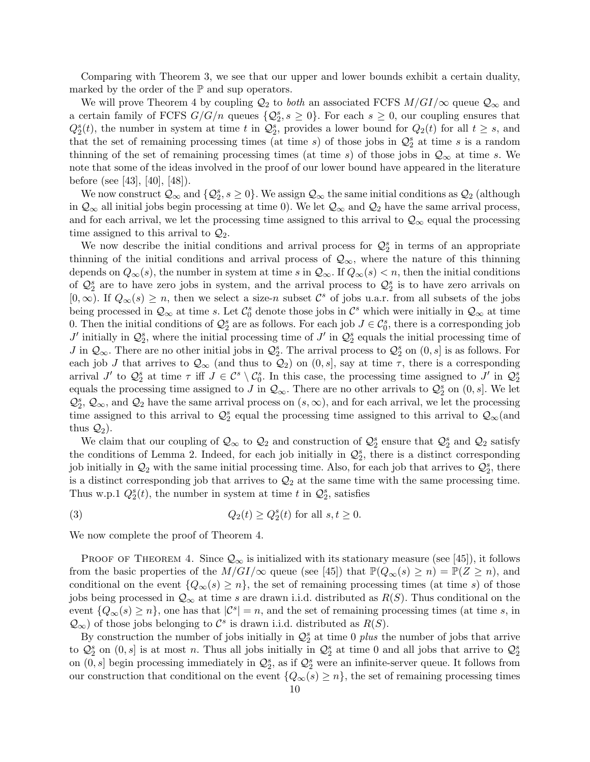Comparing with Theorem 3, we see that our upper and lower bounds exhibit a certain duality, marked by the order of the $\mathbb{P}$ and sup operators.

We will prove Theorem 4 by coupling $\mathcal{Q}_2$ to *both* an associated FCFS $M/GI/\infty$ queue $\mathcal{Q}_\infty$ and a certain family of FCFS $G/G/n$ queues $\{\mathcal{Q}_2^s, s \geq 0\}$. For each $s \geq 0$, our coupling ensures that $Q_2^s(t)$, the number in system at time $t$ in $\mathcal{Q}_2^s$, provides a lower bound for $Q_2(t)$ for all $t \geq s$, and that the set of remaining processing times (at time $s$) of those jobs in $\mathcal{Q}_2^s$ at time $s$ is a random thinning of the set of remaining processing times (at time $s$) of those jobs in $\mathcal{Q}_\infty$ at time $s$. We note that some of the ideas involved in the proof of our lower bound have appeared in the literature before (see [43], [40], [48]).

We now construct $\mathcal{Q}_\infty$ and $\{\mathcal{Q}_2^s, s \geq 0\}$. We assign $\mathcal{Q}_\infty$ the same initial conditions as $\mathcal{Q}_2$ (although in $\mathcal{Q}_\infty$ all initial jobs begin processing at time 0). We let $\mathcal{Q}_\infty$ and $\mathcal{Q}_2$ have the same arrival process, and for each arrival, we let the processing time assigned to this arrival to $\mathcal{Q}_\infty$ equal the processing time assigned to this arrival to $\mathcal{Q}_2$.

We now describe the initial conditions and arrival process for $\mathcal{Q}_2^s$ in terms of an appropriate thinning of the initial conditions and arrival process of $\mathcal{Q}_\infty$, where the nature of this thinning depends on $Q_\infty(s)$, the number in system at time $s$ in $\mathcal{Q}_\infty$. If $Q_\infty(s) < n$, then the initial conditions of $\mathcal{Q}_2^s$ are to have zero jobs in system, and the arrival process to $\mathcal{Q}_2^s$ is to have zero arrivals on $[0, \infty)$. If $Q_\infty(s) \geq n$, then we select a size-$n$ subset $\mathcal{C}^s$ of jobs u.a.r. from all subsets of the jobs being processed in $\mathcal{Q}_\infty$ at time $s$. Let $\mathcal{C}_0^s$ denote those jobs in $\mathcal{C}^s$ which were initially in $\mathcal{Q}_\infty$ at time 0. Then the initial conditions of $\mathcal{Q}_2^s$ are as follows. For each job $J \in \mathcal{C}_0^s$, there is a corresponding job $J'$ initially in $\mathcal{Q}_2^s$, where the initial processing time of $J'$ in $\mathcal{Q}_2^s$ equals the initial processing time of $J$ in $\mathcal{Q}_\infty$. There are no other initial jobs in $\mathcal{Q}_2^s$. The arrival process to $\mathcal{Q}_2^s$ on $(0, s]$ is as follows. For each job $J$ that arrives to $\mathcal{Q}_\infty$ (and thus to $\mathcal{Q}_2$) on $(0, s]$, say at time $\tau$, there is a corresponding arrival $J'$ to $\mathcal{Q}_2^s$ at time $\tau$ iff $J \in \mathcal{C}^s \setminus \mathcal{C}_0^s$. In this case, the processing time assigned to $J'$ in $\mathcal{Q}_2^s$ equals the processing time assigned to $J$ in $\mathcal{Q}_\infty$. There are no other arrivals to $\mathcal{Q}_2^s$ on $(0, s]$. We let $\mathcal{Q}_2^s$, $\mathcal{Q}_\infty$, and $\mathcal{Q}_2$ have the same arrival process on $(s, \infty)$, and for each arrival, we let the processing time assigned to this arrival to $\mathcal{Q}_2^s$ equal the processing time assigned to this arrival to $\mathcal{Q}_\infty$(and thus $\mathcal{Q}_2$).

We claim that our coupling of $\mathcal{Q}_\infty$ to $\mathcal{Q}_2$ and construction of $\mathcal{Q}_2^s$ ensure that $\mathcal{Q}_2^s$ and $\mathcal{Q}_2$ satisfy the conditions of Lemma 2. Indeed, for each job initially in $\mathcal{Q}_2^s$, there is a distinct corresponding job initially in $\mathcal{Q}_2$ with the same initial processing time. Also, for each job that arrives to $\mathcal{Q}_2^s$, there is a distinct corresponding job that arrives to $\mathcal{Q}_2$ at the same time with the same processing time. Thus w.p.1 $Q_2^s(t)$, the number in system at time $t$ in $\mathcal{Q}_2^s$, satisfies

$$Q_2(t) \geq Q_2^s(t) \text{ for all } s, t \geq 0. \tag{3}$$

We now complete the proof of Theorem 4.

Proof of Theorem 4. Since $\mathcal{Q}_\infty$ is initialized with its stationary measure (see [45]), it follows from the basic properties of the $M/GI/\infty$ queue (see [45]) that $\mathbb{P}(Q_\infty(s) \geq n) = \mathbb{P}(Z \geq n)$, and conditional on the event $\{Q_\infty(s) \geq n\}$, the set of remaining processing times (at time $s$) of those jobs being processed in $\mathcal{Q}_\infty$ at time $s$ are drawn i.i.d. distributed as $R(S)$. Thus conditional on the event $\{Q_\infty(s) \geq n\}$, one has that $|\mathcal{C}^s| = n$, and the set of remaining processing times (at time $s$, in $\mathcal{Q}_\infty$) of those jobs belonging to $\mathcal{C}^s$ is drawn i.i.d. distributed as $R(S)$.

By construction the number of jobs initially in $\mathcal{Q}_2^s$ at time 0 *plus* the number of jobs that arrive to $\mathcal{Q}_2^s$ on $(0, s]$ is at most $n$. Thus all jobs initially in $\mathcal{Q}_2^s$ at time 0 and all jobs that arrive to $\mathcal{Q}_2^s$ on $(0, s]$ begin processing immediately in $\mathcal{Q}_2^s$, as if $\mathcal{Q}_2^s$ were an infinite-server queue. It follows from our construction that conditional on the event $\{Q_\infty(s) \geq n\}$, the set of remaining processing times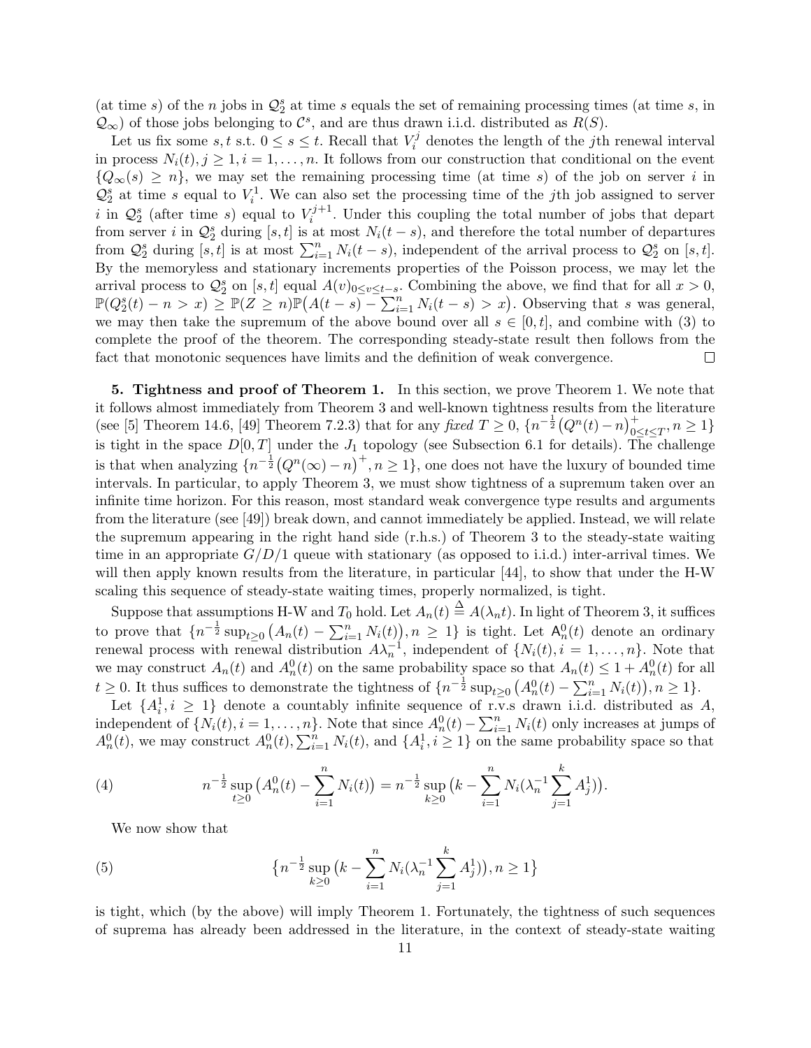(at time $s$) of the $n$ jobs in $\mathcal{Q}_2^s$ at time $s$ equals the set of remaining processing times (at time $s$, in $\mathcal{Q}_\infty$) of those jobs belonging to $\mathcal{C}^s$, and are thus drawn i.i.d. distributed as $R(S)$.

Let us fix some $s, t$ s.t. $0 \leq s \leq t$. Recall that $V_i^j$ denotes the length of the $j$th renewal interval in process $N_i(t), j \geq 1, i = 1, \ldots, n$. It follows from our construction that conditional on the event $\{Q_\infty(s) \geq n\}$, we may set the remaining processing time (at time $s$) of the job on server $i$ in $\mathcal{Q}_2^s$ at time $s$ equal to $V_i^1$. We can also set the processing time of the $j$th job assigned to server $i$ in $\mathcal{Q}_2^s$ (after time $s$) equal to $V_i^{j+1}$. Under this coupling the total number of jobs that depart from server $i$ in $\mathcal{Q}_2^s$ during $[s,t]$ is at most $N_i(t-s)$, and therefore the total number of departures from $\mathcal{Q}_2^s$ during $[s,t]$ is at most $\sum_{i=1}^n N_i(t-s)$, independent of the arrival process to $\mathcal{Q}_2^s$ on $[s,t]$. By the memoryless and stationary increments properties of the Poisson process, we may let the arrival process to $\mathcal{Q}_2^s$ on $[s,t]$ equal $A(v)_{0 \leq v \leq t-s}$. Combining the above, we find that for all $x > 0$, $\mathbb{P}(Q_2^s(t) - n > x) \geq \mathbb{P}(Z \geq n)\mathbb{P}\big(A(t-s) - \sum_{i=1}^n N_i(t-s) > x\big)$. Observing that $s$ was general, we may then take the supremum of the above bound over all $s \in [0,t]$, and combine with (3) to complete the proof of the theorem. The corresponding steady-state result then follows from the fact that monotonic sequences have limits and the definition of weak convergence. $\square$

**5. Tightness and proof of Theorem 1.** In this section, we prove Theorem 1. We note that it follows almost immediately from Theorem 3 and well-known tightness results from the literature (see [5] Theorem 14.6, [49] Theorem 7.2.3) that for any *fixed* $T \geq 0$, $\{n^{-\frac{1}{2}}\big(Q^n(t) - n\big)^+_{0 \leq t \leq T}, n \geq 1\}$ is tight in the space $D[0,T]$ under the $J_1$ topology (see Subsection 6.1 for details). The challenge is that when analyzing $\{n^{-\frac{1}{2}}\big(Q^n(\infty) - n\big)^+, n \geq 1\}$, one does not have the luxury of bounded time intervals. In particular, to apply Theorem 3, we must show tightness of a supremum taken over an infinite time horizon. For this reason, most standard weak convergence type results and arguments from the literature (see [49]) break down, and cannot immediately be applied. Instead, we will relate the supremum appearing in the right hand side (r.h.s.) of Theorem 3 to the steady-state waiting time in an appropriate $G/D/1$ queue with stationary (as opposed to i.i.d.) inter-arrival times. We will then apply known results from the literature, in particular [44], to show that under the H-W scaling this sequence of steady-state waiting times, properly normalized, is tight.

Suppose that assumptions H-W and $T_0$ hold. Let $A_n(t) \stackrel{\Delta}{=} A(\lambda_n t)$. In light of Theorem 3, it suffices to prove that $\{n^{-\frac{1}{2}} \sup_{t \geq 0}\big(A_n(t) - \sum_{i=1}^n N_i(t)\big), n \geq 1\}$ is tight. Let $\mathsf{A}_n^0(t)$ denote an ordinary renewal process with renewal distribution $A\lambda_n^{-1}$, independent of $\{N_i(t), i = 1, \ldots, n\}$. Note that we may construct $A_n(t)$ and $A_n^0(t)$ on the same probability space so that $A_n(t) \leq 1 + A_n^0(t)$ for all $t \geq 0$. It thus suffices to demonstrate the tightness of $\{n^{-\frac{1}{2}} \sup_{t \geq 0}\big(A_n^0(t) - \sum_{i=1}^n N_i(t)\big), n \geq 1\}$.

Let $\{A_i^1, i \geq 1\}$ denote a countably infinite sequence of r.v.s drawn i.i.d. distributed as $A$, independent of $\{N_i(t), i = 1, \ldots, n\}$. Note that since $A_n^0(t) - \sum_{i=1}^n N_i(t)$ only increases at jumps of $A_n^0(t)$, we may construct $A_n^0(t), \sum_{i=1}^n N_i(t)$, and $\{A_i^1, i \geq 1\}$ on the same probability space so that

$$
n^{-\frac{1}{2}} \sup_{t \geq 0}\big(A_n^0(t) - \sum_{i=1}^n N_i(t)\big) = n^{-\frac{1}{2}} \sup_{k \geq 0}\big(k - \sum_{i=1}^n N_i(\lambda_n^{-1} \sum_{j=1}^k A_j^1)\big). \tag{4}
$$

We now show that

$$
\big\{n^{-\frac{1}{2}} \sup_{k \geq 0}\big(k - \sum_{i=1}^n N_i(\lambda_n^{-1} \sum_{j=1}^k A_j^1)\big), n \geq 1\big\} \tag{5}
$$

is tight, which (by the above) will imply Theorem 1. Fortunately, the tightness of such sequences of suprema has already been addressed in the literature, in the context of steady-state waiting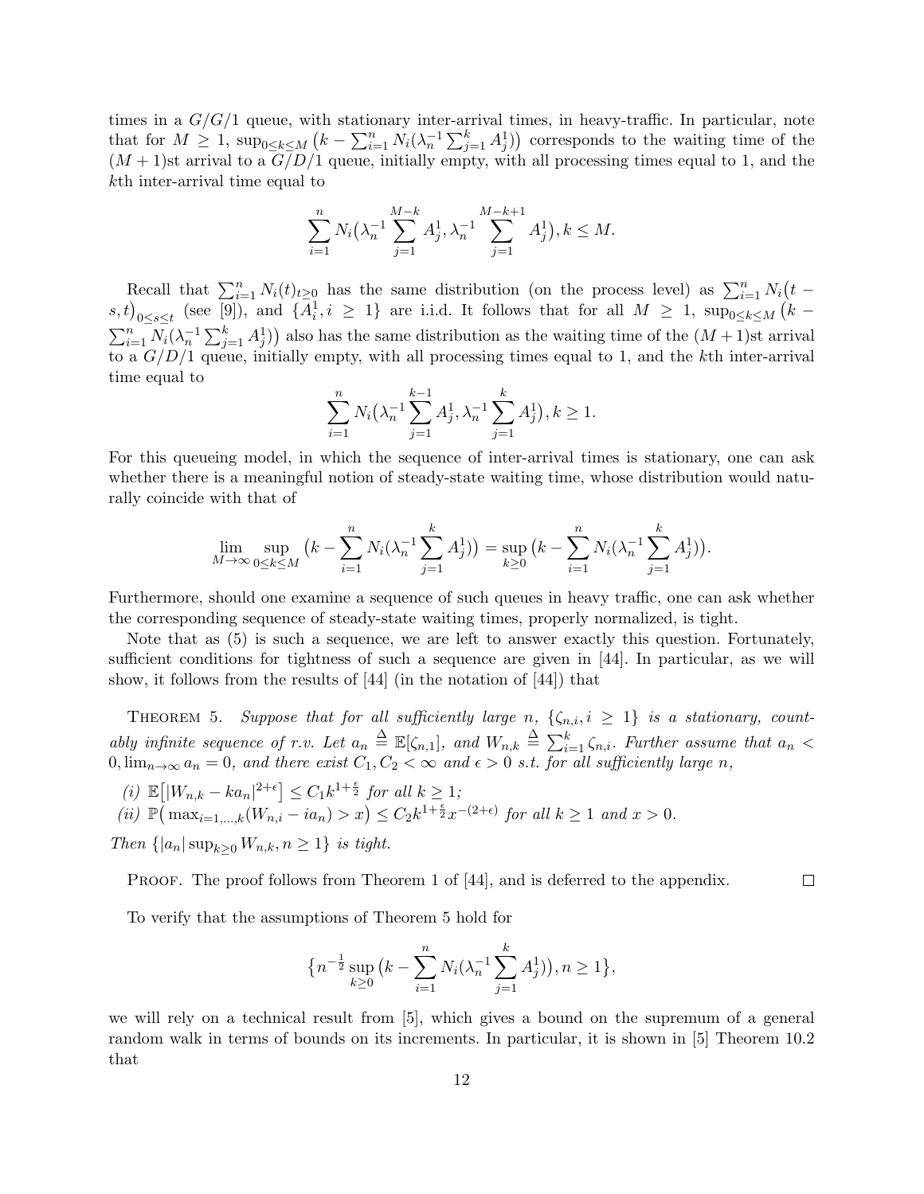times in a $G/G/1$ queue, with stationary inter-arrival times, in heavy-traffic. In particular, note that for $M \geq 1$, $\sup_{0 \leq k \leq M} \big(k - \sum_{i=1}^{n} N_i(\lambda_n^{-1} \sum_{j=1}^{k} A_j^1)\big)$ corresponds to the waiting time of the $(M+1)$st arrival to a $G/D/1$ queue, initially empty, with all processing times equal to 1, and the $k$th inter-arrival time equal to

$$\sum_{i=1}^{n} N_i\big(\lambda_n^{-1} \sum_{j=1}^{M-k} A_j^1, \lambda_n^{-1} \sum_{j=1}^{M-k+1} A_j^1\big), k \leq M.$$

Recall that $\sum_{i=1}^{n} N_i(t)_{t \geq 0}$ has the same distribution (on the process level) as $\sum_{i=1}^{n} N_i\big(t - s, t\big)_{0 \leq s \leq t}$ (see [9]), and $\{A_i^1, i \geq 1\}$ are i.i.d. It follows that for all $M \geq 1$, $\sup_{0 \leq k \leq M} \big(k - \sum_{i=1}^{n} N_i(\lambda_n^{-1} \sum_{j=1}^{k} A_j^1)\big)$ also has the same distribution as the waiting time of the $(M+1)$st arrival to a $G/D/1$ queue, initially empty, with all processing times equal to 1, and the $k$th inter-arrival time equal to

$$\sum_{i=1}^{n} N_i\big(\lambda_n^{-1} \sum_{j=1}^{k-1} A_j^1, \lambda_n^{-1} \sum_{j=1}^{k} A_j^1\big), k \geq 1.$$

For this queueing model, in which the sequence of inter-arrival times is stationary, one can ask whether there is a meaningful notion of steady-state waiting time, whose distribution would naturally coincide with that of

$$\lim_{M \to \infty} \sup_{0 \leq k \leq M} \big(k - \sum_{i=1}^{n} N_i(\lambda_n^{-1} \sum_{j=1}^{k} A_j^1)\big) = \sup_{k \geq 0} \big(k - \sum_{i=1}^{n} N_i(\lambda_n^{-1} \sum_{j=1}^{k} A_j^1)\big).$$

Furthermore, should one examine a sequence of such queues in heavy traffic, one can ask whether the corresponding sequence of steady-state waiting times, properly normalized, is tight.

Note that as (5) is such a sequence, we are left to answer exactly this question. Fortunately, sufficient conditions for tightness of such a sequence are given in [44]. In particular, as we will show, it follows from the results of [44] (in the notation of [44]) that

THEOREM 5. *Suppose that for all sufficiently large $n$, $\{\zeta_{n,i}, i \geq 1\}$ is a stationary, countably infinite sequence of r.v. Let $a_n \overset{\Delta}{=} \mathbb{E}[\zeta_{n,1}]$, and $W_{n,k} \overset{\Delta}{=} \sum_{i=1}^{k} \zeta_{n,i}$. Further assume that $a_n < 0, \lim_{n \to \infty} a_n = 0$, and there exist $C_1, C_2 < \infty$ and $\epsilon > 0$ s.t. for all sufficiently large $n$,*

*(i) $\mathbb{E}\big[|W_{n,k} - ka_n|^{2+\epsilon}\big] \leq C_1 k^{1+\frac{\epsilon}{2}}$ for all $k \geq 1$;*
*(ii) $\mathbb{P}\big(\max_{i=1,\dots,k}(W_{n,i} - ia_n) > x\big) \leq C_2 k^{1+\frac{\epsilon}{2}} x^{-(2+\epsilon)}$ for all $k \geq 1$ and $x > 0$.*

*Then $\{|a_n| \sup_{k \geq 0} W_{n,k}, n \geq 1\}$ is tight.*

PROOF. The proof follows from Theorem 1 of [44], and is deferred to the appendix. □

To verify that the assumptions of Theorem 5 hold for

$$\big\{n^{-\frac{1}{2}} \sup_{k \geq 0} \big(k - \sum_{i=1}^{n} N_i(\lambda_n^{-1} \sum_{j=1}^{k} A_j^1)\big), n \geq 1\big\},$$

we will rely on a technical result from [5], which gives a bound on the supremum of a general random walk in terms of bounds on its increments. In particular, it is shown in [5] Theorem 10.2 that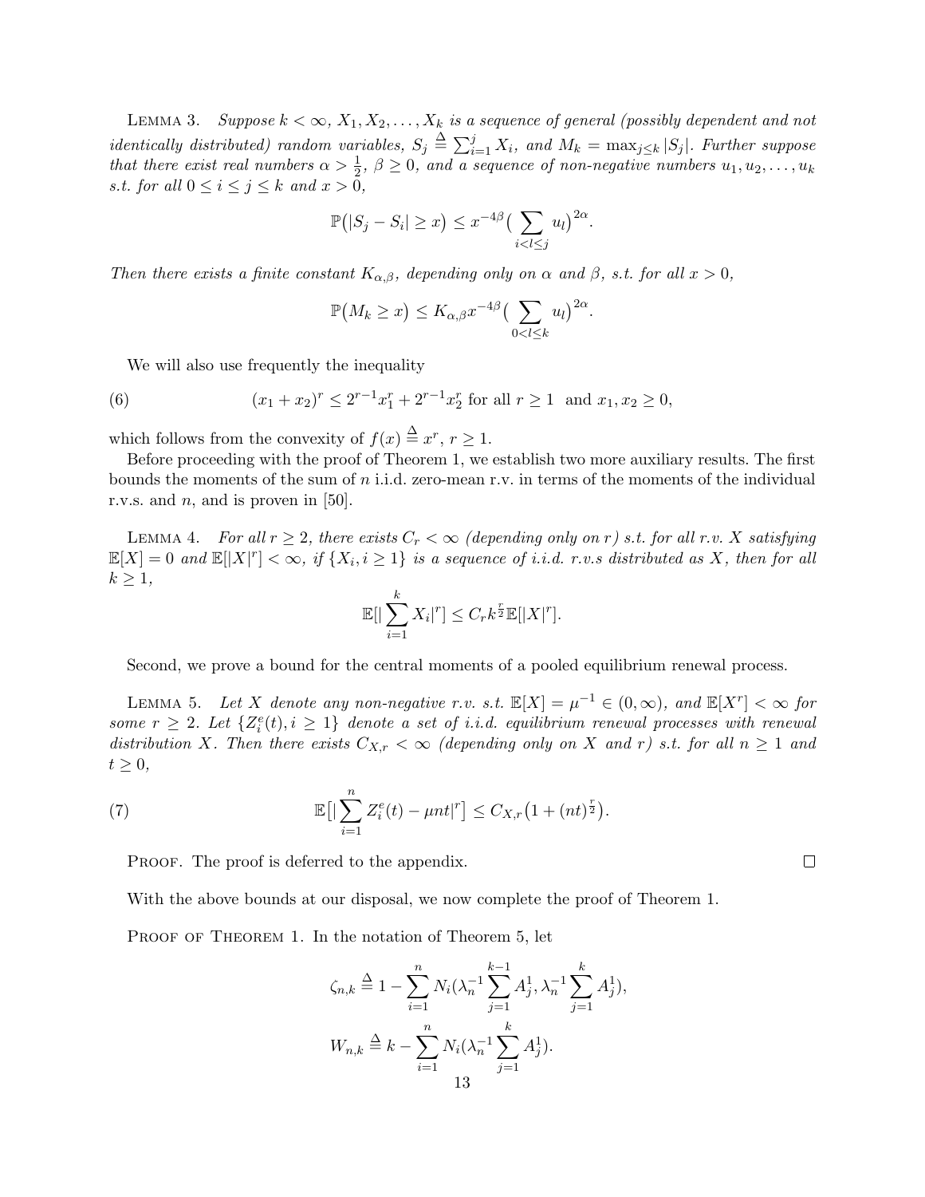LEMMA 3. *Suppose $k < \infty$, $X_1, X_2, \ldots, X_k$ is a sequence of general (possibly dependent and not identically distributed) random variables, $S_j \triangleq \sum_{i=1}^{j} X_i$, and $M_k = \max_{j \le k} |S_j|$. Further suppose that there exist real numbers $\alpha > \frac{1}{2}$, $\beta \ge 0$, and a sequence of non-negative numbers $u_1, u_2, \ldots, u_k$ s.t. for all $0 \le i \le j \le k$ and $x > 0$,*

$$\mathbb{P}\big(|S_j - S_i| \ge x\big) \le x^{-4\beta}\big(\sum_{i<l\le j} u_l\big)^{2\alpha}.$$

*Then there exists a finite constant $K_{\alpha,\beta}$, depending only on $\alpha$ and $\beta$, s.t. for all $x > 0$,*

$$\mathbb{P}\big(M_k \ge x\big) \le K_{\alpha,\beta} x^{-4\beta}\big(\sum_{0<l\le k} u_l\big)^{2\alpha}.$$

We will also use frequently the inequality

$$(x_1 + x_2)^r \le 2^{r-1}x_1^r + 2^{r-1}x_2^r \text{ for all } r \ge 1 \text{ and } x_1, x_2 \ge 0, \tag{6}$$

which follows from the convexity of $f(x) \triangleq x^r$, $r \ge 1$.

Before proceeding with the proof of Theorem 1, we establish two more auxiliary results. The first bounds the moments of the sum of $n$ i.i.d. zero-mean r.v. in terms of the moments of the individual r.v.s. and $n$, and is proven in [50].

LEMMA 4. *For all $r \ge 2$, there exists $C_r < \infty$ (depending only on $r$) s.t. for all r.v. $X$ satisfying $\mathbb{E}[X] = 0$ and $\mathbb{E}[|X|^r] < \infty$, if $\{X_i, i \ge 1\}$ is a sequence of i.i.d. r.v.s distributed as $X$, then for all $k \ge 1$,*

$$\mathbb{E}[|\sum_{i=1}^{k} X_i|^r] \le C_r k^{\frac{r}{2}} \mathbb{E}[|X|^r].$$

Second, we prove a bound for the central moments of a pooled equilibrium renewal process.

LEMMA 5. *Let $X$ denote any non-negative r.v. s.t. $\mathbb{E}[X] = \mu^{-1} \in (0, \infty)$, and $\mathbb{E}[X^r] < \infty$ for some $r \ge 2$. Let $\{Z_i^e(t), i \ge 1\}$ denote a set of i.i.d. equilibrium renewal processes with renewal distribution $X$. Then there exists $C_{X,r} < \infty$ (depending only on $X$ and $r$) s.t. for all $n \ge 1$ and $t \ge 0$,*

$$\mathbb{E}\big[|\sum_{i=1}^{n} Z_i^e(t) - \mu n t|^r\big] \le C_{X,r}\big(1 + (nt)^{\frac{r}{2}}\big). \tag{7}$$

PROOF. The proof is deferred to the appendix. $\square$

With the above bounds at our disposal, we now complete the proof of Theorem 1.

PROOF OF THEOREM 1. In the notation of Theorem 5, let

$$\zeta_{n,k} \triangleq 1 - \sum_{i=1}^{n} N_i(\lambda_n^{-1} \sum_{j=1}^{k-1} A_j^1, \lambda_n^{-1} \sum_{j=1}^{k} A_j^1),$$

$$W_{n,k} \triangleq k - \sum_{i=1}^{n} N_i(\lambda_n^{-1} \sum_{j=1}^{k} A_j^1).$$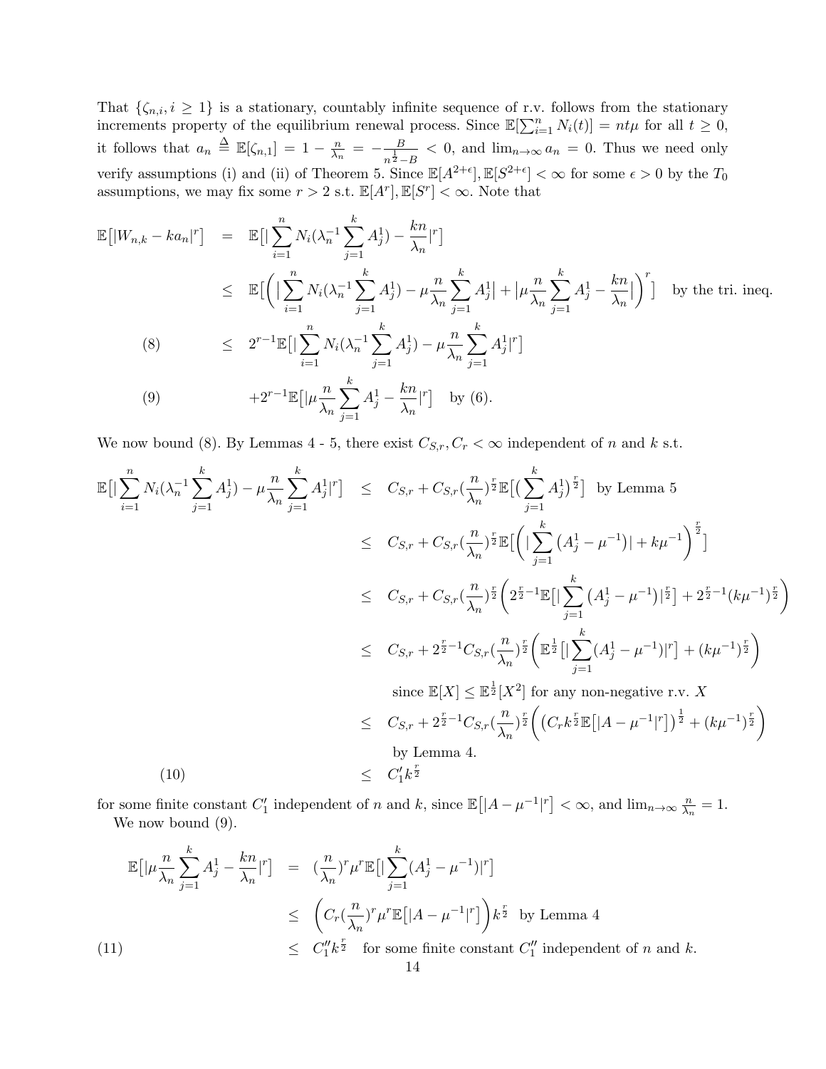That $\{\zeta_{n,i}, i \geq 1\}$ is a stationary, countably infinite sequence of r.v. follows from the stationary increments property of the equilibrium renewal process. Since $\mathbb{E}[\sum_{i=1}^{n} N_i(t)] = nt\mu$ for all $t \geq 0$, it follows that $a_n \triangleq \mathbb{E}[\zeta_{n,1}] = 1 - \frac{n}{\lambda_n} = -\frac{B}{n^{\frac{1}{2}} - B} < 0$, and $\lim_{n\to\infty} a_n = 0$. Thus we need only verify assumptions (i) and (ii) of Theorem 5. Since $\mathbb{E}[A^{2+\epsilon}], \mathbb{E}[S^{2+\epsilon}] < \infty$ for some $\epsilon > 0$ by the $T_0$ assumptions, we may fix some $r > 2$ s.t. $\mathbb{E}[A^r], \mathbb{E}[S^r] < \infty$. Note that

$$
\begin{aligned}
\mathbb{E}\big[|W_{n,k} - ka_n|^r\big] &= \mathbb{E}\big[|\sum_{i=1}^{n} N_i(\lambda_n^{-1}\sum_{j=1}^{k} A_j^1) - \frac{kn}{\lambda_n}|^r\big] \\
&\leq \mathbb{E}\Big[\Big(|\sum_{i=1}^{n} N_i(\lambda_n^{-1}\sum_{j=1}^{k} A_j^1) - \mu\frac{n}{\lambda_n}\sum_{j=1}^{k} A_j^1| + |\mu\frac{n}{\lambda_n}\sum_{j=1}^{k} A_j^1 - \frac{kn}{\lambda_n}|\Big)^r\Big] \quad \text{by the tri. ineq.} \\
&\leq 2^{r-1}\mathbb{E}\big[|\sum_{i=1}^{n} N_i(\lambda_n^{-1}\sum_{j=1}^{k} A_j^1) - \mu\frac{n}{\lambda_n}\sum_{j=1}^{k} A_j^1|^r\big] \qquad (8) \\
&\quad + 2^{r-1}\mathbb{E}\big[|\mu\frac{n}{\lambda_n}\sum_{j=1}^{k} A_j^1 - \frac{kn}{\lambda_n}|^r\big] \quad \text{by (6).} \qquad (9)
\end{aligned}
$$

We now bound (8). By Lemmas 4 - 5, there exist $C_{S,r}, C_r < \infty$ independent of $n$ and $k$ s.t.

$$
\begin{aligned}
\mathbb{E}\big[|\sum_{i=1}^{n} N_i(\lambda_n^{-1}\sum_{j=1}^{k} A_j^1) - \mu\frac{n}{\lambda_n}\sum_{j=1}^{k} A_j^1|^r\big] &\leq C_{S,r} + C_{S,r}(\frac{n}{\lambda_n})^{\frac{r}{2}}\mathbb{E}\big[(\sum_{j=1}^{k} A_j^1)^{\frac{r}{2}}\big] \quad \text{by Lemma 5} \\
&\leq C_{S,r} + C_{S,r}(\frac{n}{\lambda_n})^{\frac{r}{2}}\mathbb{E}\Big[\Big(|\sum_{j=1}^{k}(A_j^1 - \mu^{-1})| + k\mu^{-1}\Big)^{\frac{r}{2}}\Big] \\
&\leq C_{S,r} + C_{S,r}(\frac{n}{\lambda_n})^{\frac{r}{2}}\Big(2^{\frac{r}{2}-1}\mathbb{E}\big[|\sum_{j=1}^{k}(A_j^1 - \mu^{-1})|^{\frac{r}{2}}\big] + 2^{\frac{r}{2}-1}(k\mu^{-1})^{\frac{r}{2}}\Big) \\
&\leq C_{S,r} + 2^{\frac{r}{2}-1}C_{S,r}(\frac{n}{\lambda_n})^{\frac{r}{2}}\Big(\mathbb{E}^{\frac{1}{2}}\big[|\sum_{j=1}^{k}(A_j^1 - \mu^{-1})|^r\big] + (k\mu^{-1})^{\frac{r}{2}}\Big) \\
&\qquad \text{since } \mathbb{E}[X] \leq \mathbb{E}^{\frac{1}{2}}[X^2] \text{ for any non-negative r.v. } X \\
&\leq C_{S,r} + 2^{\frac{r}{2}-1}C_{S,r}(\frac{n}{\lambda_n})^{\frac{r}{2}}\Big(\big(C_r k^{\frac{r}{2}}\mathbb{E}\big[|A - \mu^{-1}|^r\big]\big)^{\frac{1}{2}} + (k\mu^{-1})^{\frac{r}{2}}\Big) \\
&\qquad \text{by Lemma 4.} \\
&\leq C_1' k^{\frac{r}{2}} \qquad (10)
\end{aligned}
$$

for some finite constant $C_1'$ independent of $n$ and $k$, since $\mathbb{E}\big[|A - \mu^{-1}|^r\big] < \infty$, and $\lim_{n\to\infty}\frac{n}{\lambda_n} = 1$.

We now bound (9).

$$
\begin{aligned}
\mathbb{E}\big[|\mu\frac{n}{\lambda_n}\sum_{j=1}^{k} A_j^1 - \frac{kn}{\lambda_n}|^r\big] &= (\frac{n}{\lambda_n})^r\mu^r\mathbb{E}\big[|\sum_{j=1}^{k}(A_j^1 - \mu^{-1})|^r\big] \\
&\leq \Big(C_r(\frac{n}{\lambda_n})^r\mu^r\mathbb{E}\big[|A - \mu^{-1}|^r\big]\Big)k^{\frac{r}{2}} \quad \text{by Lemma 4} \\
&\leq C_1'' k^{\frac{r}{2}} \quad \text{for some finite constant } C_1'' \text{ independent of } n \text{ and } k. \qquad (11)
\end{aligned}
$$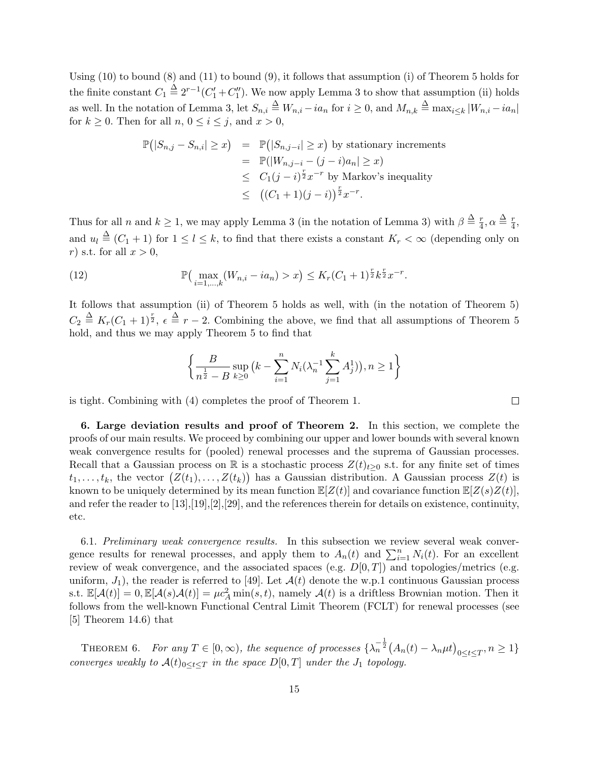Using (10) to bound (8) and (11) to bound (9), it follows that assumption (i) of Theorem 5 holds for the finite constant $C_1 \triangleq 2^{r-1}(C_1' + C_1'')$. We now apply Lemma 3 to show that assumption (ii) holds as well. In the notation of Lemma 3, let $S_{n,i} \triangleq W_{n,i} - ia_n$ for $i \geq 0$, and $M_{n,k} \triangleq \max_{i \leq k} |W_{n,i} - ia_n|$ for $k \geq 0$. Then for all $n$, $0 \leq i \leq j$, and $x > 0$,

$$
\begin{aligned}
\mathbb{P}\big(|S_{n,j} - S_{n,i}| \geq x\big) &= \mathbb{P}\big(|S_{n,j-i}| \geq x\big) \text{ by stationary increments} \\
&= \mathbb{P}(|W_{n,j-i} - (j-i)a_n| \geq x) \\
&\leq C_1 (j-i)^{\frac{r}{2}} x^{-r} \text{ by Markov's inequality} \\
&\leq \big((C_1+1)(j-i)\big)^{\frac{r}{2}} x^{-r}.
\end{aligned}
$$

Thus for all $n$ and $k \geq 1$, we may apply Lemma 3 (in the notation of Lemma 3) with $\beta \triangleq \frac{r}{4}, \alpha \triangleq \frac{r}{4}$, and $u_l \triangleq (C_1 + 1)$ for $1 \leq l \leq k$, to find that there exists a constant $K_r < \infty$ (depending only on $r$) s.t. for all $x > 0$,

$$
\mathbb{P}\big(\max_{i=1,\ldots,k}(W_{n,i} - ia_n) > x\big) \leq K_r (C_1 + 1)^{\frac{r}{2}} k^{\frac{r}{2}} x^{-r}. \tag{12}
$$

It follows that assumption (ii) of Theorem 5 holds as well, with (in the notation of Theorem 5) $C_2 \triangleq K_r (C_1+1)^{\frac{r}{2}}$, $\epsilon \triangleq r - 2$. Combining the above, we find that all assumptions of Theorem 5 hold, and thus we may apply Theorem 5 to find that

$$
\left\{ \frac{B}{n^{\frac{1}{2}} - B} \sup_{k \geq 0} \big(k - \sum_{i=1}^{n} N_i(\lambda_n^{-1} \sum_{j=1}^{k} A_j^1)\big), n \geq 1 \right\}
$$

is tight. Combining with (4) completes the proof of Theorem 1. $\square$

**6. Large deviation results and proof of Theorem 2.** In this section, we complete the proofs of our main results. We proceed by combining our upper and lower bounds with several known weak convergence results for (pooled) renewal processes and the suprema of Gaussian processes. Recall that a Gaussian process on $\mathbb{R}$ is a stochastic process $Z(t)_{t \geq 0}$ s.t. for any finite set of times $t_1, \ldots, t_k$, the vector $\big(Z(t_1), \ldots, Z(t_k)\big)$ has a Gaussian distribution. A Gaussian process $Z(t)$ is known to be uniquely determined by its mean function $\mathbb{E}[Z(t)]$ and covariance function $\mathbb{E}[Z(s)Z(t)]$, and refer the reader to [13],[19],[2],[29], and the references therein for details on existence, continuity, etc.

6.1. *Preliminary weak convergence results.* In this subsection we review several weak convergence results for renewal processes, and apply them to $A_n(t)$ and $\sum_{i=1}^{n} N_i(t)$. For an excellent review of weak convergence, and the associated spaces (e.g. $D[0,T]$) and topologies/metrics (e.g. uniform, $J_1$), the reader is referred to [49]. Let $\mathcal{A}(t)$ denote the w.p.1 continuous Gaussian process s.t. $\mathbb{E}[\mathcal{A}(t)] = 0, \mathbb{E}[\mathcal{A}(s)\mathcal{A}(t)] = \mu c_A^2 \min(s,t)$, namely $\mathcal{A}(t)$ is a driftless Brownian motion. Then it follows from the well-known Functional Central Limit Theorem (FCLT) for renewal processes (see [5] Theorem 14.6) that

THEOREM 6. *For any $T \in [0, \infty)$, the sequence of processes $\{\lambda_n^{-\frac{1}{2}}\big(A_n(t) - \lambda_n \mu t\big)_{0 \leq t \leq T}, n \geq 1\}$ converges weakly to $\mathcal{A}(t)_{0 \leq t \leq T}$ in the space $D[0,T]$ under the $J_1$ topology.*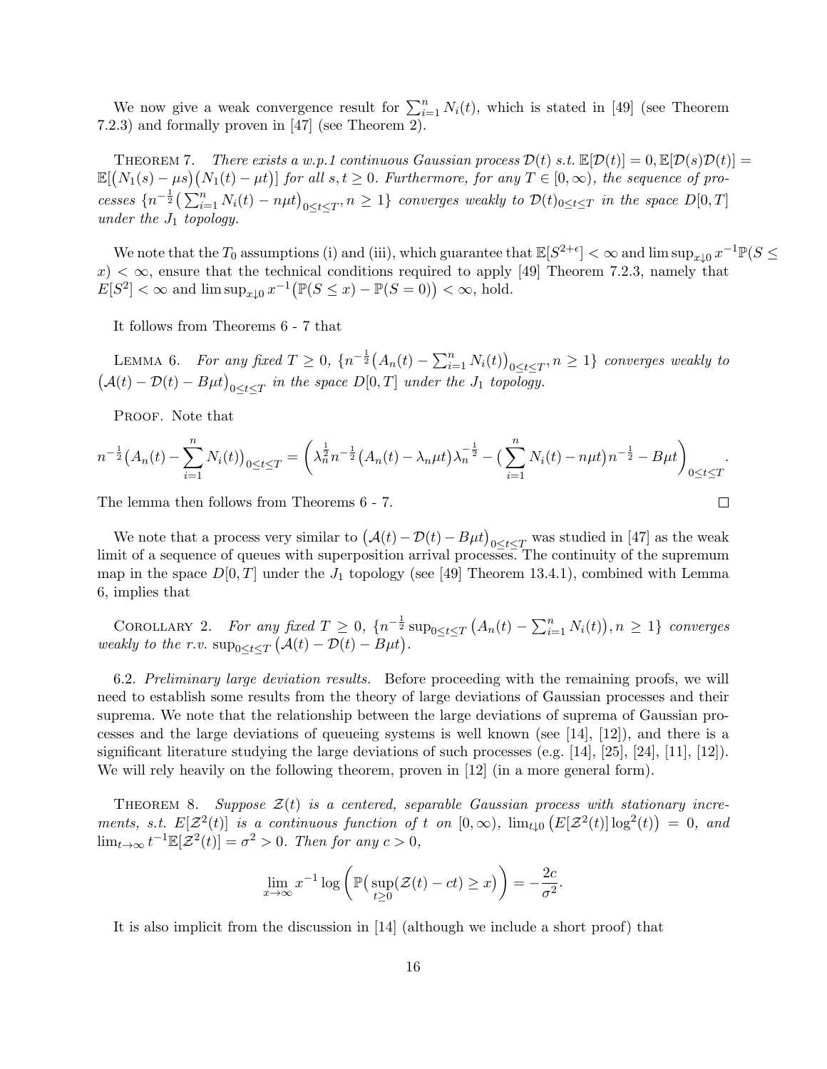We now give a weak convergence result for $\sum_{i=1}^n N_i(t)$, which is stated in [49] (see Theorem 7.2.3) and formally proven in [47] (see Theorem 2).

**Theorem 7.** *There exists a w.p.1 continuous Gaussian process $\mathcal{D}(t)$ s.t. $\mathbb{E}[\mathcal{D}(t)] = 0, \mathbb{E}[\mathcal{D}(s)\mathcal{D}(t)] = \mathbb{E}[\big(N_1(s) - \mu s\big)\big(N_1(t) - \mu t\big)]$ for all $s, t \geq 0$. Furthermore, for any $T \in [0, \infty)$, the sequence of processes $\{n^{-\frac{1}{2}}\big(\sum_{i=1}^n N_i(t) - n\mu t\big)_{0 \leq t \leq T}, n \geq 1\}$ converges weakly to $\mathcal{D}(t)_{0 \leq t \leq T}$ in the space $D[0,T]$ under the $J_1$ topology.*

We note that the $T_0$ assumptions (i) and (iii), which guarantee that $\mathbb{E}[S^{2+\epsilon}] < \infty$ and $\limsup_{x \downarrow 0} x^{-1}\mathbb{P}(S \leq x) < \infty$, ensure that the technical conditions required to apply [49] Theorem 7.2.3, namely that $E[S^2] < \infty$ and $\limsup_{x \downarrow 0} x^{-1}\big(\mathbb{P}(S \leq x) - \mathbb{P}(S = 0)\big) < \infty$, hold.

It follows from Theorems 6 - 7 that

**Lemma 6.** *For any fixed $T \geq 0$, $\{n^{-\frac{1}{2}}\big(A_n(t) - \sum_{i=1}^n N_i(t)\big)_{0 \leq t \leq T}, n \geq 1\}$ converges weakly to $\big(\mathcal{A}(t) - \mathcal{D}(t) - B\mu t\big)_{0 \leq t \leq T}$ in the space $D[0,T]$ under the $J_1$ topology.*

Proof. Note that

$$n^{-\frac{1}{2}}\big(A_n(t) - \sum_{i=1}^n N_i(t)\big)_{0 \leq t \leq T} = \left(\lambda_n^{\frac{1}{2}} n^{-\frac{1}{2}}\big(A_n(t) - \lambda_n \mu t\big)\lambda_n^{-\frac{1}{2}} - \big(\sum_{i=1}^n N_i(t) - n\mu t\big)n^{-\frac{1}{2}} - B\mu t\right)_{0 \leq t \leq T}.$$

The lemma then follows from Theorems 6 - 7. $\square$

We note that a process very similar to $\big(\mathcal{A}(t) - \mathcal{D}(t) - B\mu t\big)_{0 \leq t \leq T}$ was studied in [47] as the weak limit of a sequence of queues with superposition arrival processes. The continuity of the supremum map in the space $D[0,T]$ under the $J_1$ topology (see [49] Theorem 13.4.1), combined with Lemma 6, implies that

**Corollary 2.** *For any fixed $T \geq 0$, $\{n^{-\frac{1}{2}} \sup_{0 \leq t \leq T}\big(A_n(t) - \sum_{i=1}^n N_i(t)\big), n \geq 1\}$ converges weakly to the r.v. $\sup_{0 \leq t \leq T}\big(\mathcal{A}(t) - \mathcal{D}(t) - B\mu t\big)$.*

6.2. *Preliminary large deviation results.* Before proceeding with the remaining proofs, we will need to establish some results from the theory of large deviations of Gaussian processes and their suprema. We note that the relationship between the large deviations of suprema of Gaussian processes and the large deviations of queueing systems is well known (see [14], [12]), and there is a significant literature studying the large deviations of such processes (e.g. [14], [25], [24], [11], [12]). We will rely heavily on the following theorem, proven in [12] (in a more general form).

**Theorem 8.** *Suppose $\mathcal{Z}(t)$ is a centered, separable Gaussian process with stationary increments, s.t. $E[\mathcal{Z}^2(t)]$ is a continuous function of $t$ on $[0, \infty)$, $\lim_{t \downarrow 0}\big(E[\mathcal{Z}^2(t)]\log^2(t)\big) = 0$, and $\lim_{t \to \infty} t^{-1}\mathbb{E}[\mathcal{Z}^2(t)] = \sigma^2 > 0$. Then for any $c > 0$,*

$$\lim_{x \to \infty} x^{-1} \log\left(\mathbb{P}\big(\sup_{t \geq 0}(\mathcal{Z}(t) - ct) \geq x\big)\right) = -\frac{2c}{\sigma^2}.$$

It is also implicit from the discussion in [14] (although we include a short proof) that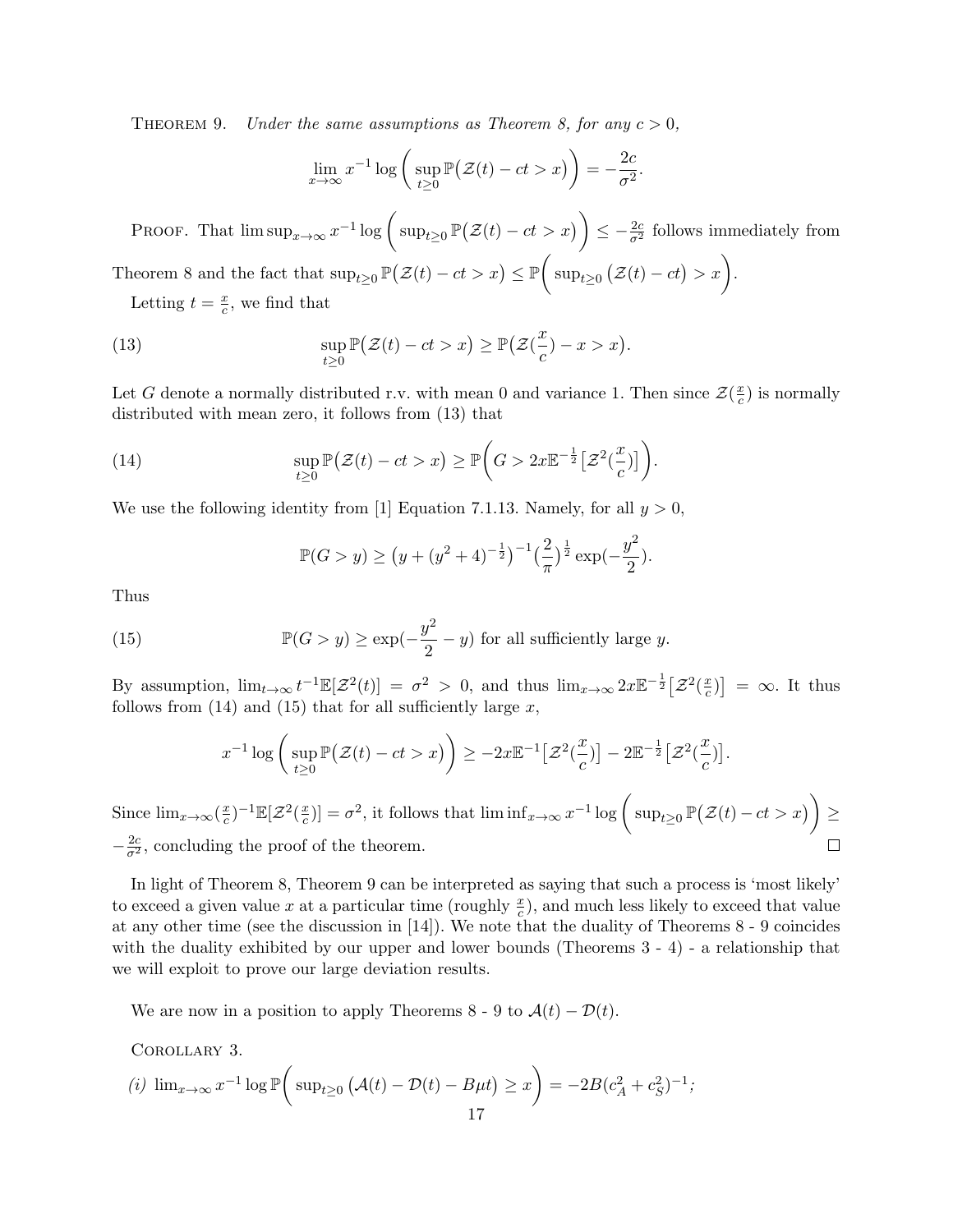THEOREM 9. *Under the same assumptions as Theorem 8, for any $c > 0$,*

$$\lim_{x\to\infty} x^{-1} \log\Bigg(\sup_{t\geq 0} \mathbb{P}\big(\mathcal{Z}(t) - ct > x\big)\Bigg) = -\frac{2c}{\sigma^2}.$$

PROOF. That $\limsup_{x\to\infty} x^{-1}\log\Bigg(\sup_{t\geq 0}\mathbb{P}\big(\mathcal{Z}(t)-ct > x\big)\Bigg) \leq -\frac{2c}{\sigma^2}$ follows immediately from Theorem 8 and the fact that $\sup_{t\geq 0}\mathbb{P}\big(\mathcal{Z}(t)-ct>x\big) \leq \mathbb{P}\Bigg(\sup_{t\geq 0}\big(\mathcal{Z}(t)-ct\big) > x\Bigg)$.

Letting $t = \frac{x}{c}$, we find that

$$\sup_{t\geq 0}\mathbb{P}\big(\mathcal{Z}(t)-ct > x\big) \geq \mathbb{P}\big(\mathcal{Z}(\frac{x}{c}) - x > x\big). \tag{13}$$

Let $G$ denote a normally distributed r.v. with mean 0 and variance 1. Then since $\mathcal{Z}(\frac{x}{c})$ is normally distributed with mean zero, it follows from (13) that

$$\sup_{t\geq 0}\mathbb{P}\big(\mathcal{Z}(t)-ct > x\big) \geq \mathbb{P}\Bigg(G > 2x\mathbb{E}^{-\frac{1}{2}}\big[\mathcal{Z}^2(\frac{x}{c})\big]\Bigg). \tag{14}$$

We use the following identity from [1] Equation 7.1.13. Namely, for all $y > 0$,

$$\mathbb{P}(G > y) \geq \big(y + (y^2+4)^{-\frac{1}{2}}\big)^{-1}\big(\frac{2}{\pi}\big)^{\frac{1}{2}}\exp(-\frac{y^2}{2}).$$

Thus

$$\mathbb{P}(G > y) \geq \exp(-\frac{y^2}{2} - y) \text{ for all sufficiently large } y. \tag{15}$$

By assumption, $\lim_{t\to\infty} t^{-1}\mathbb{E}[\mathcal{Z}^2(t)] = \sigma^2 > 0$, and thus $\lim_{x\to\infty} 2x\mathbb{E}^{-\frac{1}{2}}\big[\mathcal{Z}^2(\frac{x}{c})\big] = \infty$. It thus follows from (14) and (15) that for all sufficiently large $x$,

$$x^{-1}\log\Bigg(\sup_{t\geq 0}\mathbb{P}\big(\mathcal{Z}(t)-ct > x\big)\Bigg) \geq -2x\mathbb{E}^{-1}\big[\mathcal{Z}^2(\frac{x}{c})\big] - 2\mathbb{E}^{-\frac{1}{2}}\big[\mathcal{Z}^2(\frac{x}{c})\big].$$

Since $\lim_{x\to\infty}(\frac{x}{c})^{-1}\mathbb{E}[\mathcal{Z}^2(\frac{x}{c})] = \sigma^2$, it follows that $\liminf_{x\to\infty} x^{-1}\log\Bigg(\sup_{t\geq 0}\mathbb{P}\big(\mathcal{Z}(t)-ct > x\big)\Bigg) \geq -\frac{2c}{\sigma^2}$, concluding the proof of the theorem. $\square$

In light of Theorem 8, Theorem 9 can be interpreted as saying that such a process is 'most likely' to exceed a given value $x$ at a particular time (roughly $\frac{x}{c}$), and much less likely to exceed that value at any other time (see the discussion in [14]). We note that the duality of Theorems 8 - 9 coincides with the duality exhibited by our upper and lower bounds (Theorems 3 - 4) - a relationship that we will exploit to prove our large deviation results.

We are now in a position to apply Theorems 8 - 9 to $\mathcal{A}(t) - \mathcal{D}(t)$.

COROLLARY 3.

*(i)* $\lim_{x\to\infty} x^{-1}\log\mathbb{P}\Bigg(\sup_{t\geq 0}\big(\mathcal{A}(t) - \mathcal{D}(t) - B\mu t\big) \geq x\Bigg) = -2B(c_A^2 + c_S^2)^{-1}$*;*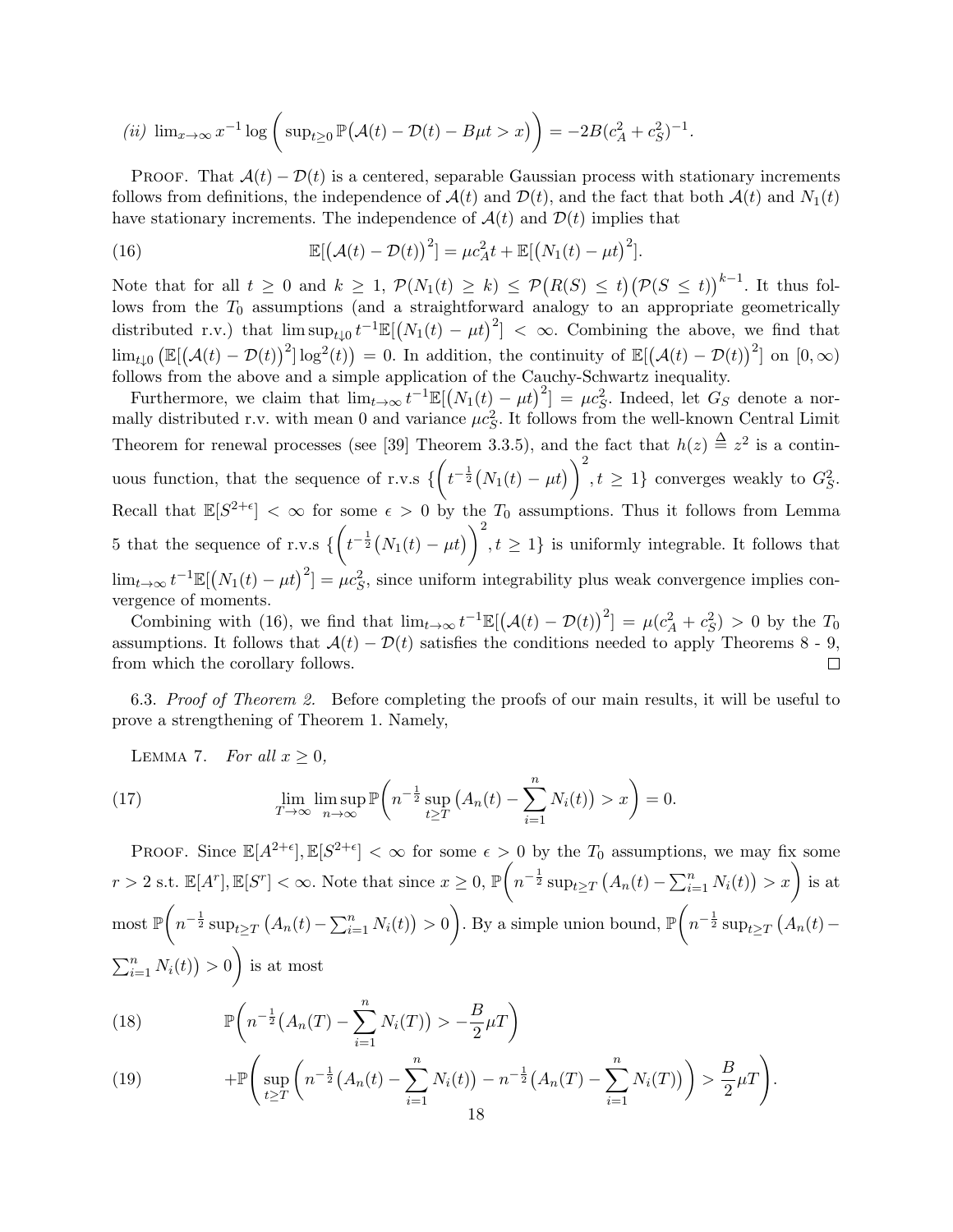*(ii)* $\lim_{x\to\infty} x^{-1} \log\Bigg( \sup_{t\geq 0} \mathbb{P}\big(\mathcal{A}(t) - \mathcal{D}(t) - B\mu t > x\big)\Bigg) = -2B(c_A^2 + c_S^2)^{-1}$.

PROOF. That $\mathcal{A}(t) - \mathcal{D}(t)$ is a centered, separable Gaussian process with stationary increments follows from definitions, the independence of $\mathcal{A}(t)$ and $\mathcal{D}(t)$, and the fact that both $\mathcal{A}(t)$ and $N_1(t)$ have stationary increments. The independence of $\mathcal{A}(t)$ and $\mathcal{D}(t)$ implies that

$$\mathbb{E}[\big(\mathcal{A}(t) - \mathcal{D}(t)\big)^2] = \mu c_A^2 t + \mathbb{E}[\big(N_1(t) - \mu t\big)^2]. \tag{16}$$

Note that for all $t \geq 0$ and $k \geq 1$, $\mathcal{P}(N_1(t) \geq k) \leq \mathcal{P}\big(R(S) \leq t\big)\big(\mathcal{P}(S \leq t)\big)^{k-1}$. It thus follows from the $T_0$ assumptions (and a straightforward analogy to an appropriate geometrically distributed r.v.) that $\limsup_{t\downarrow 0} t^{-1}\mathbb{E}[\big(N_1(t) - \mu t\big)^2] < \infty$. Combining the above, we find that $\lim_{t\downarrow 0}\big(\mathbb{E}[\big(\mathcal{A}(t) - \mathcal{D}(t)\big)^2]\log^2(t)\big) = 0$. In addition, the continuity of $\mathbb{E}[\big(\mathcal{A}(t) - \mathcal{D}(t)\big)^2]$ on $[0,\infty)$ follows from the above and a simple application of the Cauchy-Schwartz inequality.

Furthermore, we claim that $\lim_{t\to\infty} t^{-1}\mathbb{E}[\big(N_1(t) - \mu t\big)^2] = \mu c_S^2$. Indeed, let $G_S$ denote a normally distributed r.v. with mean 0 and variance $\mu c_S^2$. It follows from the well-known Central Limit Theorem for renewal processes (see [39] Theorem 3.3.5), and the fact that $h(z) \stackrel{\Delta}{=} z^2$ is a continuous function, that the sequence of r.v.s $\{\Big(t^{-\frac{1}{2}}\big(N_1(t) - \mu t\big)\Big)^2, t \geq 1\}$ converges weakly to $G_S^2$. Recall that $\mathbb{E}[S^{2+\epsilon}] < \infty$ for some $\epsilon > 0$ by the $T_0$ assumptions. Thus it follows from Lemma 5 that the sequence of r.v.s $\{\Big(t^{-\frac{1}{2}}\big(N_1(t) - \mu t\big)\Big)^2, t \geq 1\}$ is uniformly integrable. It follows that $\lim_{t\to\infty} t^{-1}\mathbb{E}[\big(N_1(t) - \mu t\big)^2] = \mu c_S^2$, since uniform integrability plus weak convergence implies convergence of moments.

Combining with (16), we find that $\lim_{t\to\infty} t^{-1}\mathbb{E}[\big(\mathcal{A}(t) - \mathcal{D}(t)\big)^2] = \mu(c_A^2 + c_S^2) > 0$ by the $T_0$ assumptions. It follows that $\mathcal{A}(t) - \mathcal{D}(t)$ satisfies the conditions needed to apply Theorems 8 - 9, from which the corollary follows. $\square$

6.3. *Proof of Theorem 2.* Before completing the proofs of our main results, it will be useful to prove a strengthening of Theorem 1. Namely,

LEMMA 7. *For all $x \geq 0$,*

$$\lim_{T\to\infty} \limsup_{n\to\infty} \mathbb{P}\Bigg(n^{-\frac{1}{2}} \sup_{t\geq T}\big(A_n(t) - \sum_{i=1}^n N_i(t)\big) > x\Bigg) = 0. \tag{17}$$

PROOF. Since $\mathbb{E}[A^{2+\epsilon}], \mathbb{E}[S^{2+\epsilon}] < \infty$ for some $\epsilon > 0$ by the $T_0$ assumptions, we may fix some $r > 2$ s.t. $\mathbb{E}[A^r], \mathbb{E}[S^r] < \infty$. Note that since $x \geq 0$, $\mathbb{P}\Bigg(n^{-\frac{1}{2}}\sup_{t\geq T}\big(A_n(t) - \sum_{i=1}^n N_i(t)\big) > x\Bigg)$ is at most $\mathbb{P}\Bigg(n^{-\frac{1}{2}}\sup_{t\geq T}\big(A_n(t) - \sum_{i=1}^n N_i(t)\big) > 0\Bigg)$. By a simple union bound, $\mathbb{P}\Bigg(n^{-\frac{1}{2}}\sup_{t\geq T}\big(A_n(t) - \sum_{i=1}^n N_i(t)\big) > 0\Bigg)$ is at most

$$\mathbb{P}\Bigg(n^{-\frac{1}{2}}\big(A_n(T) - \sum_{i=1}^n N_i(T)\big) > -\frac{B}{2}\mu T\Bigg) \tag{18}$$

$$+\mathbb{P}\Bigg(\sup_{t\geq T}\Bigg(n^{-\frac{1}{2}}\big(A_n(t) - \sum_{i=1}^n N_i(t)\big) - n^{-\frac{1}{2}}\big(A_n(T) - \sum_{i=1}^n N_i(T)\big)\Bigg) > \frac{B}{2}\mu T\Bigg). \tag{19}$$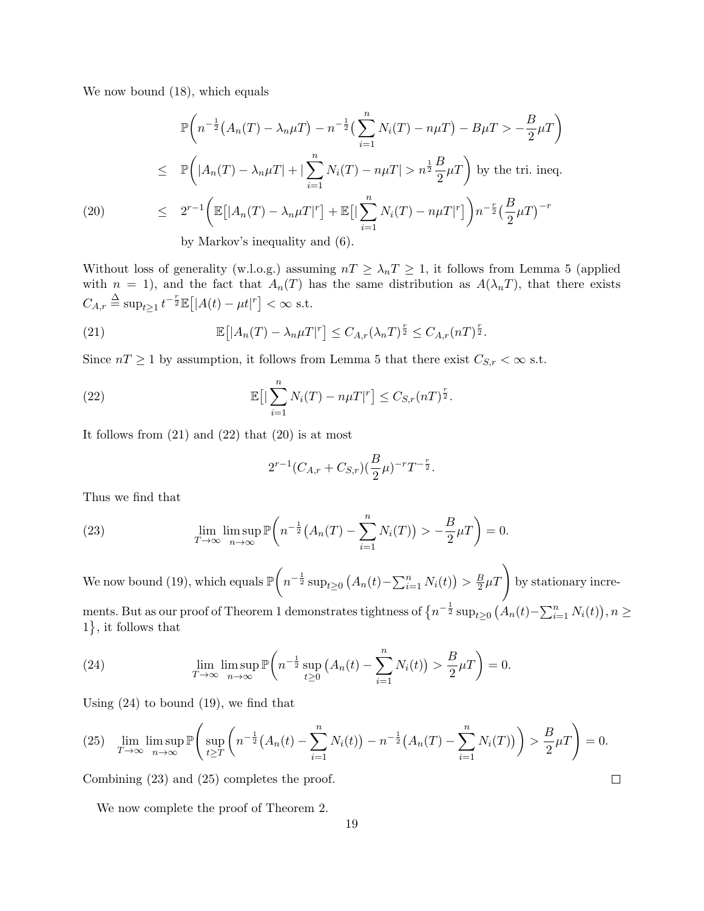We now bound (18), which equals

$$
\begin{aligned}
&\mathbb{P}\bigg( n^{-\frac{1}{2}}\big(A_n(T) - \lambda_n \mu T\big) - n^{-\frac{1}{2}}\big(\sum_{i=1}^{n} N_i(T) - n\mu T\big) - B\mu T > -\frac{B}{2}\mu T \bigg) \\
\leq\ & \mathbb{P}\bigg( |A_n(T) - \lambda_n \mu T| + |\sum_{i=1}^{n} N_i(T) - n\mu T| > n^{\frac{1}{2}}\frac{B}{2}\mu T \bigg) \text{ by the tri. ineq.} \\
\leq\ & 2^{r-1}\bigg( \mathbb{E}\big[|A_n(T) - \lambda_n\mu T|^r\big] + \mathbb{E}\big[|\sum_{i=1}^{n} N_i(T) - n\mu T|^r\big] \bigg) n^{-\frac{r}{2}} \big(\frac{B}{2}\mu T\big)^{-r} \qquad (20) \\
& \text{by Markov's inequality and (6).}
\end{aligned}
$$

Without loss of generality (w.l.o.g.) assuming $nT \geq \lambda_n T \geq 1$, it follows from Lemma 5 (applied with $n = 1$), and the fact that $A_n(T)$ has the same distribution as $A(\lambda_n T)$, that there exists $C_{A,r} \overset{\Delta}{=} \sup_{t \geq 1} t^{-\frac{r}{2}} \mathbb{E}\big[|A(t) - \mu t|^r\big] < \infty$ s.t.

$$
\mathbb{E}\big[|A_n(T) - \lambda_n \mu T|^r\big] \leq C_{A,r}(\lambda_n T)^{\frac{r}{2}} \leq C_{A,r}(nT)^{\frac{r}{2}}. \qquad (21)
$$

Since $nT \geq 1$ by assumption, it follows from Lemma 5 that there exist $C_{S,r} < \infty$ s.t.

$$
\mathbb{E}\big[|\sum_{i=1}^{n} N_i(T) - n\mu T|^r\big] \leq C_{S,r}(nT)^{\frac{r}{2}}. \qquad (22)
$$

It follows from (21) and (22) that (20) is at most

$$
2^{r-1}(C_{A,r} + C_{S,r})(\frac{B}{2}\mu)^{-r} T^{-\frac{r}{2}}.
$$

Thus we find that

$$
\lim_{T \to \infty} \limsup_{n \to \infty} \mathbb{P}\bigg( n^{-\frac{1}{2}}\big(A_n(T) - \sum_{i=1}^{n} N_i(T)\big) > -\frac{B}{2}\mu T \bigg) = 0. \qquad (23)
$$

We now bound (19), which equals $\mathbb{P}\bigg( n^{-\frac{1}{2}} \sup_{t \geq 0} \big(A_n(t) - \sum_{i=1}^{n} N_i(t)\big) > \frac{B}{2}\mu T \bigg)$ by stationary increments. But as our proof of Theorem 1 demonstrates tightness of $\big\{ n^{-\frac{1}{2}} \sup_{t \geq 0} \big(A_n(t) - \sum_{i=1}^{n} N_i(t)\big), n \geq 1\big\}$, it follows that

$$
\lim_{T \to \infty} \limsup_{n \to \infty} \mathbb{P}\bigg( n^{-\frac{1}{2}} \sup_{t \geq 0} \big(A_n(t) - \sum_{i=1}^{n} N_i(t)\big) > \frac{B}{2}\mu T \bigg) = 0. \qquad (24)
$$

Using (24) to bound (19), we find that

$$
\lim_{T \to \infty} \limsup_{n \to \infty} \mathbb{P}\Bigg( \sup_{t \geq T} \bigg( n^{-\frac{1}{2}}\big(A_n(t) - \sum_{i=1}^{n} N_i(t)\big) - n^{-\frac{1}{2}}\big(A_n(T) - \sum_{i=1}^{n} N_i(T)\big) \bigg) > \frac{B}{2}\mu T \Bigg) = 0. \qquad (25)
$$

Combining (23) and (25) completes the proof. $\square$

We now complete the proof of Theorem 2.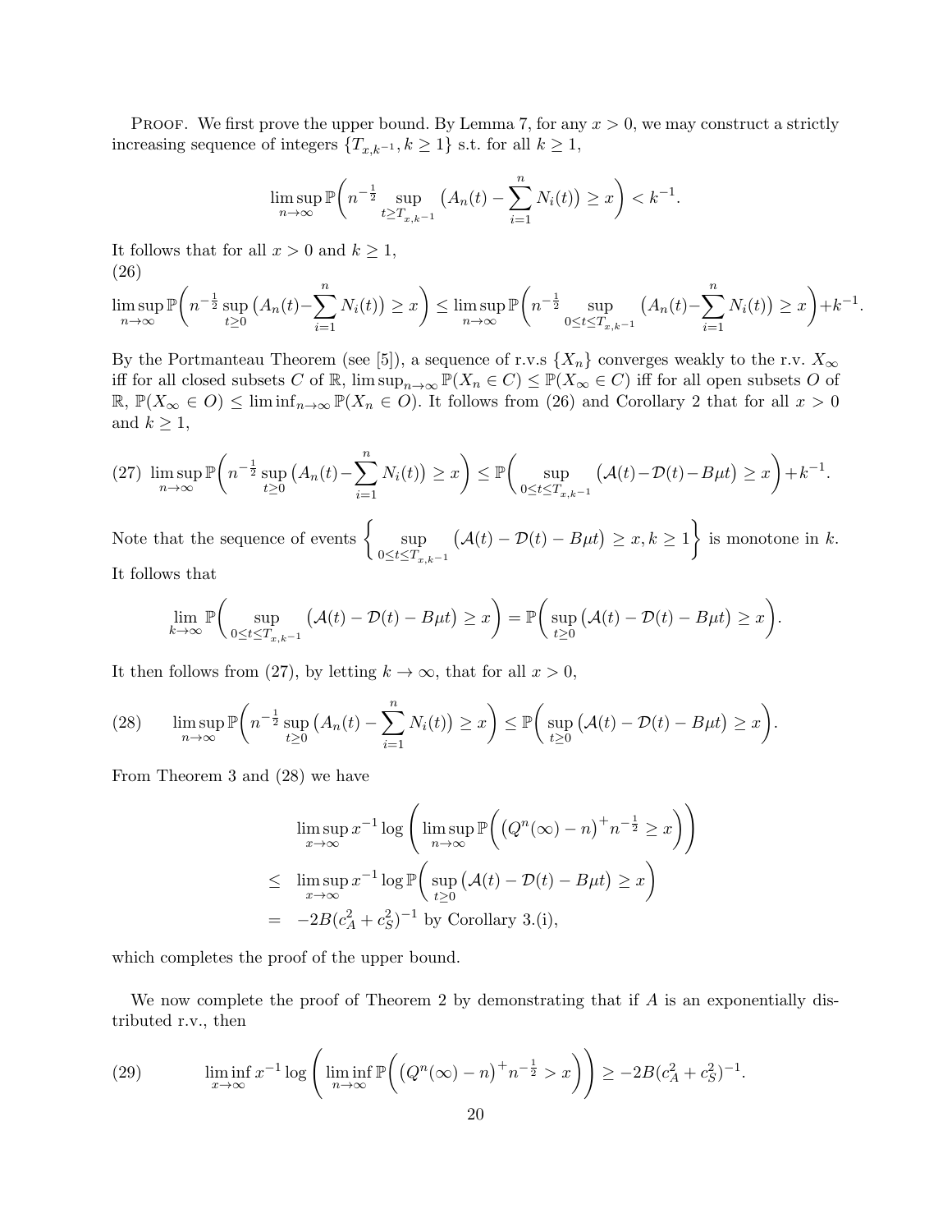PROOF. We first prove the upper bound. By Lemma 7, for any $x > 0$, we may construct a strictly increasing sequence of integers $\{T_{x,k^{-1}}, k \geq 1\}$ s.t. for all $k \geq 1$,

$$\limsup_{n\to\infty} \mathbb{P}\bigg( n^{-\frac{1}{2}} \sup_{t \geq T_{x,k^{-1}}} \big( A_n(t) - \sum_{i=1}^{n} N_i(t) \big) \geq x \bigg) < k^{-1}.$$

It follows that for all $x > 0$ and $k \geq 1$,

$$\limsup_{n\to\infty} \mathbb{P}\bigg( n^{-\frac{1}{2}} \sup_{t\geq 0} \big( A_n(t) - \sum_{i=1}^{n} N_i(t) \big) \geq x \bigg) \leq \limsup_{n\to\infty} \mathbb{P}\bigg( n^{-\frac{1}{2}} \sup_{0 \leq t \leq T_{x,k^{-1}}} \big( A_n(t) - \sum_{i=1}^{n} N_i(t) \big) \geq x \bigg) + k^{-1}. \tag{26}$$

By the Portmanteau Theorem (see [5]), a sequence of r.v.s $\{X_n\}$ converges weakly to the r.v. $X_\infty$ iff for all closed subsets $C$ of $\mathbb{R}$, $\limsup_{n\to\infty} \mathbb{P}(X_n \in C) \leq \mathbb{P}(X_\infty \in C)$ iff for all open subsets $O$ of $\mathbb{R}$, $\mathbb{P}(X_\infty \in O) \leq \liminf_{n\to\infty} \mathbb{P}(X_n \in O)$. It follows from (26) and Corollary 2 that for all $x > 0$ and $k \geq 1$,

$$\limsup_{n\to\infty} \mathbb{P}\bigg( n^{-\frac{1}{2}} \sup_{t\geq 0} \big( A_n(t) - \sum_{i=1}^{n} N_i(t) \big) \geq x \bigg) \leq \mathbb{P}\bigg( \sup_{0 \leq t \leq T_{x,k^{-1}}} \big( \mathcal{A}(t) - \mathcal{D}(t) - B\mu t \big) \geq x \bigg) + k^{-1}. \tag{27}$$

Note that the sequence of events $\bigg\{ \sup_{0 \leq t \leq T_{x,k^{-1}}} \big( \mathcal{A}(t) - \mathcal{D}(t) - B\mu t \big) \geq x, k \geq 1 \bigg\}$ is monotone in $k$. It follows that

$$\lim_{k\to\infty} \mathbb{P}\bigg( \sup_{0 \leq t \leq T_{x,k^{-1}}} \big( \mathcal{A}(t) - \mathcal{D}(t) - B\mu t \big) \geq x \bigg) = \mathbb{P}\bigg( \sup_{t \geq 0} \big( \mathcal{A}(t) - \mathcal{D}(t) - B\mu t \big) \geq x \bigg).$$

It then follows from (27), by letting $k \to \infty$, that for all $x > 0$,

$$\limsup_{n\to\infty} \mathbb{P}\bigg( n^{-\frac{1}{2}} \sup_{t\geq 0} \big( A_n(t) - \sum_{i=1}^{n} N_i(t) \big) \geq x \bigg) \leq \mathbb{P}\bigg( \sup_{t \geq 0} \big( \mathcal{A}(t) - \mathcal{D}(t) - B\mu t \big) \geq x \bigg). \tag{28}$$

From Theorem 3 and (28) we have

$$\begin{aligned}
&\limsup_{x\to\infty} x^{-1} \log \Bigg( \limsup_{n\to\infty} \mathbb{P}\bigg( \big( Q^n(\infty) - n \big)^{+} n^{-\frac{1}{2}} \geq x \bigg) \Bigg) \\
\leq\ & \limsup_{x\to\infty} x^{-1} \log \mathbb{P}\bigg( \sup_{t\geq 0} \big( \mathcal{A}(t) - \mathcal{D}(t) - B\mu t \big) \geq x \bigg) \\
=\ & -2B(c_A^2 + c_S^2)^{-1} \text{ by Corollary 3.(i),}
\end{aligned}$$

which completes the proof of the upper bound.

We now complete the proof of Theorem 2 by demonstrating that if $A$ is an exponentially distributed r.v., then

$$\liminf_{x\to\infty} x^{-1} \log \Bigg( \liminf_{n\to\infty} \mathbb{P}\bigg( \big( Q^n(\infty) - n \big)^{+} n^{-\frac{1}{2}} > x \bigg) \Bigg) \geq -2B(c_A^2 + c_S^2)^{-1}. \tag{29}$$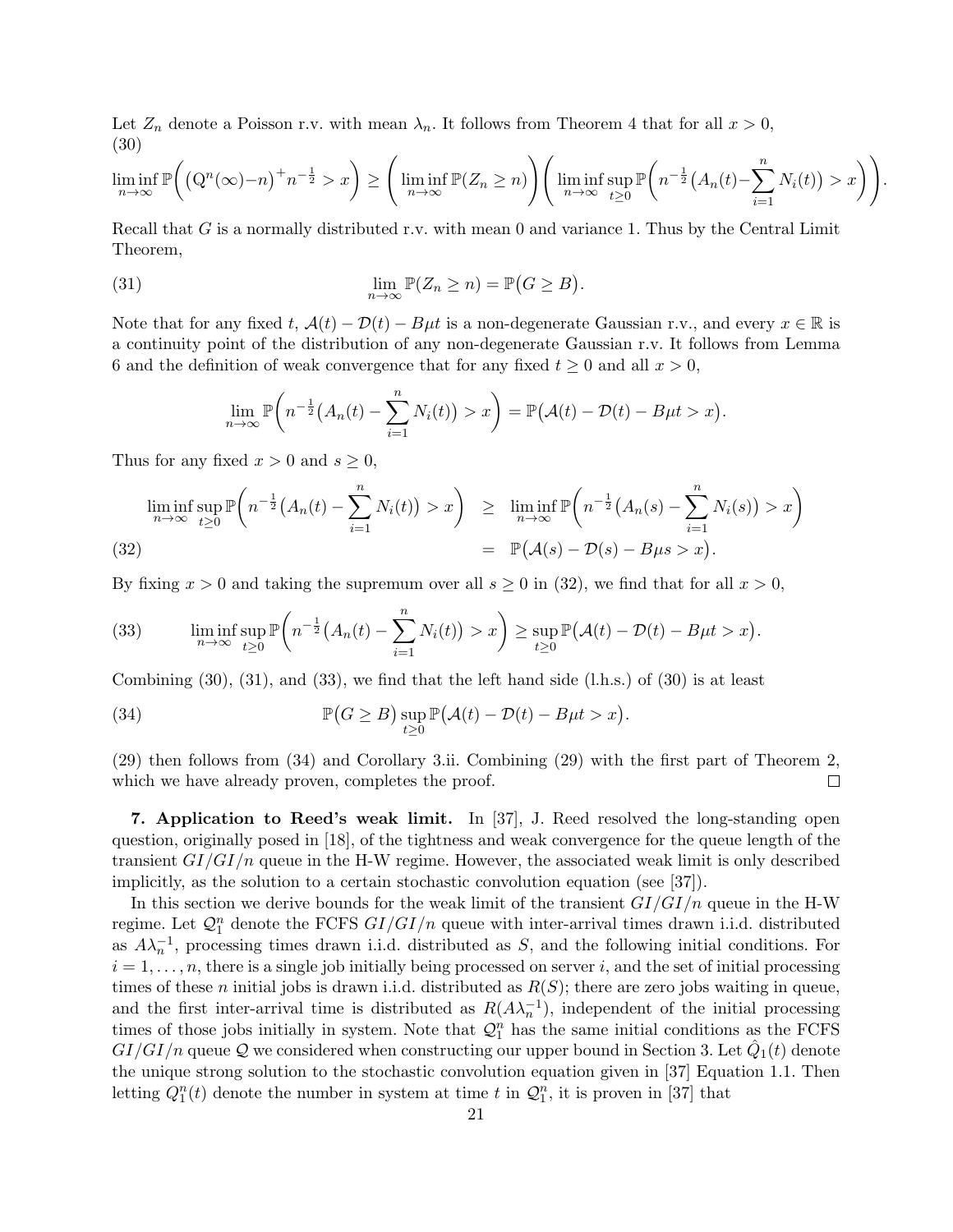Let $Z_n$ denote a Poisson r.v. with mean $\lambda_n$. It follows from Theorem 4 that for all $x > 0$,

(30)

$$\liminf_{n\to\infty} \mathbb{P}\bigg( \big(\mathrm{Q}^n(\infty) - n\big)^+ n^{-\frac{1}{2}} > x \bigg) \geq \bigg( \liminf_{n\to\infty} \mathbb{P}(Z_n \geq n) \bigg) \bigg( \liminf_{n\to\infty} \sup_{t \geq 0} \mathbb{P}\bigg( n^{-\frac{1}{2}}\big(A_n(t) - \sum_{i=1}^{n} N_i(t)\big) > x \bigg) \bigg).$$

Recall that $G$ is a normally distributed r.v. with mean 0 and variance 1. Thus by the Central Limit Theorem,

$$\lim_{n\to\infty} \mathbb{P}(Z_n \geq n) = \mathbb{P}\big(G \geq B\big). \tag{31}$$

Note that for any fixed $t$, $\mathcal{A}(t) - \mathcal{D}(t) - B\mu t$ is a non-degenerate Gaussian r.v., and every $x \in \mathbb{R}$ is a continuity point of the distribution of any non-degenerate Gaussian r.v. It follows from Lemma 6 and the definition of weak convergence that for any fixed $t \geq 0$ and all $x > 0$,

$$\lim_{n\to\infty} \mathbb{P}\bigg( n^{-\frac{1}{2}}\big(A_n(t) - \sum_{i=1}^{n} N_i(t)\big) > x \bigg) = \mathbb{P}\big(\mathcal{A}(t) - \mathcal{D}(t) - B\mu t > x\big).$$

Thus for any fixed $x > 0$ and $s \geq 0$,

$$\begin{aligned}
\liminf_{n\to\infty} \sup_{t \geq 0} \mathbb{P}\bigg( n^{-\frac{1}{2}}\big(A_n(t) - \sum_{i=1}^{n} N_i(t)\big) > x \bigg) &\geq \liminf_{n\to\infty} \mathbb{P}\bigg( n^{-\frac{1}{2}}\big(A_n(s) - \sum_{i=1}^{n} N_i(s)\big) > x \bigg) \\
&= \mathbb{P}\big(\mathcal{A}(s) - \mathcal{D}(s) - B\mu s > x\big).
\end{aligned} \tag{32}$$

By fixing $x > 0$ and taking the supremum over all $s \geq 0$ in (32), we find that for all $x > 0$,

$$\liminf_{n\to\infty} \sup_{t \geq 0} \mathbb{P}\bigg( n^{-\frac{1}{2}}\big(A_n(t) - \sum_{i=1}^{n} N_i(t)\big) > x \bigg) \geq \sup_{t \geq 0} \mathbb{P}\big(\mathcal{A}(t) - \mathcal{D}(t) - B\mu t > x\big). \tag{33}$$

Combining (30), (31), and (33), we find that the left hand side (l.h.s.) of (30) is at least

$$\mathbb{P}\big(G \geq B\big) \sup_{t \geq 0} \mathbb{P}\big(\mathcal{A}(t) - \mathcal{D}(t) - B\mu t > x\big). \tag{34}$$

(29) then follows from (34) and Corollary 3.ii. Combining (29) with the first part of Theorem 2, which we have already proven, completes the proof. □

**7. Application to Reed's weak limit.** In [37], J. Reed resolved the long-standing open question, originally posed in [18], of the tightness and weak convergence for the queue length of the transient $GI/GI/n$ queue in the H-W regime. However, the associated weak limit is only described implicitly, as the solution to a certain stochastic convolution equation (see [37]).

In this section we derive bounds for the weak limit of the transient $GI/GI/n$ queue in the H-W regime. Let $\mathcal{Q}_1^n$ denote the FCFS $GI/GI/n$ queue with inter-arrival times drawn i.i.d. distributed as $A\lambda_n^{-1}$, processing times drawn i.i.d. distributed as $S$, and the following initial conditions. For $i = 1, \ldots, n$, there is a single job initially being processed on server $i$, and the set of initial processing times of these $n$ initial jobs is drawn i.i.d. distributed as $R(S)$; there are zero jobs waiting in queue, and the first inter-arrival time is distributed as $R(A\lambda_n^{-1})$, independent of the initial processing times of those jobs initially in system. Note that $\mathcal{Q}_1^n$ has the same initial conditions as the FCFS $GI/GI/n$ queue $\mathcal{Q}$ we considered when constructing our upper bound in Section 3. Let $\hat{Q}_1(t)$ denote the unique strong solution to the stochastic convolution equation given in [37] Equation 1.1. Then letting $Q_1^n(t)$ denote the number in system at time $t$ in $\mathcal{Q}_1^n$, it is proven in [37] that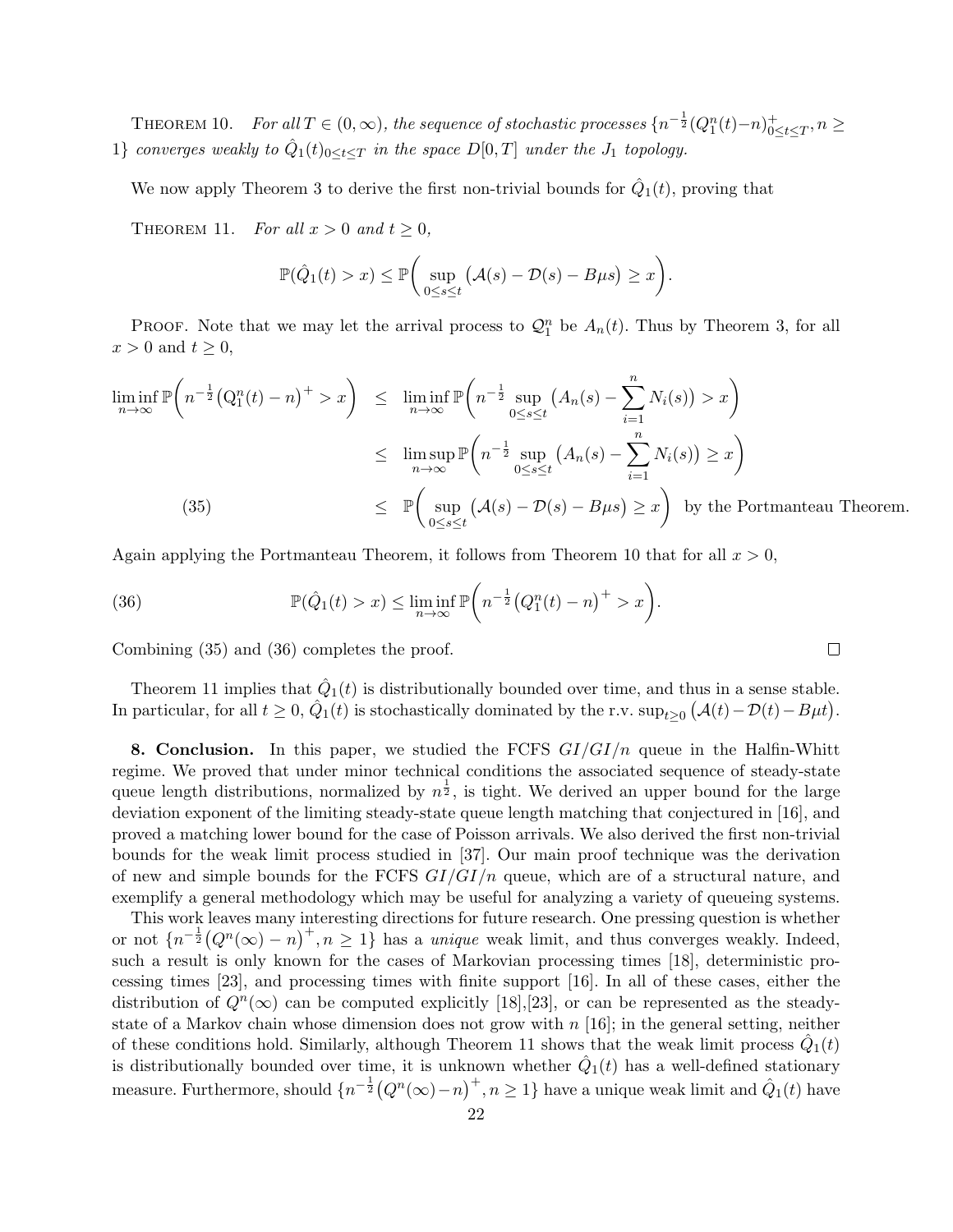THEOREM 10. *For all $T \in (0,\infty)$, the sequence of stochastic processes $\{n^{-\frac{1}{2}}(Q_1^n(t)-n)^+_{0\leq t\leq T}, n \geq 1\}$ converges weakly to $\hat{Q}_1(t)_{0\leq t\leq T}$ in the space $D[0,T]$ under the $J_1$ topology.*

We now apply Theorem 3 to derive the first non-trivial bounds for $\hat{Q}_1(t)$, proving that

THEOREM 11. *For all $x > 0$ and $t \geq 0$,*

$$\mathbb{P}(\hat{Q}_1(t) > x) \leq \mathbb{P}\bigg(\sup_{0\leq s\leq t}\big(\mathcal{A}(s) - \mathcal{D}(s) - B\mu s\big) \geq x\bigg).$$

PROOF. Note that we may let the arrival process to $\mathcal{Q}_1^n$ be $A_n(t)$. Thus by Theorem 3, for all $x > 0$ and $t \geq 0$,

$$\begin{aligned}
\liminf_{n\to\infty} \mathbb{P}\bigg(n^{-\frac{1}{2}}\big(Q_1^n(t)-n\big)^+ > x\bigg) &\leq \liminf_{n\to\infty} \mathbb{P}\bigg(n^{-\frac{1}{2}}\sup_{0\leq s\leq t}\big(A_n(s) - \sum_{i=1}^n N_i(s)\big) > x\bigg) \\
&\leq \limsup_{n\to\infty} \mathbb{P}\bigg(n^{-\frac{1}{2}}\sup_{0\leq s\leq t}\big(A_n(s) - \sum_{i=1}^n N_i(s)\big) \geq x\bigg) \\
&\leq \mathbb{P}\bigg(\sup_{0\leq s\leq t}\big(\mathcal{A}(s) - \mathcal{D}(s) - B\mu s\big) \geq x\bigg) \quad \text{by the Portmanteau Theorem.} \qquad (35)
\end{aligned}$$

Again applying the Portmanteau Theorem, it follows from Theorem 10 that for all $x > 0$,

$$\mathbb{P}(\hat{Q}_1(t) > x) \leq \liminf_{n\to\infty} \mathbb{P}\bigg(n^{-\frac{1}{2}}\big(Q_1^n(t)-n\big)^+ > x\bigg). \qquad (36)$$

Combining (35) and (36) completes the proof. ∎

Theorem 11 implies that $\hat{Q}_1(t)$ is distributionally bounded over time, and thus in a sense stable. In particular, for all $t \geq 0$, $\hat{Q}_1(t)$ is stochastically dominated by the r.v. $\sup_{t\geq 0}\big(\mathcal{A}(t) - \mathcal{D}(t) - B\mu t\big)$.

**8. Conclusion.** In this paper, we studied the FCFS $GI/GI/n$ queue in the Halfin-Whitt regime. We proved that under minor technical conditions the associated sequence of steady-state queue length distributions, normalized by $n^{\frac{1}{2}}$, is tight. We derived an upper bound for the large deviation exponent of the limiting steady-state queue length matching that conjectured in [16], and proved a matching lower bound for the case of Poisson arrivals. We also derived the first non-trivial bounds for the weak limit process studied in [37]. Our main proof technique was the derivation of new and simple bounds for the FCFS $GI/GI/n$ queue, which are of a structural nature, and exemplify a general methodology which may be useful for analyzing a variety of queueing systems.

This work leaves many interesting directions for future research. One pressing question is whether or not $\{n^{-\frac{1}{2}}\big(Q^n(\infty) - n\big)^+, n \geq 1\}$ has a *unique* weak limit, and thus converges weakly. Indeed, such a result is only known for the cases of Markovian processing times [18], deterministic processing times [23], and processing times with finite support [16]. In all of these cases, either the distribution of $Q^n(\infty)$ can be computed explicitly [18],[23], or can be represented as the steady-state of a Markov chain whose dimension does not grow with $n$ [16]; in the general setting, neither of these conditions hold. Similarly, although Theorem 11 shows that the weak limit process $\hat{Q}_1(t)$ is distributionally bounded over time, it is unknown whether $\hat{Q}_1(t)$ has a well-defined stationary measure. Furthermore, should $\{n^{-\frac{1}{2}}\big(Q^n(\infty)-n\big)^+, n \geq 1\}$ have a unique weak limit and $\hat{Q}_1(t)$ have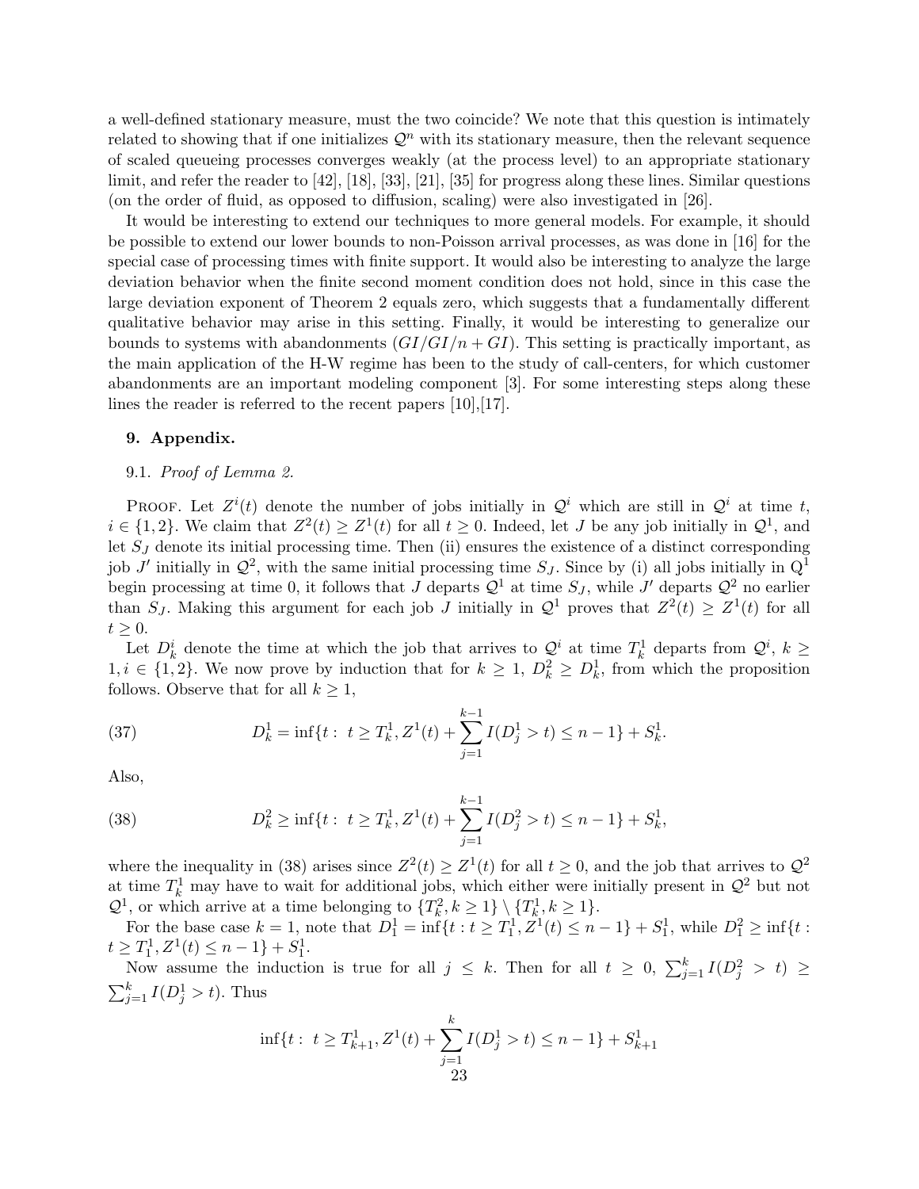a well-defined stationary measure, must the two coincide? We note that this question is intimately related to showing that if one initializes $\mathcal{Q}^n$ with its stationary measure, then the relevant sequence of scaled queueing processes converges weakly (at the process level) to an appropriate stationary limit, and refer the reader to [42], [18], [33], [21], [35] for progress along these lines. Similar questions (on the order of fluid, as opposed to diffusion, scaling) were also investigated in [26].

It would be interesting to extend our techniques to more general models. For example, it should be possible to extend our lower bounds to non-Poisson arrival processes, as was done in [16] for the special case of processing times with finite support. It would also be interesting to analyze the large deviation behavior when the finite second moment condition does not hold, since in this case the large deviation exponent of Theorem 2 equals zero, which suggests that a fundamentally different qualitative behavior may arise in this setting. Finally, it would be interesting to generalize our bounds to systems with abandonments ($GI/GI/n + GI$). This setting is practically important, as the main application of the H-W regime has been to the study of call-centers, for which customer abandonments are an important modeling component [3]. For some interesting steps along these lines the reader is referred to the recent papers [10],[17].

## 9. Appendix.

### 9.1. *Proof of Lemma 2.*

Proof. Let $Z^i(t)$ denote the number of jobs initially in $\mathcal{Q}^i$ which are still in $\mathcal{Q}^i$ at time $t$, $i \in \{1, 2\}$. We claim that $Z^2(t) \geq Z^1(t)$ for all $t \geq 0$. Indeed, let $J$ be any job initially in $\mathcal{Q}^1$, and let $S_J$ denote its initial processing time. Then (ii) ensures the existence of a distinct corresponding job $J'$ initially in $\mathcal{Q}^2$, with the same initial processing time $S_J$. Since by (i) all jobs initially in $\mathrm{Q}^1$ begin processing at time 0, it follows that $J$ departs $\mathcal{Q}^1$ at time $S_J$, while $J'$ departs $\mathcal{Q}^2$ no earlier than $S_J$. Making this argument for each job $J$ initially in $\mathcal{Q}^1$ proves that $Z^2(t) \geq Z^1(t)$ for all $t \geq 0$.

Let $D^i_k$ denote the time at which the job that arrives to $\mathcal{Q}^i$ at time $T^1_k$ departs from $\mathcal{Q}^i$, $k \geq 1, i \in \{1, 2\}$. We now prove by induction that for $k \geq 1$, $D^2_k \geq D^1_k$, from which the proposition follows. Observe that for all $k \geq 1$,

$$D^1_k = \inf\{t : \ t \geq T^1_k, Z^1(t) + \sum_{j=1}^{k-1} I(D^1_j > t) \leq n - 1\} + S^1_k. \tag{37}$$

Also,

$$D^2_k \geq \inf\{t : \ t \geq T^1_k, Z^1(t) + \sum_{j=1}^{k-1} I(D^2_j > t) \leq n - 1\} + S^1_k, \tag{38}$$

where the inequality in (38) arises since $Z^2(t) \geq Z^1(t)$ for all $t \geq 0$, and the job that arrives to $\mathcal{Q}^2$ at time $T^1_k$ may have to wait for additional jobs, which either were initially present in $\mathcal{Q}^2$ but not $\mathcal{Q}^1$, or which arrive at a time belonging to $\{T^2_k, k \geq 1\} \setminus \{T^1_k, k \geq 1\}$.

For the base case $k = 1$, note that $D^1_1 = \inf\{t : t \geq T^1_1, Z^1(t) \leq n - 1\} + S^1_1$, while $D^2_1 \geq \inf\{t : t \geq T^1_1, Z^1(t) \leq n - 1\} + S^1_1$.

Now assume the induction is true for all $j \leq k$. Then for all $t \geq 0$, $\sum_{j=1}^{k} I(D^2_j > t) \geq \sum_{j=1}^{k} I(D^1_j > t)$. Thus

$$\inf\{t : \ t \geq T^1_{k+1}, Z^1(t) + \sum_{j=1}^{k} I(D^1_j > t) \leq n - 1\} + S^1_{k+1}$$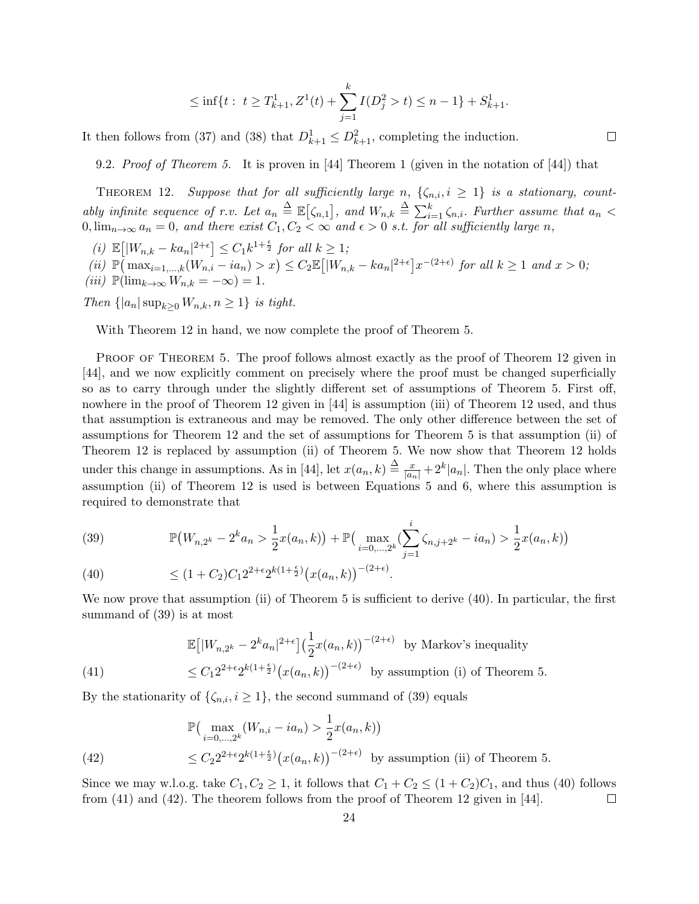$$\leq \inf\{t:\ t \geq T^1_{k+1}, Z^1(t) + \sum_{j=1}^{k} I(D^2_j > t) \leq n-1\} + S^1_{k+1}.$$

It then follows from (37) and (38) that $D^1_{k+1} \leq D^2_{k+1}$, completing the induction. $\square$

9.2. *Proof of Theorem 5.* It is proven in [44] Theorem 1 (given in the notation of [44]) that

THEOREM 12. *Suppose that for all sufficiently large $n$, $\{\zeta_{n,i}, i \geq 1\}$ is a stationary, countably infinite sequence of r.v. Let $a_n \triangleq \mathbb{E}\big[\zeta_{n,1}\big]$, and $W_{n,k} \triangleq \sum_{i=1}^{k} \zeta_{n,i}$. Further assume that $a_n < 0, \lim_{n\to\infty} a_n = 0$, and there exist $C_1, C_2 < \infty$ and $\epsilon > 0$ s.t. for all sufficiently large $n$,*

*(i) $\mathbb{E}\big[|W_{n,k} - ka_n|^{2+\epsilon}\big] \leq C_1 k^{1+\frac{\epsilon}{2}}$ for all $k \geq 1$;*
*(ii) $\mathbb{P}\big(\max_{i=1,\ldots,k}(W_{n,i} - ia_n) > x\big) \leq C_2 \mathbb{E}\big[|W_{n,k} - ka_n|^{2+\epsilon}\big] x^{-(2+\epsilon)}$ for all $k \geq 1$ and $x > 0$;*
*(iii) $\mathbb{P}(\lim_{k\to\infty} W_{n,k} = -\infty) = 1$.*

*Then $\{|a_n| \sup_{k\geq 0} W_{n,k}, n \geq 1\}$ is tight.*

With Theorem 12 in hand, we now complete the proof of Theorem 5.

PROOF OF THEOREM 5. The proof follows almost exactly as the proof of Theorem 12 given in [44], and we now explicitly comment on precisely where the proof must be changed superficially so as to carry through under the slightly different set of assumptions of Theorem 5. First off, nowhere in the proof of Theorem 12 given in [44] is assumption (iii) of Theorem 12 used, and thus that assumption is extraneous and may be removed. The only other difference between the set of assumptions for Theorem 12 and the set of assumptions for Theorem 5 is that assumption (ii) of Theorem 12 is replaced by assumption (ii) of Theorem 5. We now show that Theorem 12 holds under this change in assumptions. As in [44], let $x(a_n, k) \triangleq \frac{x}{|a_n|} + 2^k|a_n|$. Then the only place where assumption (ii) of Theorem 12 is used is between Equations 5 and 6, where this assumption is required to demonstrate that

$$\mathbb{P}\big(W_{n,2^k} - 2^k a_n > \frac{1}{2}x(a_n,k)\big) + \mathbb{P}\big(\max_{i=0,\ldots,2^k}(\sum_{j=1}^{i}\zeta_{n,j+2^k} - ia_n) > \frac{1}{2}x(a_n,k)\big) \tag{39}$$

$$\leq (1+C_2)C_1 2^{2+\epsilon} 2^{k(1+\frac{\epsilon}{2})}\big(x(a_n,k)\big)^{-(2+\epsilon)}. \tag{40}$$

We now prove that assumption (ii) of Theorem 5 is sufficient to derive (40). In particular, the first summand of (39) is at most

$$\mathbb{E}\big[|W_{n,2^k} - 2^k a_n|^{2+\epsilon}\big]\big(\frac{1}{2}x(a_n,k)\big)^{-(2+\epsilon)} \quad \text{by Markov's inequality}$$

$$\leq C_1 2^{2+\epsilon} 2^{k(1+\frac{\epsilon}{2})}\big(x(a_n,k)\big)^{-(2+\epsilon)} \quad \text{by assumption (i) of Theorem 5.} \tag{41}$$

By the stationarity of $\{\zeta_{n,i}, i \geq 1\}$, the second summand of (39) equals

$$\mathbb{P}\big(\max_{i=0,\ldots,2^k}(W_{n,i} - ia_n) > \frac{1}{2}x(a_n,k)\big)$$

$$\leq C_2 2^{2+\epsilon} 2^{k(1+\frac{\epsilon}{2})}\big(x(a_n,k)\big)^{-(2+\epsilon)} \quad \text{by assumption (ii) of Theorem 5.} \tag{42}$$

Since we may w.l.o.g. take $C_1, C_2 \geq 1$, it follows that $C_1 + C_2 \leq (1+C_2)C_1$, and thus (40) follows from (41) and (42). The theorem follows from the proof of Theorem 12 given in [44]. $\square$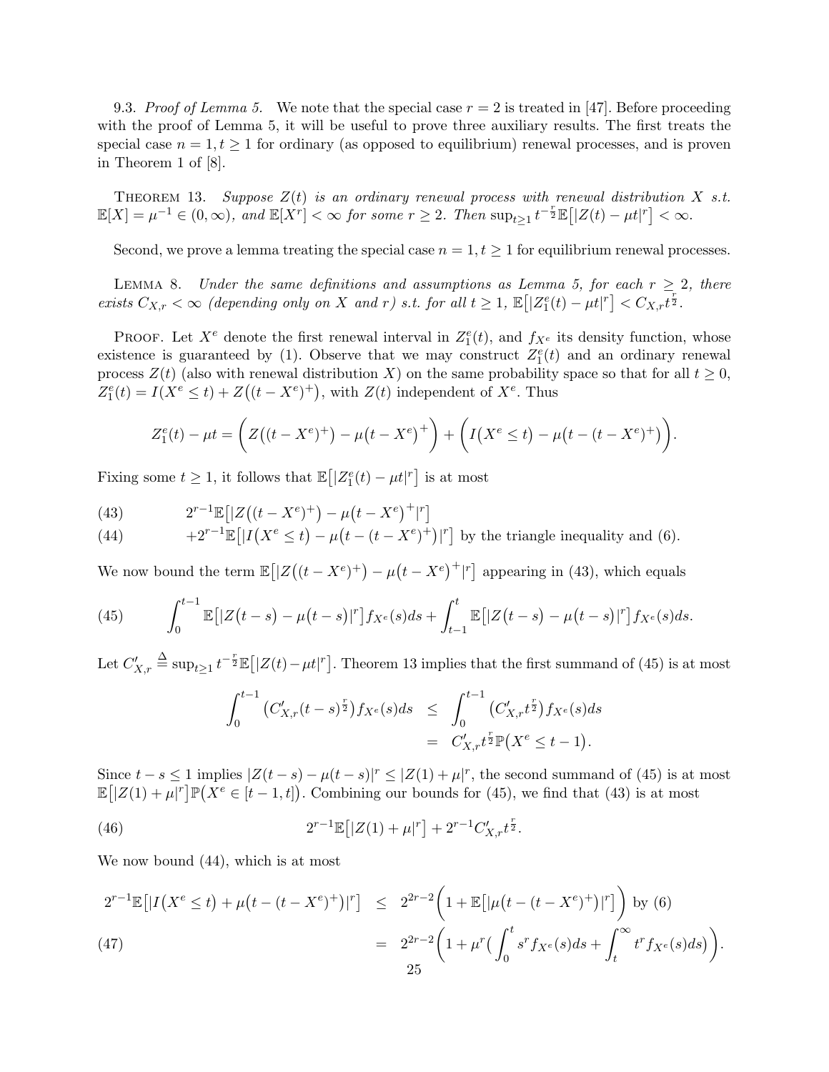9.3. *Proof of Lemma 5.* We note that the special case $r = 2$ is treated in [47]. Before proceeding with the proof of Lemma 5, it will be useful to prove three auxiliary results. The first treats the special case $n = 1, t \geq 1$ for ordinary (as opposed to equilibrium) renewal processes, and is proven in Theorem 1 of [8].

THEOREM 13. *Suppose $Z(t)$ is an ordinary renewal process with renewal distribution $X$ s.t. $\mathbb{E}[X] = \mu^{-1} \in (0, \infty)$, and $\mathbb{E}[X^r] < \infty$ for some $r \geq 2$. Then $\sup_{t \geq 1} t^{-\frac{r}{2}} \mathbb{E}\big[|Z(t) - \mu t|^r\big] < \infty$.*

Second, we prove a lemma treating the special case $n = 1, t \geq 1$ for equilibrium renewal processes.

LEMMA 8. *Under the same definitions and assumptions as Lemma 5, for each $r \geq 2$, there exists $C_{X,r} < \infty$ (depending only on $X$ and $r$) s.t. for all $t \geq 1$, $\mathbb{E}\big[|Z^e_1(t) - \mu t|^r\big] < C_{X,r} t^{\frac{r}{2}}$.*

PROOF. Let $X^e$ denote the first renewal interval in $Z^e_1(t)$, and $f_{X^e}$ its density function, whose existence is guaranteed by (1). Observe that we may construct $Z^e_1(t)$ and an ordinary renewal process $Z(t)$ (also with renewal distribution $X$) on the same probability space so that for all $t \geq 0$, $Z^e_1(t) = I(X^e \leq t) + Z\big((t - X^e)^+\big)$, with $Z(t)$ independent of $X^e$. Thus

$$Z^e_1(t) - \mu t = \bigg( Z\big((t - X^e)^+\big) - \mu\big(t - X^e\big)^+ \bigg) + \bigg( I\big(X^e \leq t\big) - \mu\big(t - (t - X^e)^+\big) \bigg).$$

Fixing some $t \geq 1$, it follows that $\mathbb{E}\big[|Z^e_1(t) - \mu t|^r\big]$ is at most

$$2^{r-1}\mathbb{E}\big[|Z\big((t - X^e)^+\big) - \mu\big(t - X^e\big)^+|^r\big] \tag{43}$$

$$+2^{r-1}\mathbb{E}\big[|I\big(X^e \leq t\big) - \mu\big(t - (t - X^e)^+\big)|^r\big] \text{ by the triangle inequality and (6).} \tag{44}$$

We now bound the term $\mathbb{E}\big[|Z\big((t - X^e)^+\big) - \mu\big(t - X^e\big)^+|^r\big]$ appearing in (43), which equals

$$\int_0^{t-1} \mathbb{E}\big[|Z\big(t - s\big) - \mu\big(t - s\big)|^r\big] f_{X^e}(s) ds + \int_{t-1}^{t} \mathbb{E}\big[|Z\big(t - s\big) - \mu\big(t - s\big)|^r\big] f_{X^e}(s) ds. \tag{45}$$

Let $C'_{X,r} \overset{\Delta}{=} \sup_{t \geq 1} t^{-\frac{r}{2}} \mathbb{E}\big[|Z(t) - \mu t|^r\big]$. Theorem 13 implies that the first summand of (45) is at most

$$\begin{aligned} \int_0^{t-1} \big(C'_{X,r}(t-s)^{\frac{r}{2}}\big) f_{X^e}(s) ds &\leq \int_0^{t-1} \big(C'_{X,r} t^{\frac{r}{2}}\big) f_{X^e}(s) ds \\ &= C'_{X,r} t^{\frac{r}{2}} \mathbb{P}\big(X^e \leq t - 1\big). \end{aligned}$$

Since $t - s \leq 1$ implies $|Z(t-s) - \mu(t-s)|^r \leq |Z(1) + \mu|^r$, the second summand of (45) is at most $\mathbb{E}\big[|Z(1) + \mu|^r\big]\mathbb{P}\big(X^e \in [t-1, t]\big)$. Combining our bounds for (45), we find that (43) is at most

$$2^{r-1}\mathbb{E}\big[|Z(1) + \mu|^r\big] + 2^{r-1} C'_{X,r} t^{\frac{r}{2}}. \tag{46}$$

We now bound (44), which is at most

$$\begin{aligned} 2^{r-1}\mathbb{E}\big[|I\big(X^e \leq t\big) + \mu\big(t - (t - X^e)^+\big)|^r\big] &\leq 2^{2r-2}\bigg(1 + \mathbb{E}\big[|\mu\big(t - (t - X^e)^+\big)|^r\big]\bigg) \text{ by (6)} \\ &= 2^{2r-2}\bigg(1 + \mu^r\big(\int_0^t s^r f_{X^e}(s) ds + \int_t^\infty t^r f_{X^e}(s) ds\big)\bigg). \end{aligned} \tag{47}$$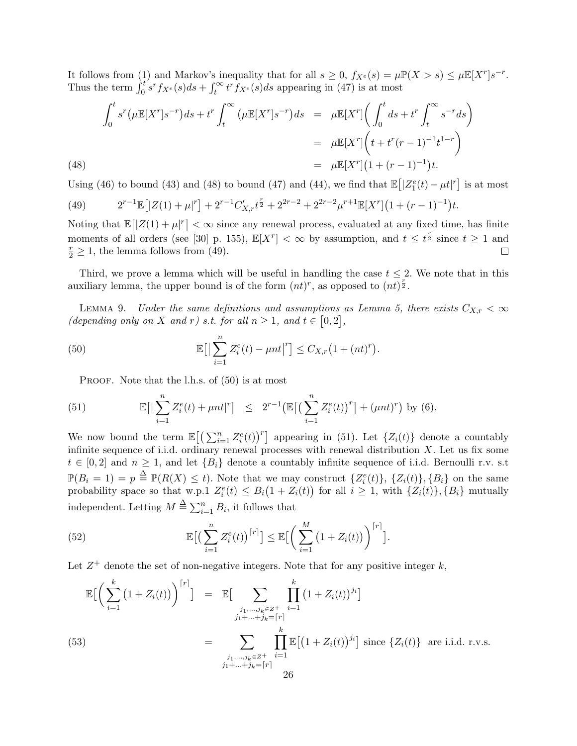It follows from (1) and Markov's inequality that for all $s \geq 0$, $f_{X^e}(s) = \mu \mathbb{P}(X > s) \leq \mu \mathbb{E}[X^r] s^{-r}$. Thus the term $\int_0^t s^r f_{X^e}(s) ds + \int_t^\infty t^r f_{X^e}(s) ds$ appearing in (47) is at most

$$
\begin{aligned}
\int_0^t s^r \big(\mu \mathbb{E}[X^r] s^{-r}\big) ds + t^r \int_t^\infty \big(\mu \mathbb{E}[X^r] s^{-r}\big) ds &= \mu \mathbb{E}[X^r] \bigg( \int_0^t ds + t^r \int_t^\infty s^{-r} ds \bigg) \\
&= \mu \mathbb{E}[X^r] \bigg( t + t^r (r-1)^{-1} t^{1-r} \bigg) \\
&= \mu \mathbb{E}[X^r] \big( 1 + (r-1)^{-1} \big) t. \qquad (48)
\end{aligned}
$$

Using (46) to bound (43) and (48) to bound (47) and (44), we find that $\mathbb{E}\big[|Z_1^e(t) - \mu t|^r\big]$ is at most

$$
2^{r-1} \mathbb{E}\big[|Z(1) + \mu|^r\big] + 2^{r-1} C'_{X,r} t^{\frac{r}{2}} + 2^{2r-2} + 2^{2r-2} \mu^{r+1} \mathbb{E}[X^r] \big(1 + (r-1)^{-1}\big) t. \qquad (49)
$$

Noting that $\mathbb{E}\big[|Z(1) + \mu|^r\big] < \infty$ since any renewal process, evaluated at any fixed time, has finite moments of all orders (see [30] p. 155), $\mathbb{E}[X^r] < \infty$ by assumption, and $t \leq t^{\frac{r}{2}}$ since $t \geq 1$ and $\frac{r}{2} \geq 1$, the lemma follows from (49). $\square$

Third, we prove a lemma which will be useful in handling the case $t \leq 2$. We note that in this auxiliary lemma, the upper bound is of the form $(nt)^r$, as opposed to $(nt)^{\frac{r}{2}}$.

LEMMA 9. *Under the same definitions and assumptions as Lemma 5, there exists $C_{X,r} < \infty$ (depending only on $X$ and $r$) s.t. for all $n \geq 1$, and $t \in [0, 2]$,*

$$
\mathbb{E}\big[\big|\sum_{i=1}^n Z_i^e(t) - \mu n t\big|^r\big] \leq C_{X,r}\big(1 + (nt)^r\big). \qquad (50)
$$

PROOF. Note that the l.h.s. of (50) is at most

$$
\mathbb{E}\big[\big|\sum_{i=1}^n Z_i^e(t) + \mu n t\big|^r\big] \leq 2^{r-1}\Big(\mathbb{E}\big[\big(\sum_{i=1}^n Z_i^e(t)\big)^r\big] + (\mu n t)^r\Big) \text{ by (6).} \qquad (51)
$$

We now bound the term $\mathbb{E}\big[\big(\sum_{i=1}^n Z_i^e(t)\big)^r\big]$ appearing in (51). Let $\{Z_i(t)\}$ denote a countably infinite sequence of i.i.d. ordinary renewal processes with renewal distribution $X$. Let us fix some $t \in [0, 2]$ and $n \geq 1$, and let $\{B_i\}$ denote a countably infinite sequence of i.i.d. Bernoulli r.v. s.t $\mathbb{P}(B_i = 1) = p \overset{\Delta}{=} \mathbb{P}(R(X) \leq t)$. Note that we may construct $\{Z_i^e(t)\}$, $\{Z_i(t)\}, \{B_i\}$ on the same probability space so that w.p.1 $Z_i^e(t) \leq B_i\big(1 + Z_i(t)\big)$ for all $i \geq 1$, with $\{Z_i(t)\}, \{B_i\}$ mutually independent. Letting $M \overset{\Delta}{=} \sum_{i=1}^n B_i$, it follows that

$$
\mathbb{E}\big[\big(\sum_{i=1}^n Z_i^e(t)\big)^{\lceil r \rceil}\big] \leq \mathbb{E}\Big[\bigg(\sum_{i=1}^M \big(1 + Z_i(t)\big)\bigg)^{\lceil r \rceil}\Big]. \qquad (52)
$$

Let $Z^+$ denote the set of non-negative integers. Note that for any positive integer $k$,

$$
\begin{aligned}
\mathbb{E}\Big[\bigg(\sum_{i=1}^k \big(1 + Z_i(t)\big)\bigg)^{\lceil r \rceil}\Big] &= \mathbb{E}\Big[\sum_{\substack{j_1, \ldots, j_k \in Z^+ \\ j_1 + \ldots + j_k = \lceil r \rceil}} \prod_{i=1}^k \big(1 + Z_i(t)\big)^{j_i}\Big] \\
&= \sum_{\substack{j_1, \ldots, j_k \in Z^+ \\ j_1 + \ldots + j_k = \lceil r \rceil}} \prod_{i=1}^k \mathbb{E}\big[\big(1 + Z_i(t)\big)^{j_i}\big] \text{ since } \{Z_i(t)\} \text{ are i.i.d. r.v.s.} \qquad (53)
\end{aligned}
$$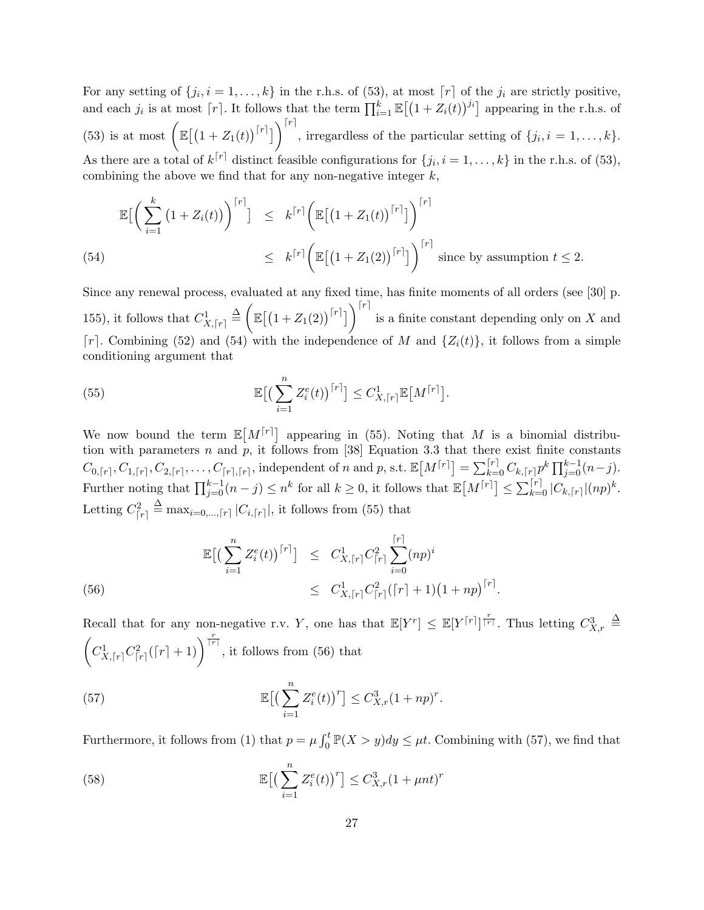For any setting of $\{j_i, i = 1, \ldots, k\}$ in the r.h.s. of (53), at most $\lceil r \rceil$ of the $j_i$ are strictly positive, and each $j_i$ is at most $\lceil r \rceil$. It follows that the term $\prod_{i=1}^{k} \mathbb{E}\big[\big(1 + Z_i(t)\big)^{j_i}\big]$ appearing in the r.h.s. of (53) is at most $\Bigg(\mathbb{E}\big[\big(1 + Z_1(t)\big)^{\lceil r \rceil}\big]\Bigg)^{\lceil r \rceil}$, irregardless of the particular setting of $\{j_i, i = 1, \ldots, k\}$. As there are a total of $k^{\lceil r \rceil}$ distinct feasible configurations for $\{j_i, i = 1, \ldots, k\}$ in the r.h.s. of (53), combining the above we find that for any non-negative integer $k$,

$$
\begin{aligned}
\mathbb{E}\Big[\Big(\sum_{i=1}^{k} \big(1 + Z_i(t)\big)\Big)^{\lceil r \rceil}\Big] &\leq k^{\lceil r \rceil}\Bigg(\mathbb{E}\big[\big(1 + Z_1(t)\big)^{\lceil r \rceil}\big]\Bigg)^{\lceil r \rceil} \\
&\leq k^{\lceil r \rceil}\Bigg(\mathbb{E}\big[\big(1 + Z_1(2)\big)^{\lceil r \rceil}\big]\Bigg)^{\lceil r \rceil} \text{ since by assumption } t \leq 2. \qquad (54)
\end{aligned}
$$

Since any renewal process, evaluated at any fixed time, has finite moments of all orders (see [30] p. 155), it follows that $C^1_{X,\lceil r \rceil} \triangleq \Bigg(\mathbb{E}\big[\big(1 + Z_1(2)\big)^{\lceil r \rceil}\big]\Bigg)^{\lceil r \rceil}$ is a finite constant depending only on $X$ and $\lceil r \rceil$. Combining (52) and (54) with the independence of $M$ and $\{Z_i(t)\}$, it follows from a simple conditioning argument that

$$
\mathbb{E}\big[\big(\sum_{i=1}^{n} Z_i^e(t)\big)^{\lceil r \rceil}\big] \leq C^1_{X,\lceil r \rceil}\mathbb{E}\big[M^{\lceil r \rceil}\big]. \qquad (55)
$$

We now bound the term $\mathbb{E}\big[M^{\lceil r \rceil}\big]$ appearing in (55). Noting that $M$ is a binomial distribution with parameters $n$ and $p$, it follows from [38] Equation 3.3 that there exist finite constants $C_{0,\lceil r \rceil}, C_{1,\lceil r \rceil}, C_{2,\lceil r \rceil}, \ldots, C_{\lceil r \rceil,\lceil r \rceil}$, independent of $n$ and $p$, s.t. $\mathbb{E}\big[M^{\lceil r \rceil}\big] = \sum_{k=0}^{\lceil r \rceil} C_{k,\lceil r \rceil} p^k \prod_{j=0}^{k-1}(n-j)$. Further noting that $\prod_{j=0}^{k-1}(n-j) \leq n^k$ for all $k \geq 0$, it follows that $\mathbb{E}\big[M^{\lceil r \rceil}\big] \leq \sum_{k=0}^{\lceil r \rceil} |C_{k,\lceil r \rceil}|(np)^k$. Letting $C^2_{\lceil r \rceil} \triangleq \max_{i=0,\ldots,\lceil r \rceil} |C_{i,\lceil r \rceil}|$, it follows from (55) that

$$
\begin{aligned}
\mathbb{E}\big[\big(\sum_{i=1}^{n} Z_i^e(t)\big)^{\lceil r \rceil}\big] &\leq C^1_{X,\lceil r \rceil} C^2_{\lceil r \rceil} \sum_{i=0}^{\lceil r \rceil}(np)^i \\
&\leq C^1_{X,\lceil r \rceil} C^2_{\lceil r \rceil}(\lceil r \rceil + 1)\big(1 + np\big)^{\lceil r \rceil}. \qquad (56)
\end{aligned}
$$

Recall that for any non-negative r.v. $Y$, one has that $\mathbb{E}[Y^r] \leq \mathbb{E}[Y^{\lceil r \rceil}]^{\frac{r}{\lceil r \rceil}}$. Thus letting $C^3_{X,r} \triangleq \Bigg(C^1_{X,\lceil r \rceil} C^2_{\lceil r \rceil}(\lceil r \rceil + 1)\Bigg)^{\frac{r}{\lceil r \rceil}}$, it follows from (56) that

$$
\mathbb{E}\big[\big(\sum_{i=1}^{n} Z_i^e(t)\big)^{r}\big] \leq C^3_{X,r}(1 + np)^r. \qquad (57)
$$

Furthermore, it follows from (1) that $p = \mu \int_0^t \mathbb{P}(X > y)dy \leq \mu t$. Combining with (57), we find that

$$
\mathbb{E}\big[\big(\sum_{i=1}^{n} Z_i^e(t)\big)^{r}\big] \leq C^3_{X,r}(1 + \mu n t)^r \qquad (58)
$$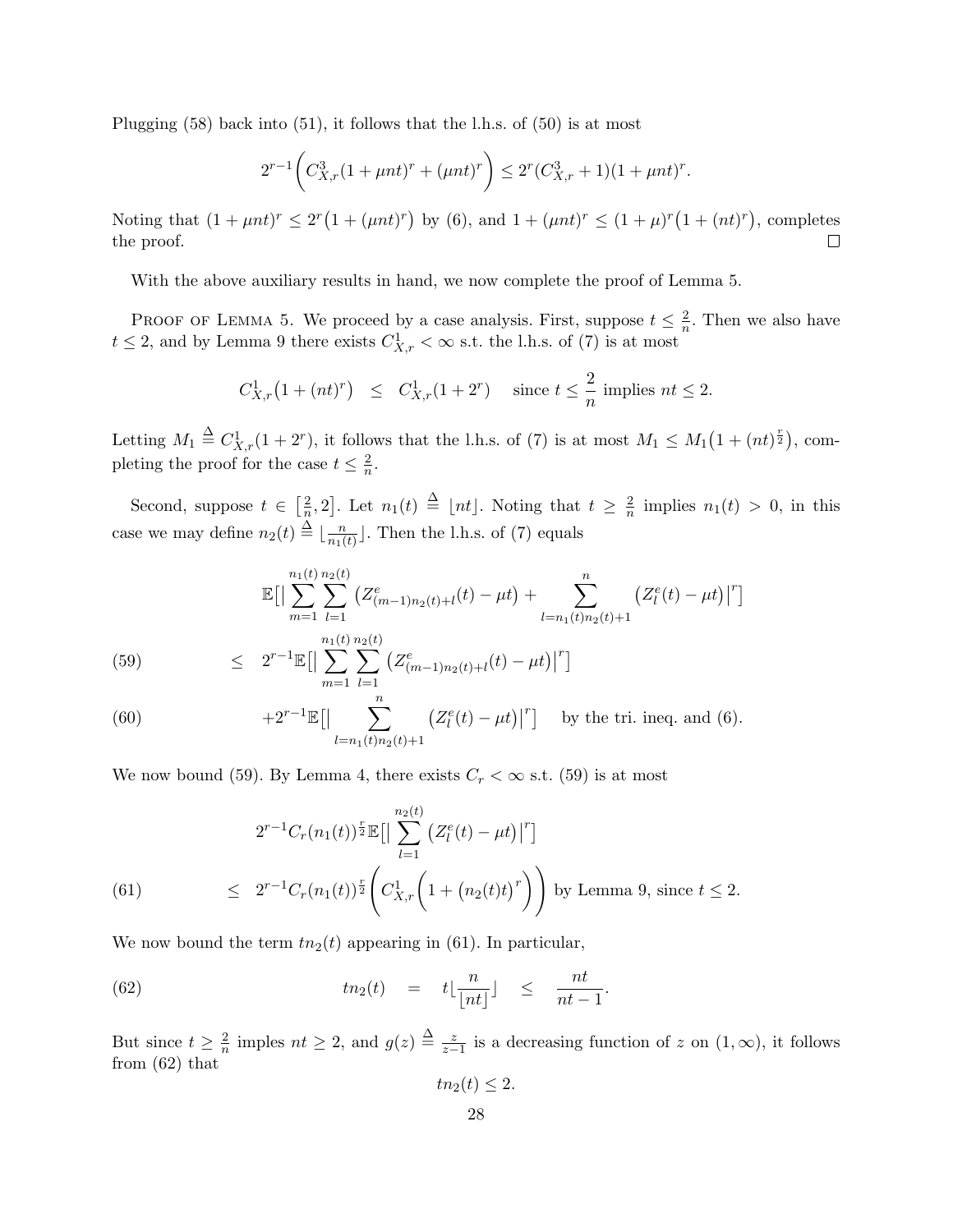Plugging (58) back into (51), it follows that the l.h.s. of (50) is at most

$$2^{r-1}\bigg(C^3_{X,r}(1+\mu nt)^r + (\mu nt)^r\bigg) \leq 2^r(C^3_{X,r}+1)(1+\mu nt)^r.$$

Noting that $(1+\mu nt)^r \leq 2^r\big(1+(\mu nt)^r\big)$ by (6), and $1+(\mu nt)^r \leq (1+\mu)^r\big(1+(nt)^r\big)$, completes the proof. $\square$

With the above auxiliary results in hand, we now complete the proof of Lemma 5.

Proof of Lemma 5. We proceed by a case analysis. First, suppose $t \leq \frac{2}{n}$. Then we also have $t \leq 2$, and by Lemma 9 there exists $C^1_{X,r} < \infty$ s.t. the l.h.s. of (7) is at most

$$C^1_{X,r}\big(1+(nt)^r\big) \quad \leq \quad C^1_{X,r}(1+2^r) \quad \text{ since } t \leq \frac{2}{n} \text{ implies } nt \leq 2.$$

Letting $M_1 \stackrel{\Delta}{=} C^1_{X,r}(1+2^r)$, it follows that the l.h.s. of (7) is at most $M_1 \leq M_1\big(1+(nt)^{\frac{r}{2}}\big)$, completing the proof for the case $t \leq \frac{2}{n}$.

Second, suppose $t \in \big[\frac{2}{n}, 2\big]$. Let $n_1(t) \stackrel{\Delta}{=} \lfloor nt \rfloor$. Noting that $t \geq \frac{2}{n}$ implies $n_1(t) > 0$, in this case we may define $n_2(t) \stackrel{\Delta}{=} \lfloor \frac{n}{n_1(t)} \rfloor$. Then the l.h.s. of (7) equals

$$
\begin{aligned}
&\mathbb{E}\big[\big|\sum_{m=1}^{n_1(t)}\sum_{l=1}^{n_2(t)}\big(Z^e_{(m-1)n_2(t)+l}(t)-\mu t\big) + \sum_{l=n_1(t)n_2(t)+1}^{n}\big(Z^e_l(t)-\mu t\big)\big|^r\big] \\
\leq \quad & 2^{r-1}\mathbb{E}\big[\big|\sum_{m=1}^{n_1(t)}\sum_{l=1}^{n_2(t)}\big(Z^e_{(m-1)n_2(t)+l}(t)-\mu t\big)\big|^r\big] && (59)\\
&+2^{r-1}\mathbb{E}\big[\big|\sum_{l=n_1(t)n_2(t)+1}^{n}\big(Z^e_l(t)-\mu t\big)\big|^r\big] \quad \text{by the tri. ineq. and (6).} && (60)
\end{aligned}
$$

We now bound (59). By Lemma 4, there exists $C_r < \infty$ s.t. (59) is at most

$$
\begin{aligned}
&2^{r-1}C_r(n_1(t))^{\frac{r}{2}}\mathbb{E}\big[\big|\sum_{l=1}^{n_2(t)}\big(Z^e_l(t)-\mu t\big)\big|^r\big] \\
\leq \quad & 2^{r-1}C_r(n_1(t))^{\frac{r}{2}}\Bigg(C^1_{X,r}\bigg(1+\big(n_2(t)t\big)^r\bigg)\Bigg) \text{ by Lemma 9, since } t \leq 2. && (61)
\end{aligned}
$$

We now bound the term $tn_2(t)$ appearing in (61). In particular,

$$tn_2(t) \quad = \quad t\lfloor\frac{n}{\lfloor nt \rfloor}\rfloor \quad \leq \quad \frac{nt}{nt-1}. \tag{62}$$

But since $t \geq \frac{2}{n}$ imples $nt \geq 2$, and $g(z) \stackrel{\Delta}{=} \frac{z}{z-1}$ is a decreasing function of $z$ on $(1,\infty)$, it follows from (62) that

$$tn_2(t) \leq 2.$$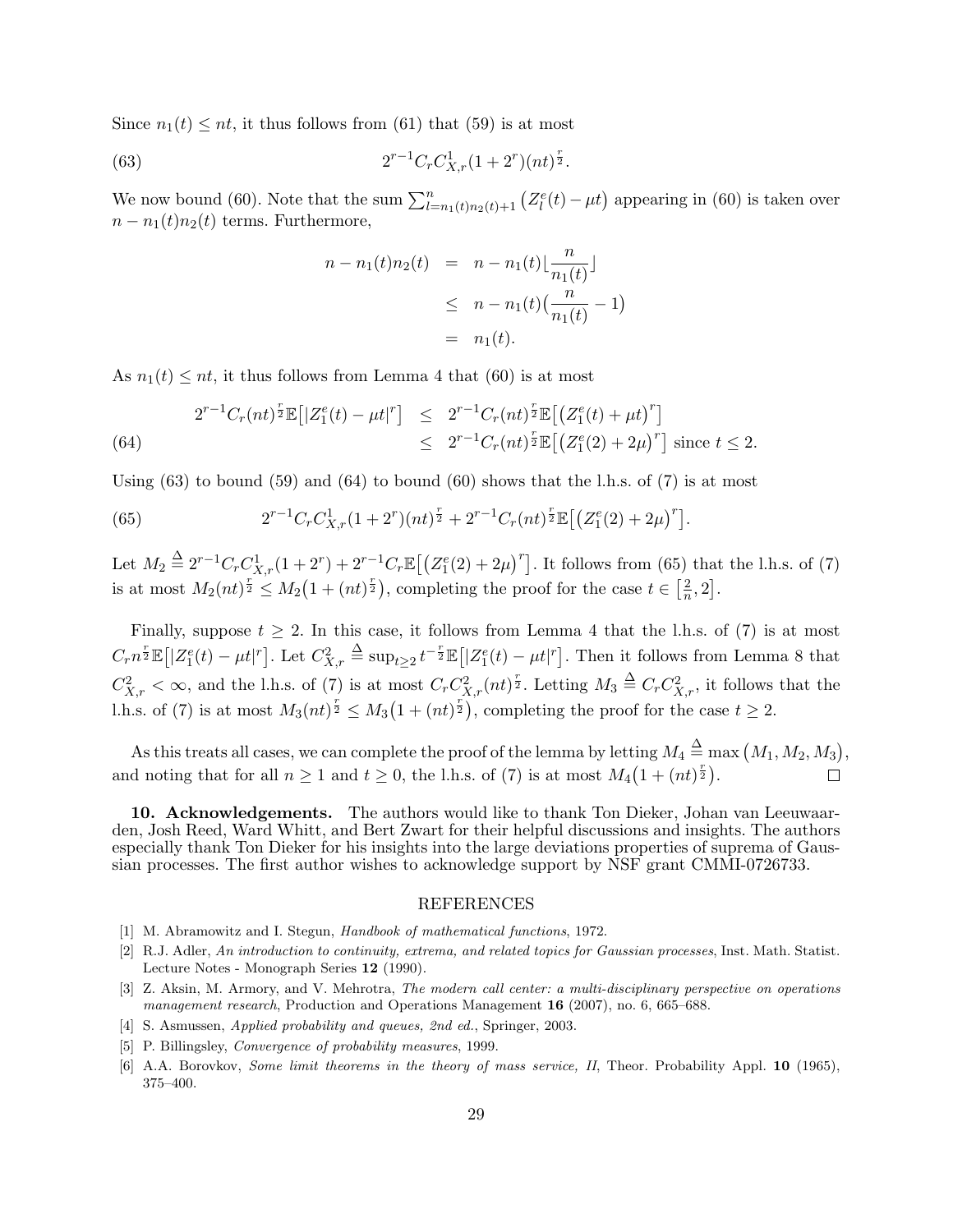Since $n_1(t) \le nt$, it thus follows from (61) that (59) is at most

$$2^{r-1} C_r C^1_{X,r} (1 + 2^r)(nt)^{\frac{r}{2}}. \tag{63}$$

We now bound (60). Note that the sum $\sum_{l=n_1(t)n_2(t)+1}^{n} \big( Z^e_l(t) - \mu t \big)$ appearing in (60) is taken over $n - n_1(t)n_2(t)$ terms. Furthermore,

$$\begin{aligned}
n - n_1(t)n_2(t) &= n - n_1(t) \lfloor \frac{n}{n_1(t)} \rfloor \\
&\le n - n_1(t) \big( \frac{n}{n_1(t)} - 1 \big) \\
&= n_1(t).
\end{aligned}$$

As $n_1(t) \le nt$, it thus follows from Lemma 4 that (60) is at most

$$\begin{aligned}
2^{r-1} C_r (nt)^{\frac{r}{2}} \mathbb{E}\big[ |Z^e_1(t) - \mu t|^r \big] &\le 2^{r-1} C_r (nt)^{\frac{r}{2}} \mathbb{E}\big[ \big( Z^e_1(t) + \mu t \big)^r \big] \\
&\le 2^{r-1} C_r (nt)^{\frac{r}{2}} \mathbb{E}\big[ \big( Z^e_1(2) + 2\mu \big)^r \big] \text{ since } t \le 2.
\end{aligned} \tag{64}$$

Using (63) to bound (59) and (64) to bound (60) shows that the l.h.s. of (7) is at most

$$2^{r-1} C_r C^1_{X,r} (1 + 2^r)(nt)^{\frac{r}{2}} + 2^{r-1} C_r (nt)^{\frac{r}{2}} \mathbb{E}\big[ \big( Z^e_1(2) + 2\mu \big)^r \big]. \tag{65}$$

Let $M_2 \stackrel{\Delta}{=} 2^{r-1} C_r C^1_{X,r} (1 + 2^r) + 2^{r-1} C_r \mathbb{E}\big[ \big( Z^e_1(2) + 2\mu \big)^r \big]$. It follows from (65) that the l.h.s. of (7) is at most $M_2 (nt)^{\frac{r}{2}} \le M_2 \big( 1 + (nt)^{\frac{r}{2}} \big)$, completing the proof for the case $t \in \big[ \frac{2}{n}, 2 \big]$.

Finally, suppose $t \ge 2$. In this case, it follows from Lemma 4 that the l.h.s. of (7) is at most $C_r n^{\frac{r}{2}} \mathbb{E}\big[ |Z^e_1(t) - \mu t|^r \big]$. Let $C^2_{X,r} \stackrel{\Delta}{=} \sup_{t \ge 2} t^{-\frac{r}{2}} \mathbb{E}\big[ |Z^e_1(t) - \mu t|^r \big]$. Then it follows from Lemma 8 that $C^2_{X,r} < \infty$, and the l.h.s. of (7) is at most $C_r C^2_{X,r} (nt)^{\frac{r}{2}}$. Letting $M_3 \stackrel{\Delta}{=} C_r C^2_{X,r}$, it follows that the l.h.s. of (7) is at most $M_3 (nt)^{\frac{r}{2}} \le M_3 \big( 1 + (nt)^{\frac{r}{2}} \big)$, completing the proof for the case $t \ge 2$.

As this treats all cases, we can complete the proof of the lemma by letting $M_4 \stackrel{\Delta}{=} \max \big( M_1, M_2, M_3 \big)$, and noting that for all $n \ge 1$ and $t \ge 0$, the l.h.s. of (7) is at most $M_4 \big( 1 + (nt)^{\frac{r}{2}} \big)$. ∎

**10. Acknowledgements.** The authors would like to thank Ton Dieker, Johan van Leeuwaarden, Josh Reed, Ward Whitt, and Bert Zwart for their helpful discussions and insights. The authors especially thank Ton Dieker for his insights into the large deviations properties of suprema of Gaussian processes. The first author wishes to acknowledge support by NSF grant CMMI-0726733.

## REFERENCES

[1] M. Abramowitz and I. Stegun, *Handbook of mathematical functions*, 1972.

[2] R.J. Adler, *An introduction to continuity, extrema, and related topics for Gaussian processes*, Inst. Math. Statist. Lecture Notes - Monograph Series **12** (1990).

[3] Z. Aksin, M. Armory, and V. Mehrotra, *The modern call center: a multi-disciplinary perspective on operations management research*, Production and Operations Management **16** (2007), no. 6, 665–688.

[4] S. Asmussen, *Applied probability and queues, 2nd ed.*, Springer, 2003.

[5] P. Billingsley, *Convergence of probability measures*, 1999.

[6] A.A. Borovkov, *Some limit theorems in the theory of mass service, II*, Theor. Probability Appl. **10** (1965), 375–400.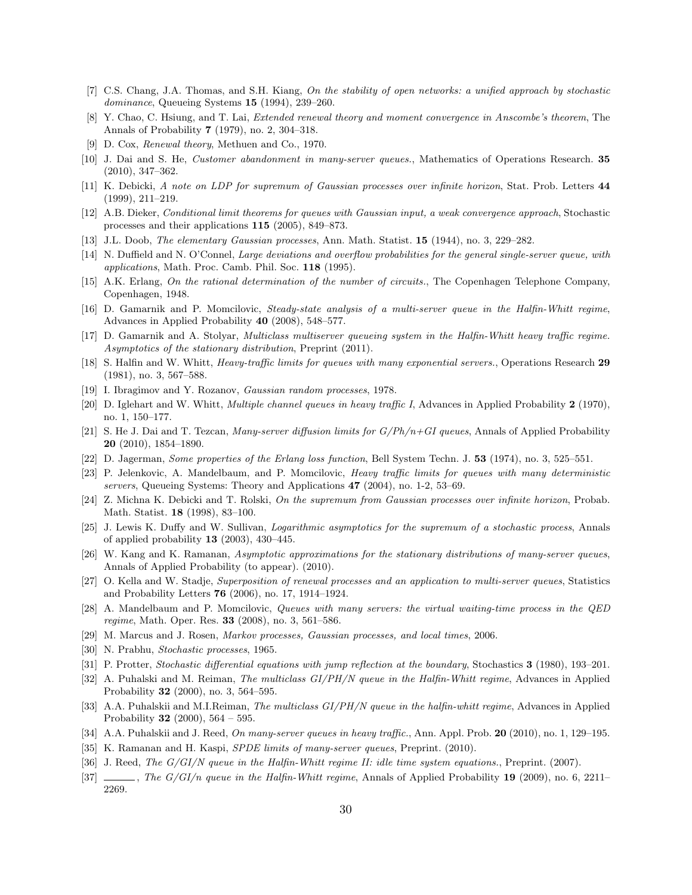[7] C.S. Chang, J.A. Thomas, and S.H. Kiang, *On the stability of open networks: a unified approach by stochastic dominance*, Queueing Systems **15** (1994), 239–260.

[8] Y. Chao, C. Hsiung, and T. Lai, *Extended renewal theory and moment convergence in Anscombe's theorem*, The Annals of Probability **7** (1979), no. 2, 304–318.

[9] D. Cox, *Renewal theory*, Methuen and Co., 1970.

[10] J. Dai and S. He, *Customer abandonment in many-server queues.*, Mathematics of Operations Research. **35** (2010), 347–362.

[11] K. Debicki, *A note on LDP for supremum of Gaussian processes over infinite horizon*, Stat. Prob. Letters **44** (1999), 211–219.

[12] A.B. Dieker, *Conditional limit theorems for queues with Gaussian input, a weak convergence approach*, Stochastic processes and their applications **115** (2005), 849–873.

[13] J.L. Doob, *The elementary Gaussian processes*, Ann. Math. Statist. **15** (1944), no. 3, 229–282.

[14] N. Duffield and N. O'Connel, *Large deviations and overflow probabilities for the general single-server queue, with applications*, Math. Proc. Camb. Phil. Soc. **118** (1995).

[15] A.K. Erlang, *On the rational determination of the number of circuits.*, The Copenhagen Telephone Company, Copenhagen, 1948.

[16] D. Gamarnik and P. Momcilovic, *Steady-state analysis of a multi-server queue in the Halfin-Whitt regime*, Advances in Applied Probability **40** (2008), 548–577.

[17] D. Gamarnik and A. Stolyar, *Multiclass multiserver queueing system in the Halfin-Whitt heavy traffic regime. Asymptotics of the stationary distribution*, Preprint (2011).

[18] S. Halfin and W. Whitt, *Heavy-traffic limits for queues with many exponential servers.*, Operations Research **29** (1981), no. 3, 567–588.

[19] I. Ibragimov and Y. Rozanov, *Gaussian random processes*, 1978.

[20] D. Iglehart and W. Whitt, *Multiple channel queues in heavy traffic I*, Advances in Applied Probability **2** (1970), no. 1, 150–177.

[21] S. He J. Dai and T. Tezcan, *Many-server diffusion limits for G/Ph/n+GI queues*, Annals of Applied Probability **20** (2010), 1854–1890.

[22] D. Jagerman, *Some properties of the Erlang loss function*, Bell System Techn. J. **53** (1974), no. 3, 525–551.

[23] P. Jelenkovic, A. Mandelbaum, and P. Momcilovic, *Heavy traffic limits for queues with many deterministic servers*, Queueing Systems: Theory and Applications **47** (2004), no. 1-2, 53–69.

[24] Z. Michna K. Debicki and T. Rolski, *On the supremum from Gaussian processes over infinite horizon*, Probab. Math. Statist. **18** (1998), 83–100.

[25] J. Lewis K. Duffy and W. Sullivan, *Logarithmic asymptotics for the supremum of a stochastic process*, Annals of applied probability **13** (2003), 430–445.

[26] W. Kang and K. Ramanan, *Asymptotic approximations for the stationary distributions of many-server queues*, Annals of Applied Probability (to appear). (2010).

[27] O. Kella and W. Stadje, *Superposition of renewal processes and an application to multi-server queues*, Statistics and Probability Letters **76** (2006), no. 17, 1914–1924.

[28] A. Mandelbaum and P. Momcilovic, *Queues with many servers: the virtual waiting-time process in the QED regime*, Math. Oper. Res. **33** (2008), no. 3, 561–586.

[29] M. Marcus and J. Rosen, *Markov processes, Gaussian processes, and local times*, 2006.

[30] N. Prabhu, *Stochastic processes*, 1965.

[31] P. Protter, *Stochastic differential equations with jump reflection at the boundary*, Stochastics **3** (1980), 193–201.

[32] A. Puhalski and M. Reiman, *The multiclass GI/PH/N queue in the Halfin-Whitt regime*, Advances in Applied Probability **32** (2000), no. 3, 564–595.

[33] A.A. Puhalskii and M.I.Reiman, *The multiclass GI/PH/N queue in the halfin-whitt regime*, Advances in Applied Probability **32** (2000), 564 – 595.

[34] A.A. Puhalskii and J. Reed, *On many-server queues in heavy traffic.*, Ann. Appl. Prob. **20** (2010), no. 1, 129–195.

[35] K. Ramanan and H. Kaspi, *SPDE limits of many-server queues*, Preprint. (2010).

[36] J. Reed, *The G/GI/N queue in the Halfin-Whitt regime II: idle time system equations.*, Preprint. (2007).

[37] ______, *The G/GI/n queue in the Halfin-Whitt regime*, Annals of Applied Probability **19** (2009), no. 6, 2211–2269.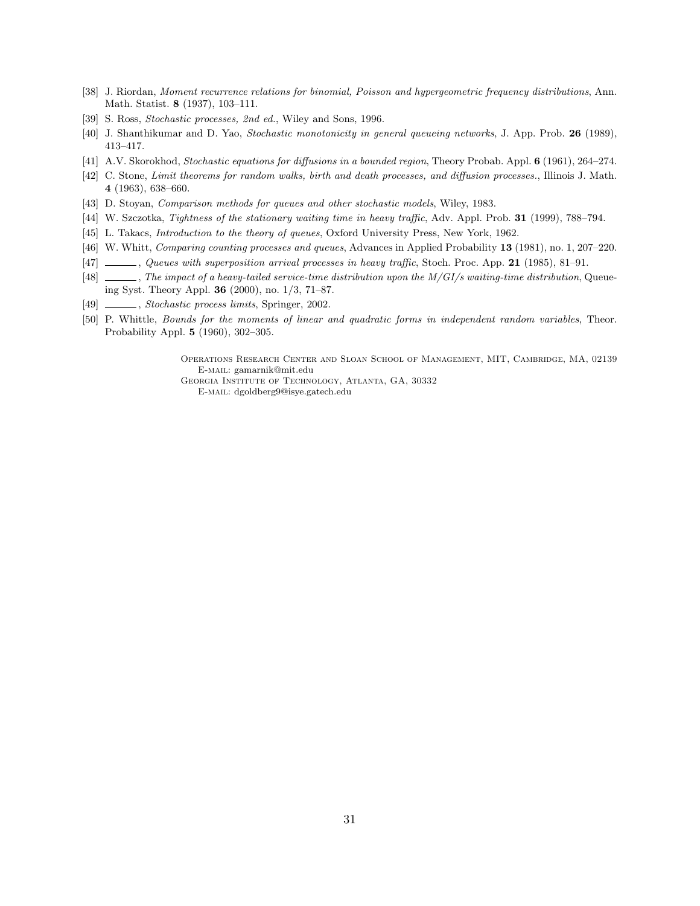[38] J. Riordan, *Moment recurrence relations for binomial, Poisson and hypergeometric frequency distributions*, Ann. Math. Statist. **8** (1937), 103–111.

[39] S. Ross, *Stochastic processes, 2nd ed.*, Wiley and Sons, 1996.

[40] J. Shanthikumar and D. Yao, *Stochastic monotonicity in general queueing networks*, J. App. Prob. **26** (1989), 413–417.

[41] A.V. Skorokhod, *Stochastic equations for diffusions in a bounded region*, Theory Probab. Appl. **6** (1961), 264–274.

[42] C. Stone, *Limit theorems for random walks, birth and death processes, and diffusion processes.*, Illinois J. Math. **4** (1963), 638–660.

[43] D. Stoyan, *Comparison methods for queues and other stochastic models*, Wiley, 1983.

[44] W. Szczotka, *Tightness of the stationary waiting time in heavy traffic*, Adv. Appl. Prob. **31** (1999), 788–794.

[45] L. Takacs, *Introduction to the theory of queues*, Oxford University Press, New York, 1962.

[46] W. Whitt, *Comparing counting processes and queues*, Advances in Applied Probability **13** (1981), no. 1, 207–220.

[47] ______, *Queues with superposition arrival processes in heavy traffic*, Stoch. Proc. App. **21** (1985), 81–91.

[48] ______, *The impact of a heavy-tailed service-time distribution upon the M/GI/s waiting-time distribution*, Queueing Syst. Theory Appl. **36** (2000), no. 1/3, 71–87.

[49] ______, *Stochastic process limits*, Springer, 2002.

[50] P. Whittle, *Bounds for the moments of linear and quadratic forms in independent random variables*, Theor. Probability Appl. **5** (1960), 302–305.

Operations Research Center and Sloan School of Management, MIT, Cambridge, MA, 02139
E-mail: gamarnik@mit.edu

Georgia Institute of Technology, Atlanta, GA, 30332
E-mail: dgoldberg9@isye.gatech.edu